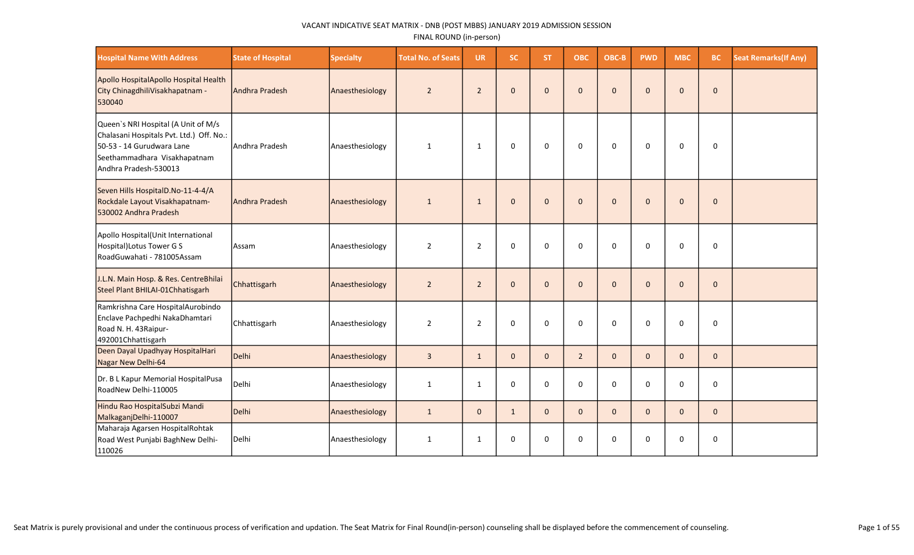VACANT INDICATIVE SEAT MATRIX - DNB (POST MBBS) JANUARY 2019 ADMISSION SESSION

FINAL ROUND (in-person)

| Hospital Name With Address | State of Hospital | Specialty | Total No. of Seats | UR | SC | ST | OBC | OBC-B | PWD | MBC | BC | Seat Remarks(If Any) |
|---|---|---|---|---|---|---|---|---|---|---|---|---|
| Apollo HospitalApollo Hospital Health City ChinagdhiliVisakhapatnam - 530040 | Andhra Pradesh | Anaesthesiology | 2 | 2 | 0 | 0 | 0 | 0 | 0 | 0 | 0 | |
| Queen`s NRI Hospital (A Unit of M/s Chalasani Hospitals Pvt. Ltd.) Off. No.: 50-53 - 14 Gurudwara Lane Seethammadhara Visakhapatnam Andhra Pradesh-530013 | Andhra Pradesh | Anaesthesiology | 1 | 1 | 0 | 0 | 0 | 0 | 0 | 0 | 0 | |
| Seven Hills HospitalD.No-11-4-4/A Rockdale Layout Visakhapatnam-530002 Andhra Pradesh | Andhra Pradesh | Anaesthesiology | 1 | 1 | 0 | 0 | 0 | 0 | 0 | 0 | 0 | |
| Apollo Hospital(Unit International Hospital)Lotus Tower G S RoadGuwahati - 781005Assam | Assam | Anaesthesiology | 2 | 2 | 0 | 0 | 0 | 0 | 0 | 0 | 0 | |
| J.L.N. Main Hosp. & Res. CentreBhilai Steel Plant BHILAI-01Chhatisgarh | Chhattisgarh | Anaesthesiology | 2 | 2 | 0 | 0 | 0 | 0 | 0 | 0 | 0 | |
| Ramkrishna Care HospitalAurobindo Enclave Pachpedhi NakaDhamtari Road N. H. 43Raipur-492001Chhattisgarh | Chhattisgarh | Anaesthesiology | 2 | 2 | 0 | 0 | 0 | 0 | 0 | 0 | 0 | |
| Deen Dayal Upadhyay HospitalHari Nagar New Delhi-64 | Delhi | Anaesthesiology | 3 | 1 | 0 | 0 | 2 | 0 | 0 | 0 | 0 | |
| Dr. B L Kapur Memorial HospitalPusa RoadNew Delhi-110005 | Delhi | Anaesthesiology | 1 | 1 | 0 | 0 | 0 | 0 | 0 | 0 | 0 | |
| Hindu Rao HospitalSubzi Mandi MalkaganjDelhi-110007 | Delhi | Anaesthesiology | 1 | 0 | 1 | 0 | 0 | 0 | 0 | 0 | 0 | |
| Maharaja Agarsen HospitalRohtak Road West Punjabi BaghNew Delhi-110026 | Delhi | Anaesthesiology | 1 | 1 | 0 | 0 | 0 | 0 | 0 | 0 | 0 | |

Seat Matrix is purely provisional and under the continuous process of verification and updation. The Seat Matrix for Final Round(in-person) counseling shall be displayed before the commencement of counseling.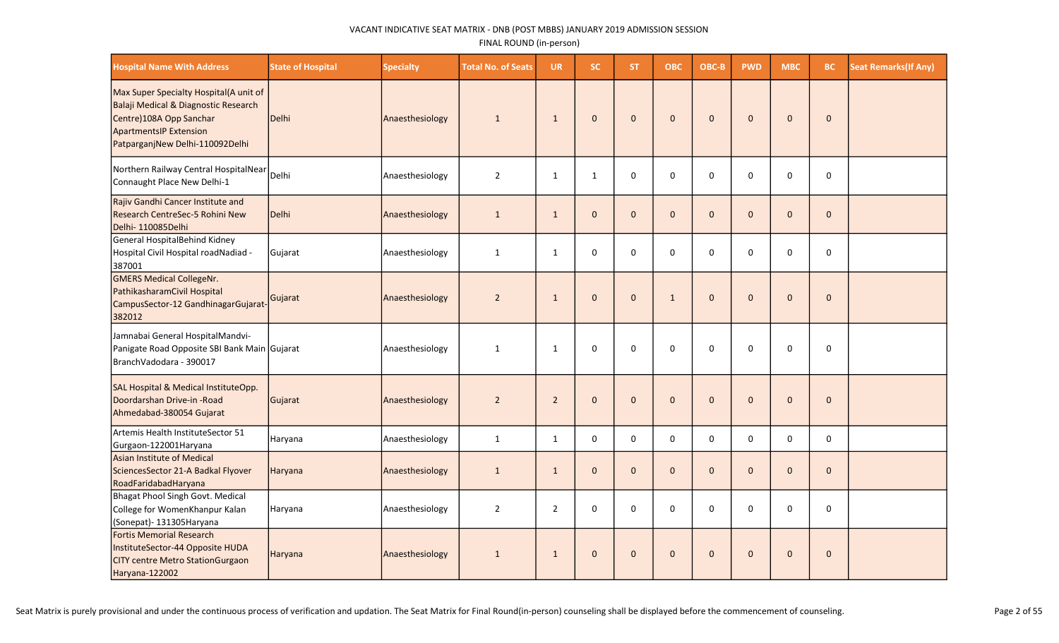VACANT INDICATIVE SEAT MATRIX - DNB (POST MBBS) JANUARY 2019 ADMISSION SESSION

FINAL ROUND (in-person)

| Hospital Name With Address | State of Hospital | Specialty | Total No. of Seats | UR | SC | ST | OBC | OBC-B | PWD | MBC | BC | Seat Remarks(If Any) |
|---|---|---|---|---|---|---|---|---|---|---|---|---|
| Max Super Specialty Hospital(A unit of Balaji Medical & Diagnostic Research Centre)108A Opp Sanchar ApartmentsIP Extension PatparganjNew Delhi-110092Delhi | Delhi | Anaesthesiology | 1 | 1 | 0 | 0 | 0 | 0 | 0 | 0 | 0 | |
| Northern Railway Central HospitalNear Connaught Place New Delhi-1 | Delhi | Anaesthesiology | 2 | 1 | 1 | 0 | 0 | 0 | 0 | 0 | 0 | |
| Rajiv Gandhi Cancer Institute and Research CentreSec-5 Rohini New Delhi- 110085Delhi | Delhi | Anaesthesiology | 1 | 1 | 0 | 0 | 0 | 0 | 0 | 0 | 0 | |
| General HospitalBehind Kidney Hospital Civil Hospital roadNadiad - 387001 | Gujarat | Anaesthesiology | 1 | 1 | 0 | 0 | 0 | 0 | 0 | 0 | 0 | |
| GMERS Medical CollegeNr. PathikasharamCivil Hospital CampusSector-12 GandhinagarGujarat-382012 | Gujarat | Anaesthesiology | 2 | 1 | 0 | 0 | 1 | 0 | 0 | 0 | 0 | |
| Jamnabai General HospitalMandvi-Panigate Road Opposite SBI Bank Main BranchVadodara - 390017 | Gujarat | Anaesthesiology | 1 | 1 | 0 | 0 | 0 | 0 | 0 | 0 | 0 | |
| SAL Hospital & Medical InstituteOpp. Doordarshan Drive-in -Road Ahmedabad-380054 Gujarat | Gujarat | Anaesthesiology | 2 | 2 | 0 | 0 | 0 | 0 | 0 | 0 | 0 | |
| Artemis Health InstituteSector 51 Gurgaon-122001Haryana | Haryana | Anaesthesiology | 1 | 1 | 0 | 0 | 0 | 0 | 0 | 0 | 0 | |
| Asian Institute of Medical SciencesSector 21-A Badkal Flyover RoadFaridabadHaryana | Haryana | Anaesthesiology | 1 | 1 | 0 | 0 | 0 | 0 | 0 | 0 | 0 | |
| Bhagat Phool Singh Govt. Medical College for WomenKhanpur Kalan (Sonepat)- 131305Haryana | Haryana | Anaesthesiology | 2 | 2 | 0 | 0 | 0 | 0 | 0 | 0 | 0 | |
| Fortis Memorial Research InstituteSector-44 Opposite HUDA CITY centre Metro StationGurgaon Haryana-122002 | Haryana | Anaesthesiology | 1 | 1 | 0 | 0 | 0 | 0 | 0 | 0 | 0 | |

Seat Matrix is purely provisional and under the continuous process of verification and updation. The Seat Matrix for Final Round(in-person) counseling shall be displayed before the commencement of counseling.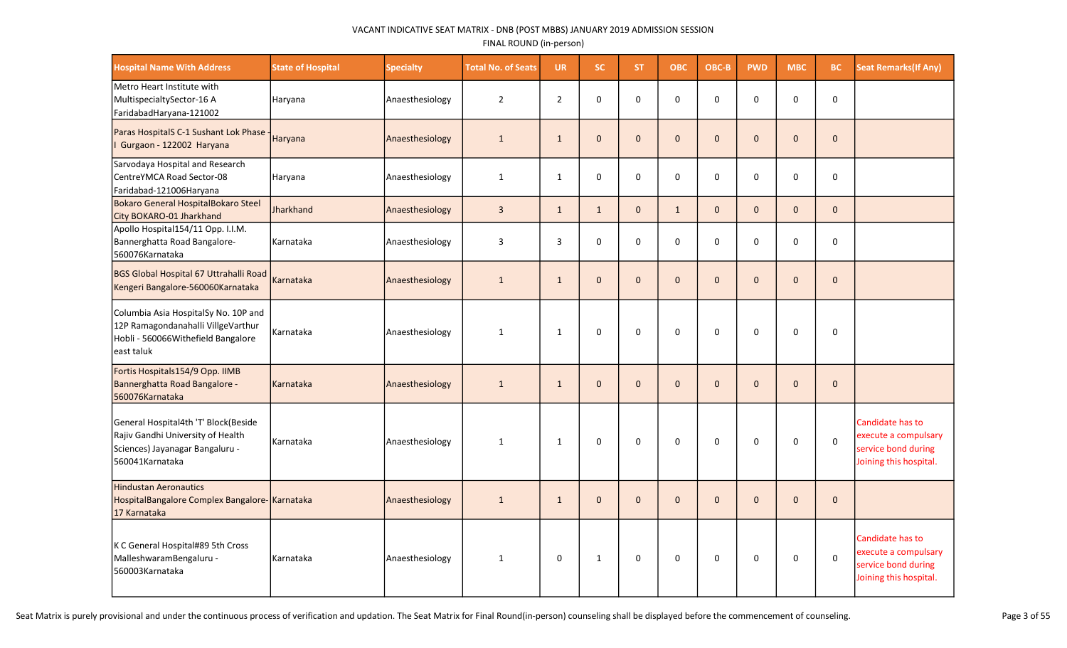VACANT INDICATIVE SEAT MATRIX - DNB (POST MBBS) JANUARY 2019 ADMISSION SESSION

FINAL ROUND (in-person)

| Hospital Name With Address | State of Hospital | Specialty | Total No. of Seats | UR | SC | ST | OBC | OBC-B | PWD | MBC | BC | Seat Remarks(If Any) |
|---|---|---|---|---|---|---|---|---|---|---|---|---|
| Metro Heart Institute with MultispecialtySector-16 A FaridabadHaryana-121002 | Haryana | Anaesthesiology | 2 | 2 | 0 | 0 | 0 | 0 | 0 | 0 | 0 | |
| Paras HospitalS C-1 Sushant Lok Phase - I Gurgaon - 122002 Haryana | Haryana | Anaesthesiology | 1 | 1 | 0 | 0 | 0 | 0 | 0 | 0 | 0 | |
| Sarvodaya Hospital and Research CentreYMCA Road Sector-08 Faridabad-121006Haryana | Haryana | Anaesthesiology | 1 | 1 | 0 | 0 | 0 | 0 | 0 | 0 | 0 | |
| Bokaro General HospitalBokaro Steel City BOKARO-01 Jharkhand | Jharkhand | Anaesthesiology | 3 | 1 | 1 | 0 | 1 | 0 | 0 | 0 | 0 | |
| Apollo Hospital154/11 Opp. I.I.M. Bannerghatta Road Bangalore-560076Karnataka | Karnataka | Anaesthesiology | 3 | 3 | 0 | 0 | 0 | 0 | 0 | 0 | 0 | |
| BGS Global Hospital 67 Uttrahalli Road Kengeri Bangalore-560060Karnataka | Karnataka | Anaesthesiology | 1 | 1 | 0 | 0 | 0 | 0 | 0 | 0 | 0 | |
| Columbia Asia HospitalSy No. 10P and 12P Ramagondanahalli VillgeVarthur Hobli - 560066Withefield Bangalore east taluk | Karnataka | Anaesthesiology | 1 | 1 | 0 | 0 | 0 | 0 | 0 | 0 | 0 | |
| Fortis Hospitals154/9 Opp. IIMB Bannerghatta Road Bangalore - 560076Karnataka | Karnataka | Anaesthesiology | 1 | 1 | 0 | 0 | 0 | 0 | 0 | 0 | 0 | |
| General Hospital4th 'T' Block(Beside Rajiv Gandhi University of Health Sciences) Jayanagar Bangaluru - 560041Karnataka | Karnataka | Anaesthesiology | 1 | 1 | 0 | 0 | 0 | 0 | 0 | 0 | 0 | Candidate has to execute a compulsary service bond during Joining this hospital. |
| Hindustan Aeronautics HospitalBangalore Complex Bangalore-17 Karnataka | Karnataka | Anaesthesiology | 1 | 1 | 0 | 0 | 0 | 0 | 0 | 0 | 0 | |
| K C General Hospital#89 5th Cross MalleshwaramBengaluru - 560003Karnataka | Karnataka | Anaesthesiology | 1 | 0 | 1 | 0 | 0 | 0 | 0 | 0 | 0 | Candidate has to execute a compulsary service bond during Joining this hospital. |

Seat Matrix is purely provisional and under the continuous process of verification and updation. The Seat Matrix for Final Round(in-person) counseling shall be displayed before the commencement of counseling.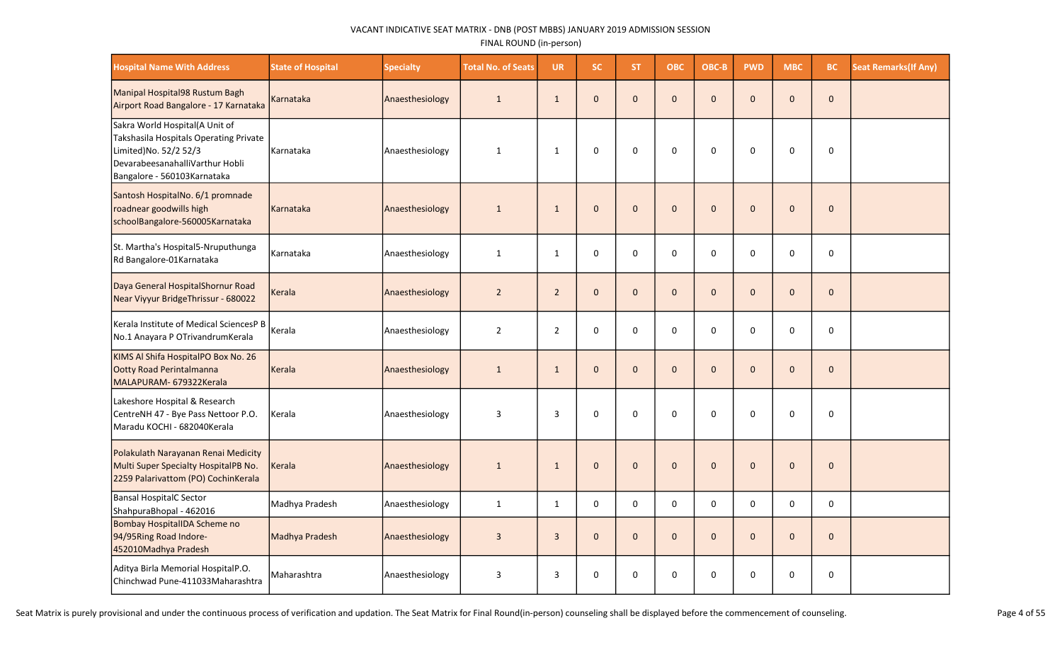VACANT INDICATIVE SEAT MATRIX - DNB (POST MBBS) JANUARY 2019 ADMISSION SESSION

FINAL ROUND (in-person)

| Hospital Name With Address | State of Hospital | Specialty | Total No. of Seats | UR | SC | ST | OBC | OBC-B | PWD | MBC | BC | Seat Remarks(If Any) |
|---|---|---|---|---|---|---|---|---|---|---|---|---|
| Manipal Hospital98 Rustum Bagh Airport Road Bangalore - 17 Karnataka | Karnataka | Anaesthesiology | 1 | 1 | 0 | 0 | 0 | 0 | 0 | 0 | 0 | |
| Sakra World Hospital(A Unit of Takshasila Hospitals Operating Private Limited)No. 52/2 52/3 DevarabeesanahalliVarthur Hobli Bangalore - 560103Karnataka | Karnataka | Anaesthesiology | 1 | 1 | 0 | 0 | 0 | 0 | 0 | 0 | 0 | |
| Santosh HospitalNo. 6/1 promnade roadnear goodwills high schoolBangalore-560005Karnataka | Karnataka | Anaesthesiology | 1 | 1 | 0 | 0 | 0 | 0 | 0 | 0 | 0 | |
| St. Martha's Hospital5-Nruputhunga Rd Bangalore-01Karnataka | Karnataka | Anaesthesiology | 1 | 1 | 0 | 0 | 0 | 0 | 0 | 0 | 0 | |
| Daya General HospitalShornur Road Near Viyyur BridgeThrissur - 680022 | Kerala | Anaesthesiology | 2 | 2 | 0 | 0 | 0 | 0 | 0 | 0 | 0 | |
| Kerala Institute of Medical SciencesP B No.1 Anayara P OTrivandrumKerala | Kerala | Anaesthesiology | 2 | 2 | 0 | 0 | 0 | 0 | 0 | 0 | 0 | |
| KIMS Al Shifa HospitalPO Box No. 26 Ootty Road Perintalmanna MALAPURAM- 679322Kerala | Kerala | Anaesthesiology | 1 | 1 | 0 | 0 | 0 | 0 | 0 | 0 | 0 | |
| Lakeshore Hospital & Research CentreNH 47 - Bye Pass Nettoor P.O. Maradu KOCHI - 682040Kerala | Kerala | Anaesthesiology | 3 | 3 | 0 | 0 | 0 | 0 | 0 | 0 | 0 | |
| Polakulath Narayanan Renai Medicity Multi Super Specialty HospitalPB No. 2259 Palarivattom (PO) CochinKerala | Kerala | Anaesthesiology | 1 | 1 | 0 | 0 | 0 | 0 | 0 | 0 | 0 | |
| Bansal HospitalC Sector ShahpuraBhopal - 462016 | Madhya Pradesh | Anaesthesiology | 1 | 1 | 0 | 0 | 0 | 0 | 0 | 0 | 0 | |
| Bombay HospitalIDA Scheme no 94/95Ring Road Indore-452010Madhya Pradesh | Madhya Pradesh | Anaesthesiology | 3 | 3 | 0 | 0 | 0 | 0 | 0 | 0 | 0 | |
| Aditya Birla Memorial HospitalP.O. Chinchwad Pune-411033Maharashtra | Maharashtra | Anaesthesiology | 3 | 3 | 0 | 0 | 0 | 0 | 0 | 0 | 0 | |

Seat Matrix is purely provisional and under the continuous process of verification and updation. The Seat Matrix for Final Round(in-person) counseling shall be displayed before the commencement of counseling.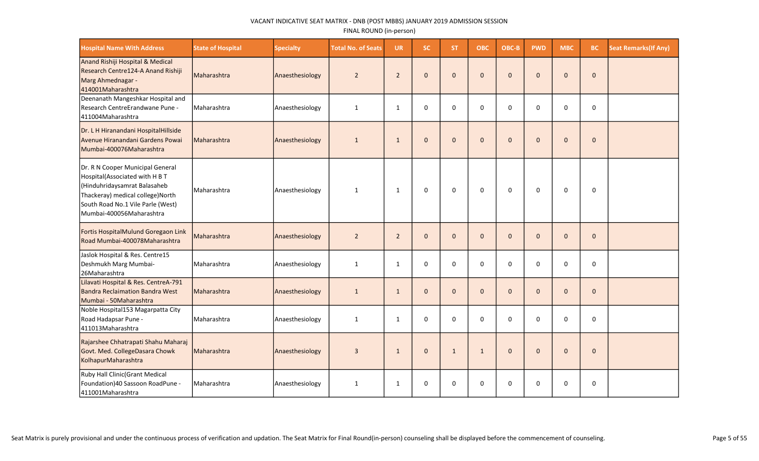VACANT INDICATIVE SEAT MATRIX - DNB (POST MBBS) JANUARY 2019 ADMISSION SESSION

FINAL ROUND (in-person)

| Hospital Name With Address | State of Hospital | Specialty | Total No. of Seats | UR | SC | ST | OBC | OBC-B | PWD | MBC | BC | Seat Remarks(If Any) |
|---|---|---|---|---|---|---|---|---|---|---|---|---|
| Anand Rishiji Hospital & Medical Research Centre124-A Anand Rishiji Marg Ahmednagar - 414001Maharashtra | Maharashtra | Anaesthesiology | 2 | 2 | 0 | 0 | 0 | 0 | 0 | 0 | 0 | |
| Deenanath Mangeshkar Hospital and Research CentreErandwane Pune - 411004Maharashtra | Maharashtra | Anaesthesiology | 1 | 1 | 0 | 0 | 0 | 0 | 0 | 0 | 0 | |
| Dr. L H Hiranandani HospitalHillside Avenue Hiranandani Gardens Powai Mumbai-400076Maharashtra | Maharashtra | Anaesthesiology | 1 | 1 | 0 | 0 | 0 | 0 | 0 | 0 | 0 | |
| Dr. R N Cooper Municipal General Hospital(Associated with H B T (Hinduhridaysamrat Balasaheb Thackeray) medical college)North South Road No.1 Vile Parle (West) Mumbai-400056Maharashtra | Maharashtra | Anaesthesiology | 1 | 1 | 0 | 0 | 0 | 0 | 0 | 0 | 0 | |
| Fortis HospitalMulund Goregaon Link Road Mumbai-400078Maharashtra | Maharashtra | Anaesthesiology | 2 | 2 | 0 | 0 | 0 | 0 | 0 | 0 | 0 | |
| Jaslok Hospital & Res. Centre15 Deshmukh Marg Mumbai-26Maharashtra | Maharashtra | Anaesthesiology | 1 | 1 | 0 | 0 | 0 | 0 | 0 | 0 | 0 | |
| Lilavati Hospital & Res. CentreA-791 Bandra Reclaimation Bandra West Mumbai - 50Maharashtra | Maharashtra | Anaesthesiology | 1 | 1 | 0 | 0 | 0 | 0 | 0 | 0 | 0 | |
| Noble Hospital153 Magarpatta City Road Hadapsar Pune - 411013Maharashtra | Maharashtra | Anaesthesiology | 1 | 1 | 0 | 0 | 0 | 0 | 0 | 0 | 0 | |
| Rajarshee Chhatrapati Shahu Maharaj Govt. Med. CollegeDasara Chowk KolhapurMaharashtra | Maharashtra | Anaesthesiology | 3 | 1 | 0 | 1 | 1 | 0 | 0 | 0 | 0 | |
| Ruby Hall Clinic(Grant Medical Foundation)40 Sassoon RoadPune - 411001Maharashtra | Maharashtra | Anaesthesiology | 1 | 1 | 0 | 0 | 0 | 0 | 0 | 0 | 0 | |

Seat Matrix is purely provisional and under the continuous process of verification and updation. The Seat Matrix for Final Round(in-person) counseling shall be displayed before the commencement of counseling.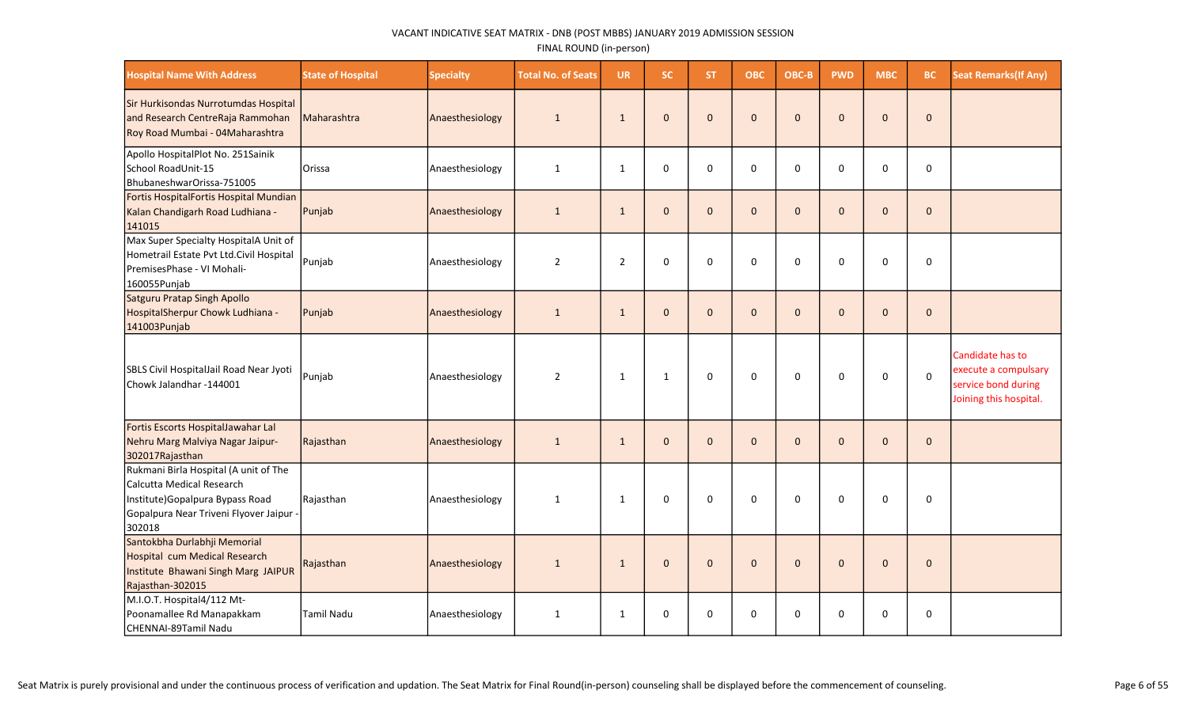VACANT INDICATIVE SEAT MATRIX - DNB (POST MBBS) JANUARY 2019 ADMISSION SESSION

FINAL ROUND (in-person)

| Hospital Name With Address | State of Hospital | Specialty | Total No. of Seats | UR | SC | ST | OBC | OBC-B | PWD | MBC | BC | Seat Remarks(If Any) |
|---|---|---|---|---|---|---|---|---|---|---|---|---|
| Sir Hurkisondas Nurrotumdas Hospital and Research CentreRaja Rammohan Roy Road Mumbai - 04Maharashtra | Maharashtra | Anaesthesiology | 1 | 1 | 0 | 0 | 0 | 0 | 0 | 0 | 0 | |
| Apollo HospitalPlot No. 251Sainik School RoadUnit-15 BhubaneshwarOrissa-751005 | Orissa | Anaesthesiology | 1 | 1 | 0 | 0 | 0 | 0 | 0 | 0 | 0 | |
| Fortis HospitalFortis Hospital Mundian Kalan Chandigarh Road Ludhiana - 141015 | Punjab | Anaesthesiology | 1 | 1 | 0 | 0 | 0 | 0 | 0 | 0 | 0 | |
| Max Super Specialty HospitalA Unit of Hometrail Estate Pvt Ltd.Civil Hospital PremisesPhase - VI Mohali-160055Punjab | Punjab | Anaesthesiology | 2 | 2 | 0 | 0 | 0 | 0 | 0 | 0 | 0 | |
| Satguru Pratap Singh Apollo HospitalSherpur Chowk Ludhiana - 141003Punjab | Punjab | Anaesthesiology | 1 | 1 | 0 | 0 | 0 | 0 | 0 | 0 | 0 | |
| SBLS Civil HospitalJail Road Near Jyoti Chowk Jalandhar -144001 | Punjab | Anaesthesiology | 2 | 1 | 1 | 0 | 0 | 0 | 0 | 0 | 0 | Candidate has to execute a compulsary service bond during Joining this hospital. |
| Fortis Escorts HospitalJawahar Lal Nehru Marg Malviya Nagar Jaipur-302017Rajasthan | Rajasthan | Anaesthesiology | 1 | 1 | 0 | 0 | 0 | 0 | 0 | 0 | 0 | |
| Rukmani Birla Hospital (A unit of The Calcutta Medical Research Institute)Gopalpura Bypass Road Gopalpura Near Triveni Flyover Jaipur - 302018 | Rajasthan | Anaesthesiology | 1 | 1 | 0 | 0 | 0 | 0 | 0 | 0 | 0 | |
| Santokbha Durlabhji Memorial Hospital cum Medical Research Institute Bhawani Singh Marg JAIPUR Rajasthan-302015 | Rajasthan | Anaesthesiology | 1 | 1 | 0 | 0 | 0 | 0 | 0 | 0 | 0 | |
| M.I.O.T. Hospital4/112 Mt-Poonamallee Rd Manapakkam CHENNAI-89Tamil Nadu | Tamil Nadu | Anaesthesiology | 1 | 1 | 0 | 0 | 0 | 0 | 0 | 0 | 0 | |

Seat Matrix is purely provisional and under the continuous process of verification and updation. The Seat Matrix for Final Round(in-person) counseling shall be displayed before the commencement of counseling.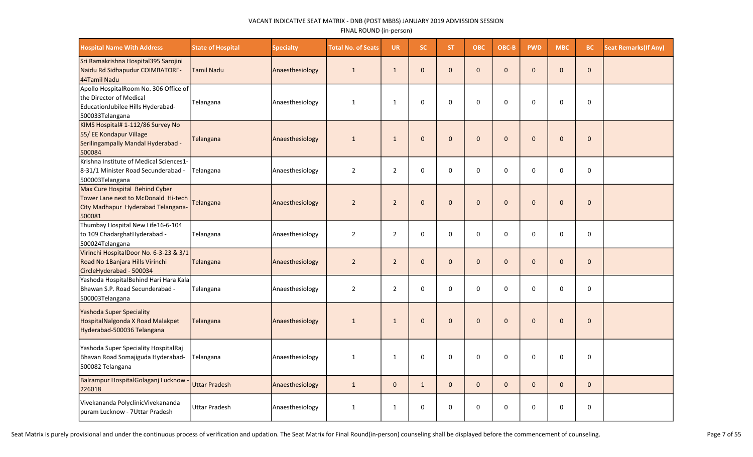VACANT INDICATIVE SEAT MATRIX - DNB (POST MBBS) JANUARY 2019 ADMISSION SESSION

FINAL ROUND (in-person)

| Hospital Name With Address | State of Hospital | Specialty | Total No. of Seats | UR | SC | ST | OBC | OBC-B | PWD | MBC | BC | Seat Remarks(If Any) |
|---|---|---|---|---|---|---|---|---|---|---|---|---|
| Sri Ramakrishna Hospital395 Sarojini Naidu Rd Sidhapudur COIMBATORE-44Tamil Nadu | Tamil Nadu | Anaesthesiology | 1 | 1 | 0 | 0 | 0 | 0 | 0 | 0 | 0 | |
| Apollo HospitalRoom No. 306 Office of the Director of Medical EducationJubilee Hills Hyderabad-500033Telangana | Telangana | Anaesthesiology | 1 | 1 | 0 | 0 | 0 | 0 | 0 | 0 | 0 | |
| KIMS Hospital# 1-112/86 Survey No 55/ EE Kondapur Village Serilingampally Mandal Hyderabad - 500084 | Telangana | Anaesthesiology | 1 | 1 | 0 | 0 | 0 | 0 | 0 | 0 | 0 | |
| Krishna Institute of Medical Sciences1-8-31/1 Minister Road Secunderabad - 500003Telangana | Telangana | Anaesthesiology | 2 | 2 | 0 | 0 | 0 | 0 | 0 | 0 | 0 | |
| Max Cure Hospital Behind Cyber Tower Lane next to McDonald Hi-tech City Madhapur Hyderabad Telangana-500081 | Telangana | Anaesthesiology | 2 | 2 | 0 | 0 | 0 | 0 | 0 | 0 | 0 | |
| Thumbay Hospital New Life16-6-104 to 109 ChadarghatHyderabad - 500024Telangana | Telangana | Anaesthesiology | 2 | 2 | 0 | 0 | 0 | 0 | 0 | 0 | 0 | |
| Virinchi HospitalDoor No. 6-3-23 & 3/1 Road No 1Banjara Hills Virinchi CircleHyderabad - 500034 | Telangana | Anaesthesiology | 2 | 2 | 0 | 0 | 0 | 0 | 0 | 0 | 0 | |
| Yashoda HospitalBehind Hari Hara Kala Bhawan S.P. Road Secunderabad - 500003Telangana | Telangana | Anaesthesiology | 2 | 2 | 0 | 0 | 0 | 0 | 0 | 0 | 0 | |
| Yashoda Super Speciality HospitalNalgonda X Road Malakpet Hyderabad-500036 Telangana | Telangana | Anaesthesiology | 1 | 1 | 0 | 0 | 0 | 0 | 0 | 0 | 0 | |
| Yashoda Super Speciality HospitalRaj Bhavan Road Somajiguda Hyderabad-500082 Telangana | Telangana | Anaesthesiology | 1 | 1 | 0 | 0 | 0 | 0 | 0 | 0 | 0 | |
| Balrampur HospitalGolaganj Lucknow - 226018 | Uttar Pradesh | Anaesthesiology | 1 | 0 | 1 | 0 | 0 | 0 | 0 | 0 | 0 | |
| Vivekananda PolyclinicVivekananda puram Lucknow - 7Uttar Pradesh | Uttar Pradesh | Anaesthesiology | 1 | 1 | 0 | 0 | 0 | 0 | 0 | 0 | 0 | |

Seat Matrix is purely provisional and under the continuous process of verification and updation. The Seat Matrix for Final Round(in-person) counseling shall be displayed before the commencement of counseling.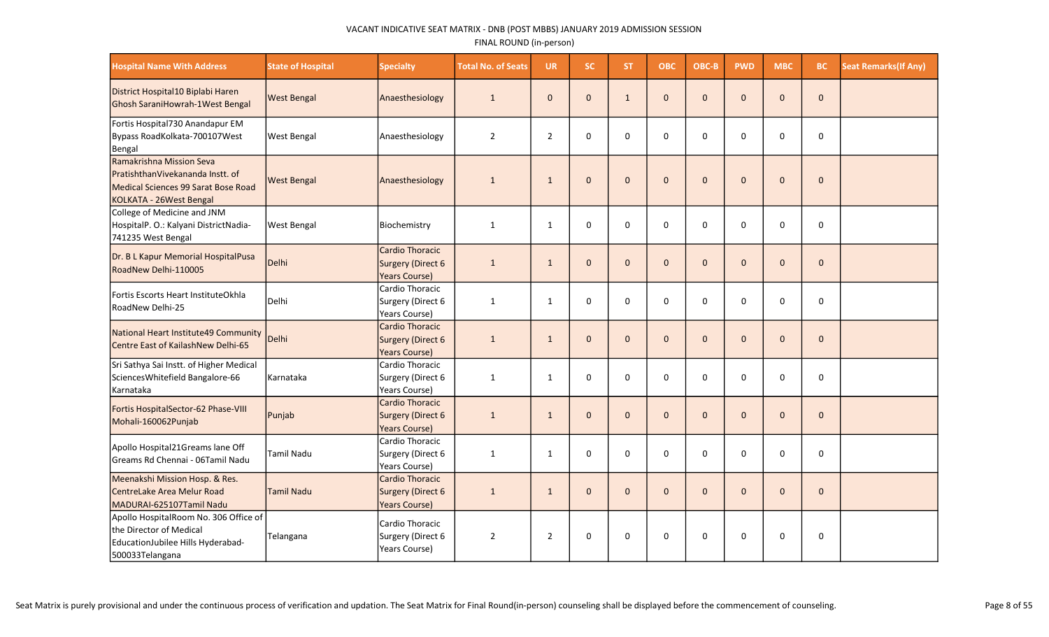VACANT INDICATIVE SEAT MATRIX - DNB (POST MBBS) JANUARY 2019 ADMISSION SESSION

FINAL ROUND (in-person)

| Hospital Name With Address | State of Hospital | Specialty | Total No. of Seats | UR | SC | ST | OBC | OBC-B | PWD | MBC | BC | Seat Remarks(If Any) |
|---|---|---|---|---|---|---|---|---|---|---|---|---|
| District Hospital10 Biplabi Haren Ghosh SaraniHowrah-1West Bengal | West Bengal | Anaesthesiology | 1 | 0 | 0 | 1 | 0 | 0 | 0 | 0 | 0 | |
| Fortis Hospital730 Anandapur EM Bypass RoadKolkata-700107West Bengal | West Bengal | Anaesthesiology | 2 | 2 | 0 | 0 | 0 | 0 | 0 | 0 | 0 | |
| Ramakrishna Mission Seva PratishthanVivekananda Instt. of Medical Sciences 99 Sarat Bose Road KOLKATA - 26West Bengal | West Bengal | Anaesthesiology | 1 | 1 | 0 | 0 | 0 | 0 | 0 | 0 | 0 | |
| College of Medicine and JNM HospitalP. O.: Kalyani DistrictNadia-741235 West Bengal | West Bengal | Biochemistry | 1 | 1 | 0 | 0 | 0 | 0 | 0 | 0 | 0 | |
| Dr. B L Kapur Memorial HospitalPusa RoadNew Delhi-110005 | Delhi | Cardio Thoracic Surgery (Direct 6 Years Course) | 1 | 1 | 0 | 0 | 0 | 0 | 0 | 0 | 0 | |
| Fortis Escorts Heart InstituteOkhla RoadNew Delhi-25 | Delhi | Cardio Thoracic Surgery (Direct 6 Years Course) | 1 | 1 | 0 | 0 | 0 | 0 | 0 | 0 | 0 | |
| National Heart Institute49 Community Centre East of KailashNew Delhi-65 | Delhi | Cardio Thoracic Surgery (Direct 6 Years Course) | 1 | 1 | 0 | 0 | 0 | 0 | 0 | 0 | 0 | |
| Sri Sathya Sai Instt. of Higher Medical SciencesWhitefield Bangalore-66 Karnataka | Karnataka | Cardio Thoracic Surgery (Direct 6 Years Course) | 1 | 1 | 0 | 0 | 0 | 0 | 0 | 0 | 0 | |
| Fortis HospitalSector-62 Phase-VIII Mohali-160062Punjab | Punjab | Cardio Thoracic Surgery (Direct 6 Years Course) | 1 | 1 | 0 | 0 | 0 | 0 | 0 | 0 | 0 | |
| Apollo Hospital21Greams lane Off Greams Rd Chennai - 06Tamil Nadu | Tamil Nadu | Cardio Thoracic Surgery (Direct 6 Years Course) | 1 | 1 | 0 | 0 | 0 | 0 | 0 | 0 | 0 | |
| Meenakshi Mission Hosp. & Res. CentreLake Area Melur Road MADURAI-625107Tamil Nadu | Tamil Nadu | Cardio Thoracic Surgery (Direct 6 Years Course) | 1 | 1 | 0 | 0 | 0 | 0 | 0 | 0 | 0 | |
| Apollo HospitalRoom No. 306 Office of the Director of Medical EducationJubilee Hills Hyderabad-500033Telangana | Telangana | Cardio Thoracic Surgery (Direct 6 Years Course) | 2 | 2 | 0 | 0 | 0 | 0 | 0 | 0 | 0 | |

Seat Matrix is purely provisional and under the continuous process of verification and updation. The Seat Matrix for Final Round(in-person) counseling shall be displayed before the commencement of counseling.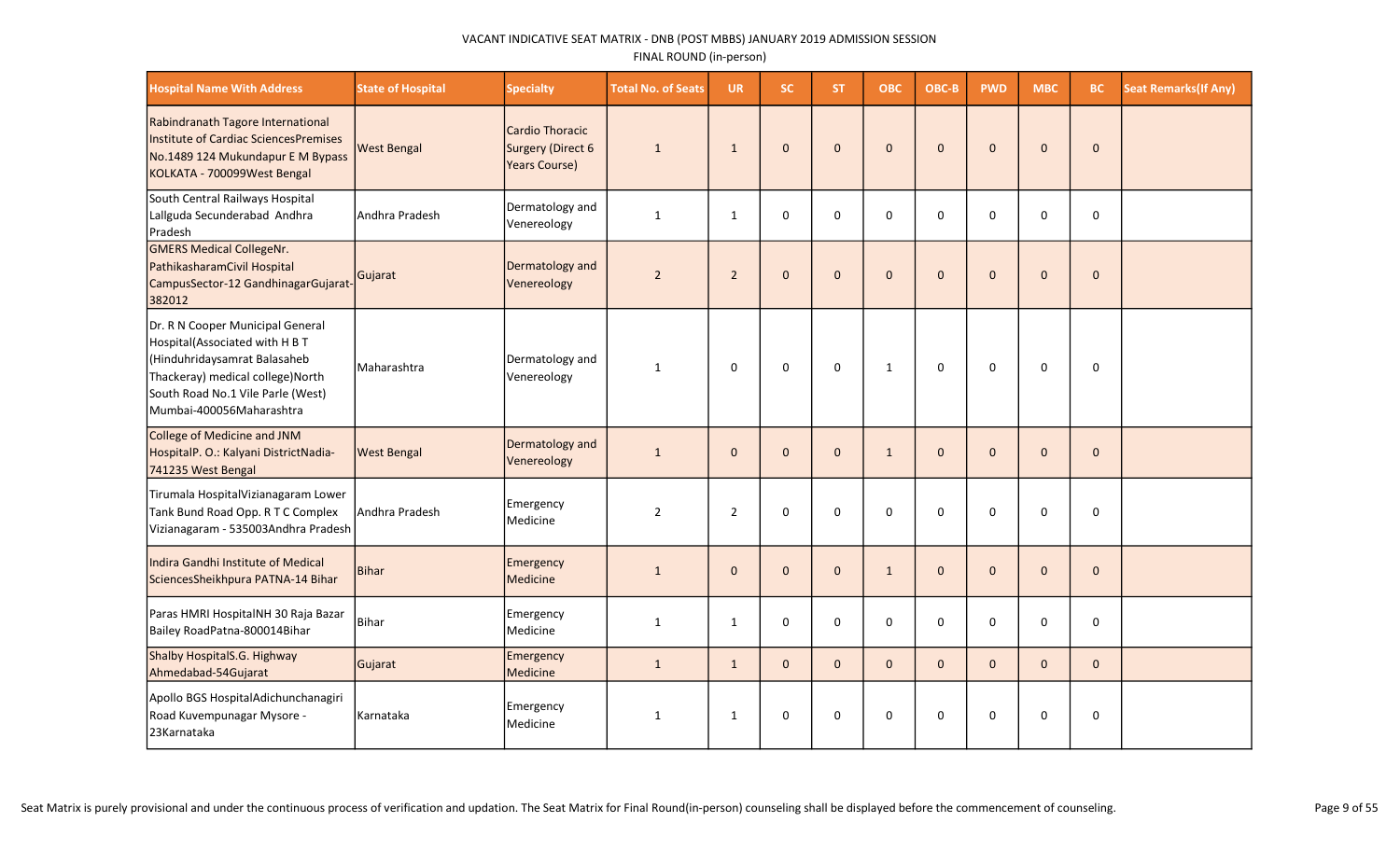VACANT INDICATIVE SEAT MATRIX - DNB (POST MBBS) JANUARY 2019 ADMISSION SESSION

FINAL ROUND (in-person)

| Hospital Name With Address | State of Hospital | Specialty | Total No. of Seats | UR | SC | ST | OBC | OBC-B | PWD | MBC | BC | Seat Remarks(If Any) |
|---|---|---|---|---|---|---|---|---|---|---|---|---|
| Rabindranath Tagore International Institute of Cardiac SciencesPremises No.1489 124 Mukundapur E M Bypass KOLKATA - 700099West Bengal | West Bengal | Cardio Thoracic Surgery (Direct 6 Years Course) | 1 | 1 | 0 | 0 | 0 | 0 | 0 | 0 | 0 | |
| South Central Railways Hospital Lallguda Secunderabad Andhra Pradesh | Andhra Pradesh | Dermatology and Venereology | 1 | 1 | 0 | 0 | 0 | 0 | 0 | 0 | 0 | |
| GMERS Medical CollegeNr. PathikasharamCivil Hospital CampusSector-12 GandhinagarGujarat-382012 | Gujarat | Dermatology and Venereology | 2 | 2 | 0 | 0 | 0 | 0 | 0 | 0 | 0 | |
| Dr. R N Cooper Municipal General Hospital(Associated with H B T (Hinduhridaysamrat Balasaheb Thackeray) medical college)North South Road No.1 Vile Parle (West) Mumbai-400056Maharashtra | Maharashtra | Dermatology and Venereology | 1 | 0 | 0 | 0 | 1 | 0 | 0 | 0 | 0 | |
| College of Medicine and JNM HospitalP. O.: Kalyani DistrictNadia-741235 West Bengal | West Bengal | Dermatology and Venereology | 1 | 0 | 0 | 0 | 1 | 0 | 0 | 0 | 0 | |
| Tirumala HospitalVizianagaram Lower Tank Bund Road Opp. R T C Complex Vizianagaram - 535003Andhra Pradesh | Andhra Pradesh | Emergency Medicine | 2 | 2 | 0 | 0 | 0 | 0 | 0 | 0 | 0 | |
| Indira Gandhi Institute of Medical SciencesSheikhpura PATNA-14 Bihar | Bihar | Emergency Medicine | 1 | 0 | 0 | 0 | 1 | 0 | 0 | 0 | 0 | |
| Paras HMRI HospitalNH 30 Raja Bazar Bailey RoadPatna-800014Bihar | Bihar | Emergency Medicine | 1 | 1 | 0 | 0 | 0 | 0 | 0 | 0 | 0 | |
| Shalby HospitalS.G. Highway Ahmedabad-54Gujarat | Gujarat | Emergency Medicine | 1 | 1 | 0 | 0 | 0 | 0 | 0 | 0 | 0 | |
| Apollo BGS HospitalAdichunchanagiri Road Kuvempunagar Mysore - 23Karnataka | Karnataka | Emergency Medicine | 1 | 1 | 0 | 0 | 0 | 0 | 0 | 0 | 0 | |

Seat Matrix is purely provisional and under the continuous process of verification and updation. The Seat Matrix for Final Round(in-person) counseling shall be displayed before the commencement of counseling.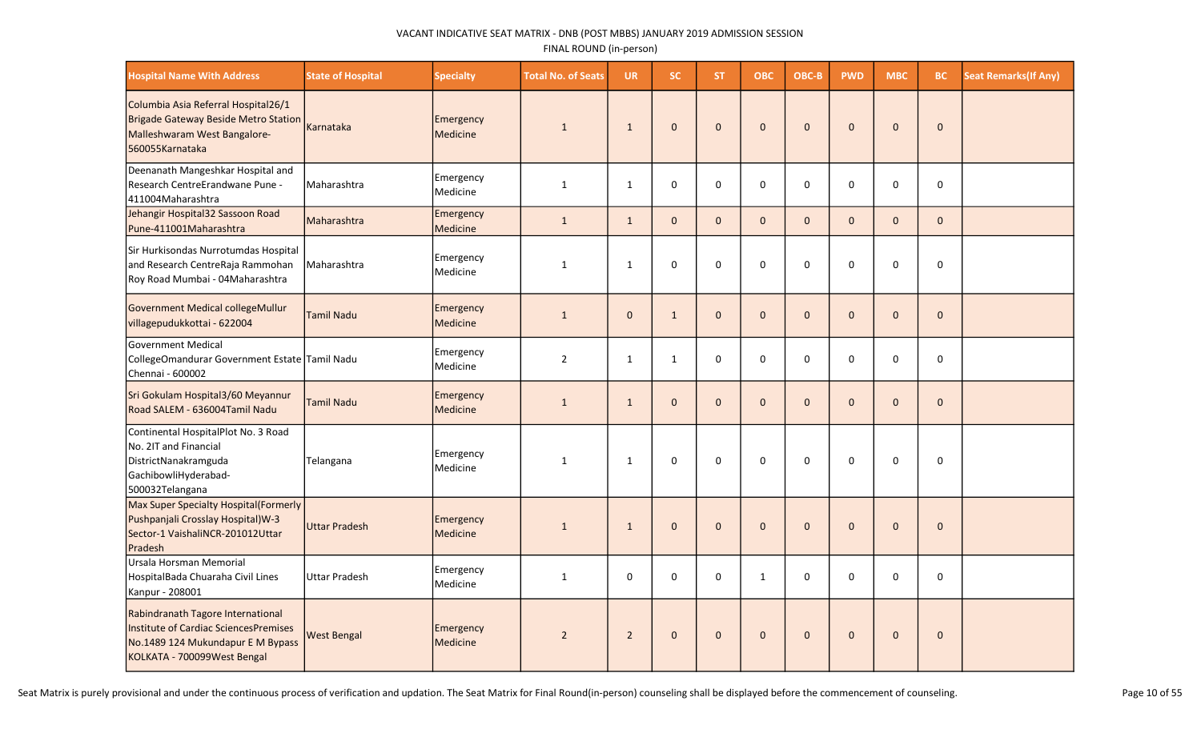VACANT INDICATIVE SEAT MATRIX - DNB (POST MBBS) JANUARY 2019 ADMISSION SESSION

FINAL ROUND (in-person)

| Hospital Name With Address | State of Hospital | Specialty | Total No. of Seats | UR | SC | ST | OBC | OBC-B | PWD | MBC | BC | Seat Remarks(If Any) |
|---|---|---|---|---|---|---|---|---|---|---|---|---|
| Columbia Asia Referral Hospital26/1 Brigade Gateway Beside Metro Station Malleshwaram West Bangalore-560055Karnataka | Karnataka | Emergency Medicine | 1 | 1 | 0 | 0 | 0 | 0 | 0 | 0 | 0 | |
| Deenanath Mangeshkar Hospital and Research CentreErandwane Pune - 411004Maharashtra | Maharashtra | Emergency Medicine | 1 | 1 | 0 | 0 | 0 | 0 | 0 | 0 | 0 | |
| Jehangir Hospital32 Sassoon Road Pune-411001Maharashtra | Maharashtra | Emergency Medicine | 1 | 1 | 0 | 0 | 0 | 0 | 0 | 0 | 0 | |
| Sir Hurkisondas Nurrotumdas Hospital and Research CentreRaja Rammohan Roy Road Mumbai - 04Maharashtra | Maharashtra | Emergency Medicine | 1 | 1 | 0 | 0 | 0 | 0 | 0 | 0 | 0 | |
| Government Medical collegeMullur villagepudukkottai - 622004 | Tamil Nadu | Emergency Medicine | 1 | 0 | 1 | 0 | 0 | 0 | 0 | 0 | 0 | |
| Government Medical CollegeOmandurar Government Estate Chennai - 600002 | Tamil Nadu | Emergency Medicine | 2 | 1 | 1 | 0 | 0 | 0 | 0 | 0 | 0 | |
| Sri Gokulam Hospital3/60 Meyannur Road SALEM - 636004Tamil Nadu | Tamil Nadu | Emergency Medicine | 1 | 1 | 0 | 0 | 0 | 0 | 0 | 0 | 0 | |
| Continental HospitalPlot No. 3 Road No. 2IT and Financial DistrictNanakramguda GachibowliHyderabad-500032Telangana | Telangana | Emergency Medicine | 1 | 1 | 0 | 0 | 0 | 0 | 0 | 0 | 0 | |
| Max Super Specialty Hospital(Formerly Pushpanjali Crosslay Hospital)W-3 Sector-1 VaishaliNCR-201012Uttar Pradesh | Uttar Pradesh | Emergency Medicine | 1 | 1 | 0 | 0 | 0 | 0 | 0 | 0 | 0 | |
| Ursala Horsman Memorial HospitalBada Chuaraha Civil Lines Kanpur - 208001 | Uttar Pradesh | Emergency Medicine | 1 | 0 | 0 | 0 | 1 | 0 | 0 | 0 | 0 | |
| Rabindranath Tagore International Institute of Cardiac SciencesPremises No.1489 124 Mukundapur E M Bypass KOLKATA - 700099West Bengal | West Bengal | Emergency Medicine | 2 | 2 | 0 | 0 | 0 | 0 | 0 | 0 | 0 | |

Seat Matrix is purely provisional and under the continuous process of verification and updation. The Seat Matrix for Final Round(in-person) counseling shall be displayed before the commencement of counseling.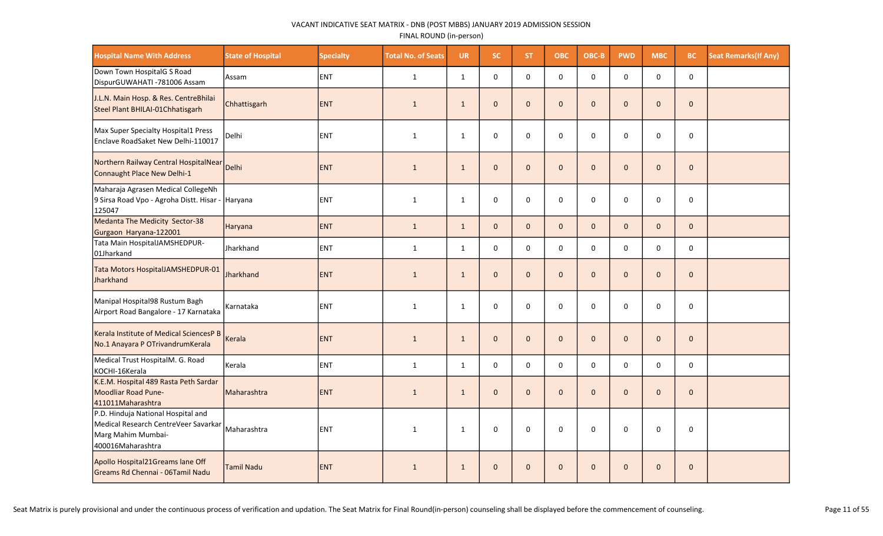VACANT INDICATIVE SEAT MATRIX - DNB (POST MBBS) JANUARY 2019 ADMISSION SESSION

FINAL ROUND (in-person)

| Hospital Name With Address | State of Hospital | Specialty | Total No. of Seats | UR | SC | ST | OBC | OBC-B | PWD | MBC | BC | Seat Remarks(If Any) |
|---|---|---|---|---|---|---|---|---|---|---|---|---|
| Down Town HospitalG S Road DispurGUWAHATI -781006 Assam | Assam | ENT | 1 | 1 | 0 | 0 | 0 | 0 | 0 | 0 | 0 | |
| J.L.N. Main Hosp. & Res. CentreBhilai Steel Plant BHILAI-01Chhatisgarh | Chhattisgarh | ENT | 1 | 1 | 0 | 0 | 0 | 0 | 0 | 0 | 0 | |
| Max Super Specialty Hospital1 Press Enclave RoadSaket New Delhi-110017 | Delhi | ENT | 1 | 1 | 0 | 0 | 0 | 0 | 0 | 0 | 0 | |
| Northern Railway Central HospitalNear Connaught Place New Delhi-1 | Delhi | ENT | 1 | 1 | 0 | 0 | 0 | 0 | 0 | 0 | 0 | |
| Maharaja Agrasen Medical CollegeNh 9 Sirsa Road Vpo - Agroha Distt. Hisar - 125047 | Haryana | ENT | 1 | 1 | 0 | 0 | 0 | 0 | 0 | 0 | 0 | |
| Medanta The Medicity Sector-38 Gurgaon Haryana-122001 | Haryana | ENT | 1 | 1 | 0 | 0 | 0 | 0 | 0 | 0 | 0 | |
| Tata Main HospitalJAMSHEDPUR-01Jharkand | Jharkhand | ENT | 1 | 1 | 0 | 0 | 0 | 0 | 0 | 0 | 0 | |
| Tata Motors HospitalJAMSHEDPUR-01 Jharkhand | Jharkhand | ENT | 1 | 1 | 0 | 0 | 0 | 0 | 0 | 0 | 0 | |
| Manipal Hospital98 Rustum Bagh Airport Road Bangalore - 17 Karnataka | Karnataka | ENT | 1 | 1 | 0 | 0 | 0 | 0 | 0 | 0 | 0 | |
| Kerala Institute of Medical SciencesP B No.1 Anayara P OTrivandrumKerala | Kerala | ENT | 1 | 1 | 0 | 0 | 0 | 0 | 0 | 0 | 0 | |
| Medical Trust HospitalM. G. Road KOCHI-16Kerala | Kerala | ENT | 1 | 1 | 0 | 0 | 0 | 0 | 0 | 0 | 0 | |
| K.E.M. Hospital 489 Rasta Peth Sardar Moodliar Road Pune-411011Maharashtra | Maharashtra | ENT | 1 | 1 | 0 | 0 | 0 | 0 | 0 | 0 | 0 | |
| P.D. Hinduja National Hospital and Medical Research CentreVeer Savarkar Marg Mahim Mumbai-400016Maharashtra | Maharashtra | ENT | 1 | 1 | 0 | 0 | 0 | 0 | 0 | 0 | 0 | |
| Apollo Hospital21Greams lane Off Greams Rd Chennai - 06Tamil Nadu | Tamil Nadu | ENT | 1 | 1 | 0 | 0 | 0 | 0 | 0 | 0 | 0 | |

Seat Matrix is purely provisional and under the continuous process of verification and updation. The Seat Matrix for Final Round(in-person) counseling shall be displayed before the commencement of counseling.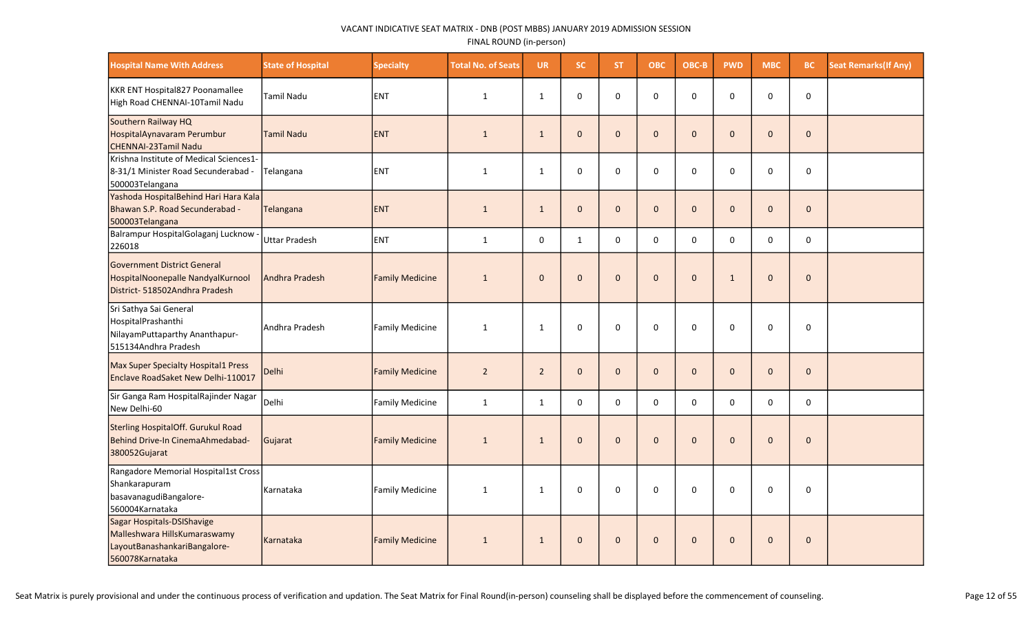VACANT INDICATIVE SEAT MATRIX - DNB (POST MBBS) JANUARY 2019 ADMISSION SESSION

FINAL ROUND (in-person)

| Hospital Name With Address | State of Hospital | Specialty | Total No. of Seats | UR | SC | ST | OBC | OBC-B | PWD | MBC | BC | Seat Remarks(If Any) |
|---|---|---|---|---|---|---|---|---|---|---|---|---|
| KKR ENT Hospital827 Poonamallee High Road CHENNAI-10Tamil Nadu | Tamil Nadu | ENT | 1 | 1 | 0 | 0 | 0 | 0 | 0 | 0 | 0 | |
| Southern Railway HQ HospitalAynavaram Perumbur CHENNAI-23Tamil Nadu | Tamil Nadu | ENT | 1 | 1 | 0 | 0 | 0 | 0 | 0 | 0 | 0 | |
| Krishna Institute of Medical Sciences1-8-31/1 Minister Road Secunderabad - 500003Telangana | Telangana | ENT | 1 | 1 | 0 | 0 | 0 | 0 | 0 | 0 | 0 | |
| Yashoda HospitalBehind Hari Hara Kala Bhawan S.P. Road Secunderabad - 500003Telangana | Telangana | ENT | 1 | 1 | 0 | 0 | 0 | 0 | 0 | 0 | 0 | |
| Balrampur HospitalGolaganj Lucknow - 226018 | Uttar Pradesh | ENT | 1 | 0 | 1 | 0 | 0 | 0 | 0 | 0 | 0 | |
| Government District General HospitalNoonepalle NandyalKurnool District- 518502Andhra Pradesh | Andhra Pradesh | Family Medicine | 1 | 0 | 0 | 0 | 0 | 0 | 1 | 0 | 0 | |
| Sri Sathya Sai General HospitalPrashanthi NilayamPuttaparthy Ananthapur-515134Andhra Pradesh | Andhra Pradesh | Family Medicine | 1 | 1 | 0 | 0 | 0 | 0 | 0 | 0 | 0 | |
| Max Super Specialty Hospital1 Press Enclave RoadSaket New Delhi-110017 | Delhi | Family Medicine | 2 | 2 | 0 | 0 | 0 | 0 | 0 | 0 | 0 | |
| Sir Ganga Ram HospitalRajinder Nagar New Delhi-60 | Delhi | Family Medicine | 1 | 1 | 0 | 0 | 0 | 0 | 0 | 0 | 0 | |
| Sterling HospitalOff. Gurukul Road Behind Drive-In CinemaAhmedabad-380052Gujarat | Gujarat | Family Medicine | 1 | 1 | 0 | 0 | 0 | 0 | 0 | 0 | 0 | |
| Rangadore Memorial Hospital1st Cross Shankarapuram basavanagudiBangalore-560004Karnataka | Karnataka | Family Medicine | 1 | 1 | 0 | 0 | 0 | 0 | 0 | 0 | 0 | |
| Sagar Hospitals-DSIShavige Malleshwara HillsKumaraswamy LayoutBanashankariBangalore-560078Karnataka | Karnataka | Family Medicine | 1 | 1 | 0 | 0 | 0 | 0 | 0 | 0 | 0 | |

Seat Matrix is purely provisional and under the continuous process of verification and updation. The Seat Matrix for Final Round(in-person) counseling shall be displayed before the commencement of counseling.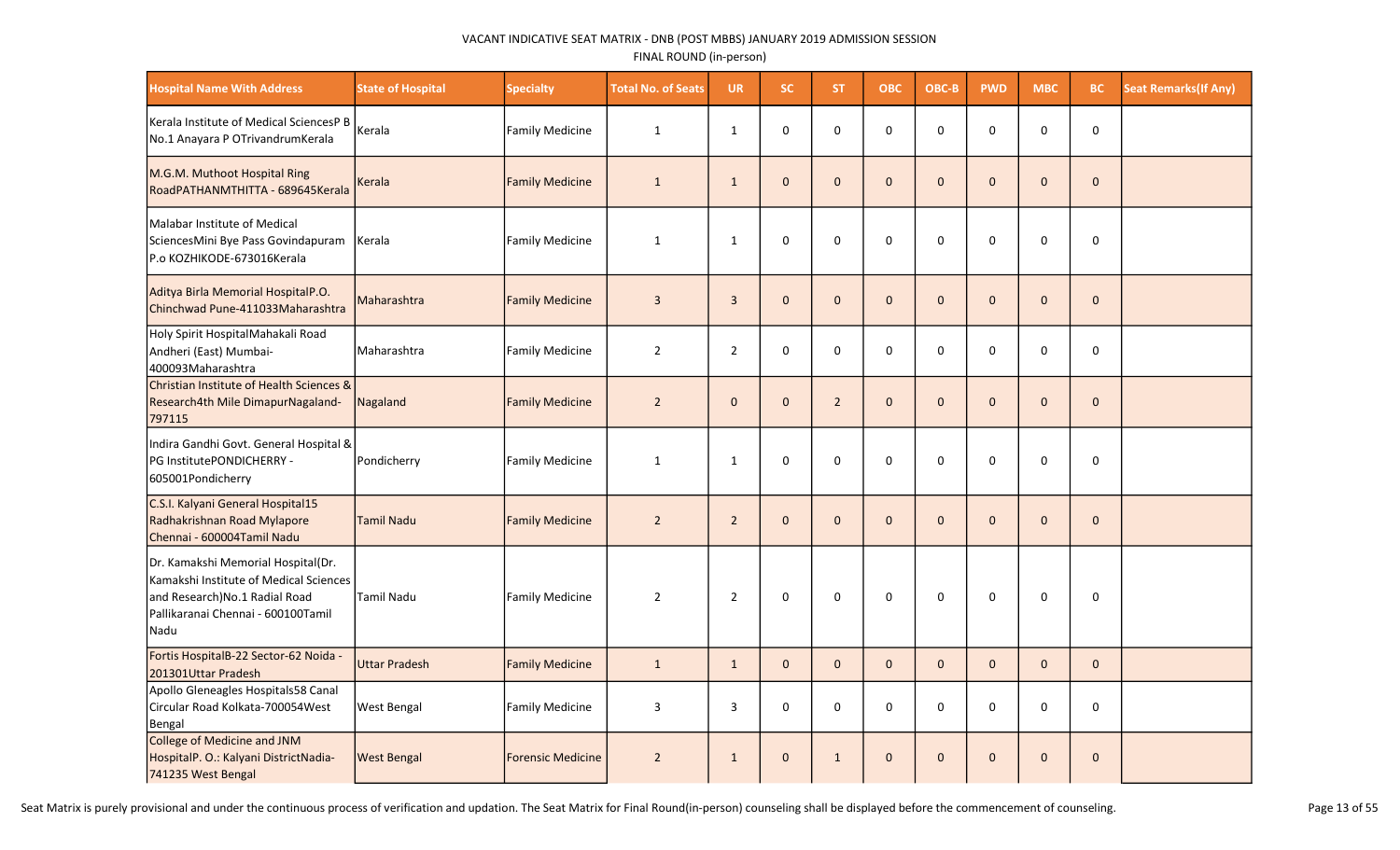VACANT INDICATIVE SEAT MATRIX - DNB (POST MBBS) JANUARY 2019 ADMISSION SESSION

FINAL ROUND (in-person)

| Hospital Name With Address | State of Hospital | Specialty | Total No. of Seats | UR | SC | ST | OBC | OBC-B | PWD | MBC | BC | Seat Remarks(If Any) |
|---|---|---|---|---|---|---|---|---|---|---|---|---|
| Kerala Institute of Medical SciencesP B No.1 Anayara P OTrivandrumKerala | Kerala | Family Medicine | 1 | 1 | 0 | 0 | 0 | 0 | 0 | 0 | 0 | |
| M.G.M. Muthoot Hospital Ring RoadPATHANMTHITTA - 689645Kerala | Kerala | Family Medicine | 1 | 1 | 0 | 0 | 0 | 0 | 0 | 0 | 0 | |
| Malabar Institute of Medical SciencesMini Bye Pass Govindapuram P.o KOZHIKODE-673016Kerala | Kerala | Family Medicine | 1 | 1 | 0 | 0 | 0 | 0 | 0 | 0 | 0 | |
| Aditya Birla Memorial HospitalP.O. Chinchwad Pune-411033Maharashtra | Maharashtra | Family Medicine | 3 | 3 | 0 | 0 | 0 | 0 | 0 | 0 | 0 | |
| Holy Spirit HospitalMahakali Road Andheri (East) Mumbai-400093Maharashtra | Maharashtra | Family Medicine | 2 | 2 | 0 | 0 | 0 | 0 | 0 | 0 | 0 | |
| Christian Institute of Health Sciences & Research4th Mile DimapurNagaland-797115 | Nagaland | Family Medicine | 2 | 0 | 0 | 2 | 0 | 0 | 0 | 0 | 0 | |
| Indira Gandhi Govt. General Hospital & PG InstitutePONDICHERRY - 605001Pondicherry | Pondicherry | Family Medicine | 1 | 1 | 0 | 0 | 0 | 0 | 0 | 0 | 0 | |
| C.S.I. Kalyani General Hospital15 Radhakrishnan Road Mylapore Chennai - 600004Tamil Nadu | Tamil Nadu | Family Medicine | 2 | 2 | 0 | 0 | 0 | 0 | 0 | 0 | 0 | |
| Dr. Kamakshi Memorial Hospital(Dr. Kamakshi Institute of Medical Sciences and Research)No.1 Radial Road Pallikaranai Chennai - 600100Tamil Nadu | Tamil Nadu | Family Medicine | 2 | 2 | 0 | 0 | 0 | 0 | 0 | 0 | 0 | |
| Fortis HospitalB-22 Sector-62 Noida - 201301Uttar Pradesh | Uttar Pradesh | Family Medicine | 1 | 1 | 0 | 0 | 0 | 0 | 0 | 0 | 0 | |
| Apollo Gleneagles Hospitals58 Canal Circular Road Kolkata-700054West Bengal | West Bengal | Family Medicine | 3 | 3 | 0 | 0 | 0 | 0 | 0 | 0 | 0 | |
| College of Medicine and JNM HospitalP. O.: Kalyani DistrictNadia-741235 West Bengal | West Bengal | Forensic Medicine | 2 | 1 | 0 | 1 | 0 | 0 | 0 | 0 | 0 | |

Seat Matrix is purely provisional and under the continuous process of verification and updation. The Seat Matrix for Final Round(in-person) counseling shall be displayed before the commencement of counseling.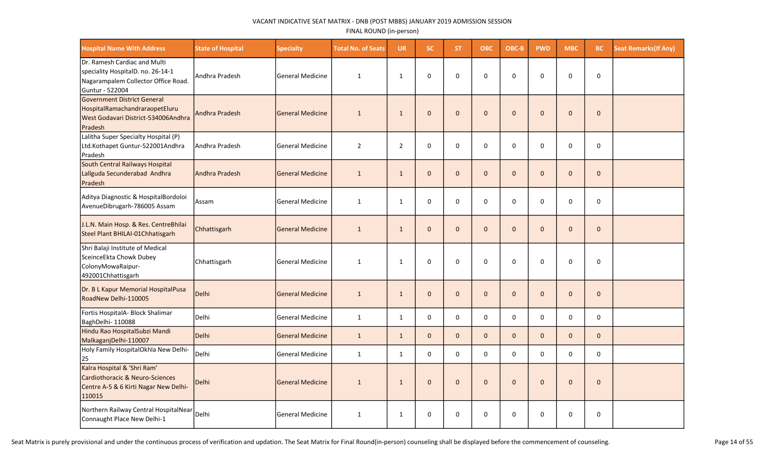VACANT INDICATIVE SEAT MATRIX - DNB (POST MBBS) JANUARY 2019 ADMISSION SESSION

FINAL ROUND (in-person)

| Hospital Name With Address | State of Hospital | Specialty | Total No. of Seats | UR | SC | ST | OBC | OBC-B | PWD | MBC | BC | Seat Remarks(If Any) |
|---|---|---|---|---|---|---|---|---|---|---|---|---|
| Dr. Ramesh Cardiac and Multi speciality HospitalD. no. 26-14-1 Nagarampalem Collector Office Road. Guntur - 522004 | Andhra Pradesh | General Medicine | 1 | 1 | 0 | 0 | 0 | 0 | 0 | 0 | 0 | |
| Government District General HospitalRamachandraraopetEluru West Godavari District-534006Andhra Pradesh | Andhra Pradesh | General Medicine | 1 | 1 | 0 | 0 | 0 | 0 | 0 | 0 | 0 | |
| Lalitha Super Specialty Hospital (P) Ltd.Kothapet Guntur-522001Andhra Pradesh | Andhra Pradesh | General Medicine | 2 | 2 | 0 | 0 | 0 | 0 | 0 | 0 | 0 | |
| South Central Railways Hospital Lallguda Secunderabad Andhra Pradesh | Andhra Pradesh | General Medicine | 1 | 1 | 0 | 0 | 0 | 0 | 0 | 0 | 0 | |
| Aditya Diagnostic & HospitalBordoloi AvenueDibrugarh-786005 Assam | Assam | General Medicine | 1 | 1 | 0 | 0 | 0 | 0 | 0 | 0 | 0 | |
| J.L.N. Main Hosp. & Res. CentreBhilai Steel Plant BHILAI-01Chhatisgarh | Chhattisgarh | General Medicine | 1 | 1 | 0 | 0 | 0 | 0 | 0 | 0 | 0 | |
| Shri Balaji Institute of Medical ScеinceEkta Chowk Dubey ColonyMowaRaipur-492001Chhattisgarh | Chhattisgarh | General Medicine | 1 | 1 | 0 | 0 | 0 | 0 | 0 | 0 | 0 | |
| Dr. B L Kapur Memorial HospitalPusa RoadNew Delhi-110005 | Delhi | General Medicine | 1 | 1 | 0 | 0 | 0 | 0 | 0 | 0 | 0 | |
| Fortis HospitalA- Block Shalimar BaghDelhi- 110088 | Delhi | General Medicine | 1 | 1 | 0 | 0 | 0 | 0 | 0 | 0 | 0 | |
| Hindu Rao HospitalSubzi Mandi MalkaganjDelhi-110007 | Delhi | General Medicine | 1 | 1 | 0 | 0 | 0 | 0 | 0 | 0 | 0 | |
| Holy Family HospitalOkhla New Delhi-25 | Delhi | General Medicine | 1 | 1 | 0 | 0 | 0 | 0 | 0 | 0 | 0 | |
| Kalra Hospital & 'Shri Ram' Cardiothoracic & Neuro-Sciences Centre A-5 & 6 Kirti Nagar New Delhi-110015 | Delhi | General Medicine | 1 | 1 | 0 | 0 | 0 | 0 | 0 | 0 | 0 | |
| Northern Railway Central HospitalNear Connaught Place New Delhi-1 | Delhi | General Medicine | 1 | 1 | 0 | 0 | 0 | 0 | 0 | 0 | 0 | |

Seat Matrix is purely provisional and under the continuous process of verification and updation. The Seat Matrix for Final Round(in-person) counseling shall be displayed before the commencement of counseling.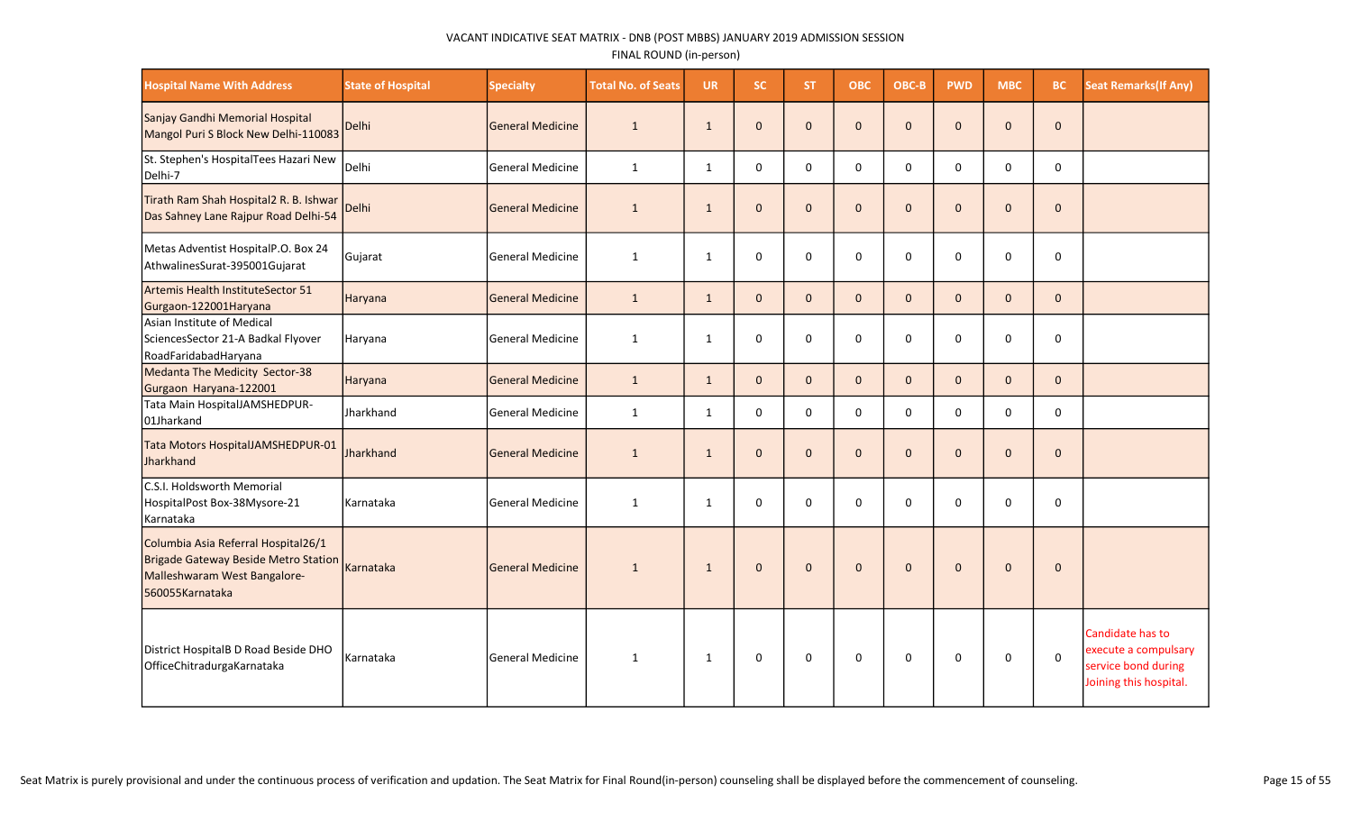VACANT INDICATIVE SEAT MATRIX - DNB (POST MBBS) JANUARY 2019 ADMISSION SESSION

FINAL ROUND (in-person)

| Hospital Name With Address | State of Hospital | Specialty | Total No. of Seats | UR | SC | ST | OBC | OBC-B | PWD | MBC | BC | Seat Remarks(If Any) |
|---|---|---|---|---|---|---|---|---|---|---|---|---|
| Sanjay Gandhi Memorial Hospital Mangol Puri S Block New Delhi-110083 | Delhi | General Medicine | 1 | 1 | 0 | 0 | 0 | 0 | 0 | 0 | 0 | |
| St. Stephen's HospitalTees Hazari New Delhi-7 | Delhi | General Medicine | 1 | 1 | 0 | 0 | 0 | 0 | 0 | 0 | 0 | |
| Tirath Ram Shah Hospital2 R. B. Ishwar Das Sahney Lane Rajpur Road Delhi-54 | Delhi | General Medicine | 1 | 1 | 0 | 0 | 0 | 0 | 0 | 0 | 0 | |
| Metas Adventist HospitalP.O. Box 24 AthwalinesSurat-395001Gujarat | Gujarat | General Medicine | 1 | 1 | 0 | 0 | 0 | 0 | 0 | 0 | 0 | |
| Artemis Health InstituteSector 51 Gurgaon-122001Haryana | Haryana | General Medicine | 1 | 1 | 0 | 0 | 0 | 0 | 0 | 0 | 0 | |
| Asian Institute of Medical SciencesSector 21-A Badkal Flyover RoadFaridabadHaryana | Haryana | General Medicine | 1 | 1 | 0 | 0 | 0 | 0 | 0 | 0 | 0 | |
| Medanta The Medicity Sector-38 Gurgaon Haryana-122001 | Haryana | General Medicine | 1 | 1 | 0 | 0 | 0 | 0 | 0 | 0 | 0 | |
| Tata Main HospitalJAMSHEDPUR-01Jharkhand | Jharkhand | General Medicine | 1 | 1 | 0 | 0 | 0 | 0 | 0 | 0 | 0 | |
| Tata Motors HospitalJAMSHEDPUR-01 Jharkhand | Jharkhand | General Medicine | 1 | 1 | 0 | 0 | 0 | 0 | 0 | 0 | 0 | |
| C.S.I. Holdsworth Memorial HospitalPost Box-38Mysore-21 Karnataka | Karnataka | General Medicine | 1 | 1 | 0 | 0 | 0 | 0 | 0 | 0 | 0 | |
| Columbia Asia Referral Hospital26/1 Brigade Gateway Beside Metro Station Malleshwaram West Bangalore-560055Karnataka | Karnataka | General Medicine | 1 | 1 | 0 | 0 | 0 | 0 | 0 | 0 | 0 | |
| District HospitalB D Road Beside DHO OfficeChitradurgaKarnataka | Karnataka | General Medicine | 1 | 1 | 0 | 0 | 0 | 0 | 0 | 0 | 0 | Candidate has to execute a compulsary service bond during Joining this hospital. |

Seat Matrix is purely provisional and under the continuous process of verification and updation. The Seat Matrix for Final Round(in-person) counseling shall be displayed before the commencement of counseling.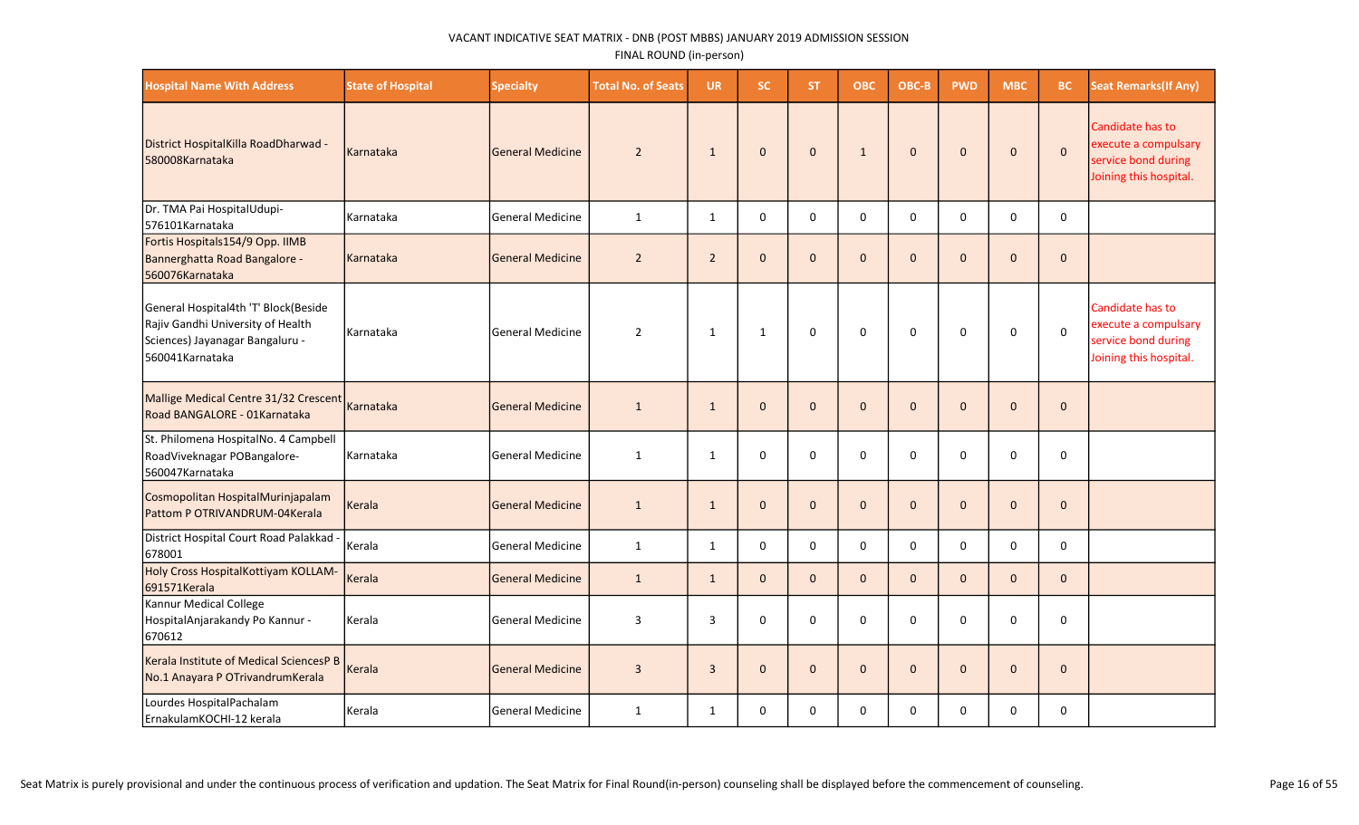VACANT INDICATIVE SEAT MATRIX - DNB (POST MBBS) JANUARY 2019 ADMISSION SESSION

FINAL ROUND (in-person)

| Hospital Name With Address | State of Hospital | Specialty | Total No. of Seats | UR | SC | ST | OBC | OBC-B | PWD | MBC | BC | Seat Remarks(If Any) |
|---|---|---|---|---|---|---|---|---|---|---|---|---|
| District HospitalKilla RoadDharwad - 580008Karnataka | Karnataka | General Medicine | 2 | 1 | 0 | 0 | 1 | 0 | 0 | 0 | 0 | Candidate has to execute a compulsary service bond during Joining this hospital. |
| Dr. TMA Pai HospitalUdupi-576101Karnataka | Karnataka | General Medicine | 1 | 1 | 0 | 0 | 0 | 0 | 0 | 0 | 0 | |
| Fortis Hospitals154/9 Opp. IIMB Bannerghatta Road Bangalore - 560076Karnataka | Karnataka | General Medicine | 2 | 2 | 0 | 0 | 0 | 0 | 0 | 0 | 0 | |
| General Hospital4th 'T' Block(Beside Rajiv Gandhi University of Health Sciences) Jayanagar Bangaluru - 560041Karnataka | Karnataka | General Medicine | 2 | 1 | 1 | 0 | 0 | 0 | 0 | 0 | 0 | Candidate has to execute a compulsary service bond during Joining this hospital. |
| Mallige Medical Centre 31/32 Crescent Road BANGALORE - 01Karnataka | Karnataka | General Medicine | 1 | 1 | 0 | 0 | 0 | 0 | 0 | 0 | 0 | |
| St. Philomena HospitalNo. 4 Campbell RoadViveknagar POBangalore-560047Karnataka | Karnataka | General Medicine | 1 | 1 | 0 | 0 | 0 | 0 | 0 | 0 | 0 | |
| Cosmopolitan HospitalMurinjapalam Pattom P OTRIVANDRUM-04Kerala | Kerala | General Medicine | 1 | 1 | 0 | 0 | 0 | 0 | 0 | 0 | 0 | |
| District Hospital Court Road Palakkad - 678001 | Kerala | General Medicine | 1 | 1 | 0 | 0 | 0 | 0 | 0 | 0 | 0 | |
| Holy Cross HospitalKottiyam KOLLAM-691571Kerala | Kerala | General Medicine | 1 | 1 | 0 | 0 | 0 | 0 | 0 | 0 | 0 | |
| Kannur Medical College HospitalAnjarakandy Po Kannur - 670612 | Kerala | General Medicine | 3 | 3 | 0 | 0 | 0 | 0 | 0 | 0 | 0 | |
| Kerala Institute of Medical SciencesP B No.1 Anayara P OTrivandrumKerala | Kerala | General Medicine | 3 | 3 | 0 | 0 | 0 | 0 | 0 | 0 | 0 | |
| Lourdes HospitalPachalam ErnakulamKOCHI-12 kerala | Kerala | General Medicine | 1 | 1 | 0 | 0 | 0 | 0 | 0 | 0 | 0 | |

Seat Matrix is purely provisional and under the continuous process of verification and updation. The Seat Matrix for Final Round(in-person) counseling shall be displayed before the commencement of counseling.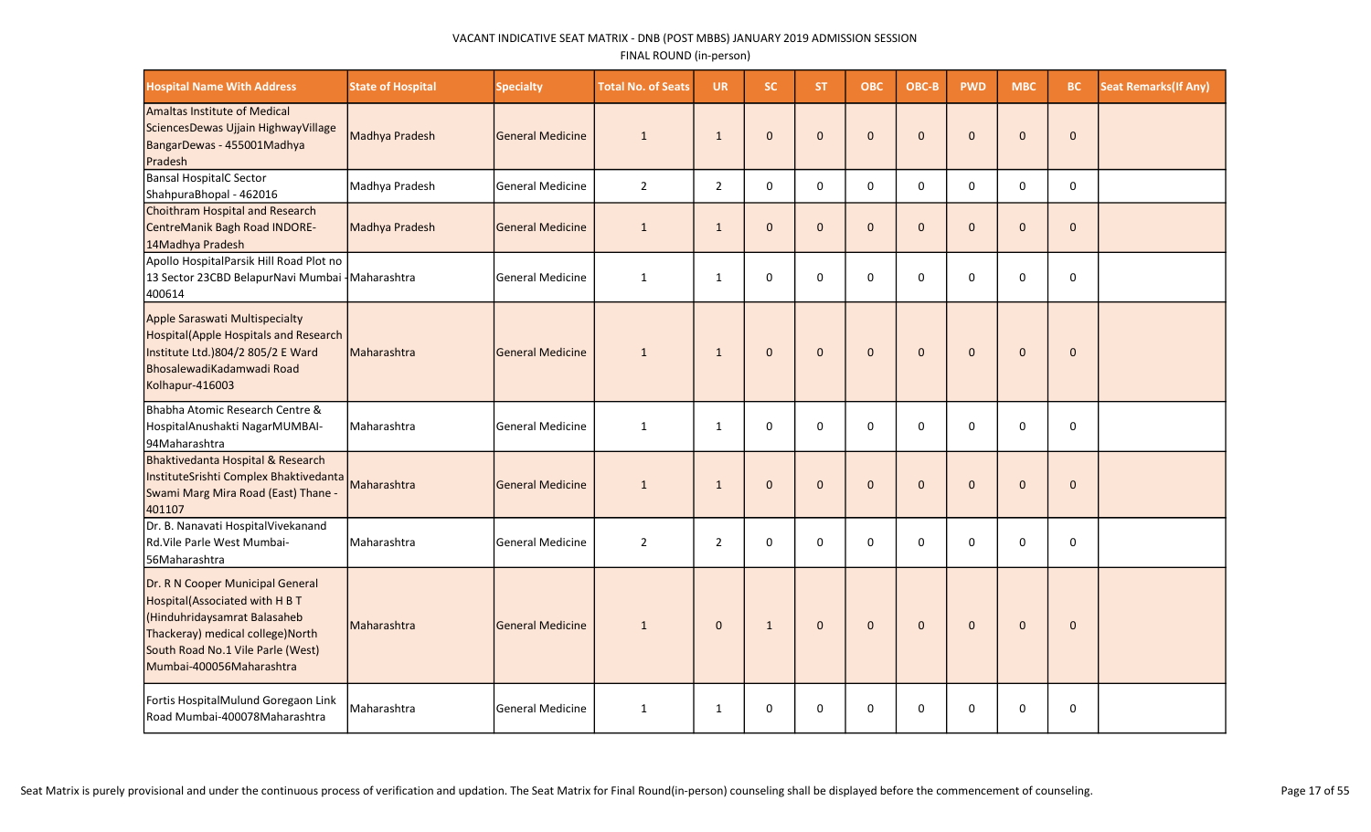VACANT INDICATIVE SEAT MATRIX - DNB (POST MBBS) JANUARY 2019 ADMISSION SESSION

FINAL ROUND (in-person)

| Hospital Name With Address | State of Hospital | Specialty | Total No. of Seats | UR | SC | ST | OBC | OBC-B | PWD | MBC | BC | Seat Remarks(If Any) |
|---|---|---|---|---|---|---|---|---|---|---|---|---|
| Amaltas Institute of Medical SciencesDewas Ujjain HighwayVillage BangarDewas - 455001Madhya Pradesh | Madhya Pradesh | General Medicine | 1 | 1 | 0 | 0 | 0 | 0 | 0 | 0 | 0 | |
| Bansal HospitalC Sector ShahpuraBhopal - 462016 | Madhya Pradesh | General Medicine | 2 | 2 | 0 | 0 | 0 | 0 | 0 | 0 | 0 | |
| Choithram Hospital and Research CentreManik Bagh Road INDORE-14Madhya Pradesh | Madhya Pradesh | General Medicine | 1 | 1 | 0 | 0 | 0 | 0 | 0 | 0 | 0 | |
| Apollo HospitalParsik Hill Road Plot no 13 Sector 23CBD BelapurNavi Mumbai - 400614 | Maharashtra | General Medicine | 1 | 1 | 0 | 0 | 0 | 0 | 0 | 0 | 0 | |
| Apple Saraswati Multispecialty Hospital(Apple Hospitals and Research Institute Ltd.)804/2 805/2 E Ward BhosalewadiKadamwadi Road Kolhapur-416003 | Maharashtra | General Medicine | 1 | 1 | 0 | 0 | 0 | 0 | 0 | 0 | 0 | |
| Bhabha Atomic Research Centre & HospitalAnushakti NagarMUMBAI-94Maharashtra | Maharashtra | General Medicine | 1 | 1 | 0 | 0 | 0 | 0 | 0 | 0 | 0 | |
| Bhaktivedanta Hospital & Research InstituteSrishti Complex Bhaktivedanta Swami Marg Mira Road (East) Thane - 401107 | Maharashtra | General Medicine | 1 | 1 | 0 | 0 | 0 | 0 | 0 | 0 | 0 | |
| Dr. B. Nanavati HospitalVivekanand Rd.Vile Parle West Mumbai-56Maharashtra | Maharashtra | General Medicine | 2 | 2 | 0 | 0 | 0 | 0 | 0 | 0 | 0 | |
| Dr. R N Cooper Municipal General Hospital(Associated with H B T (Hinduhridaysamrat Balasaheb Thackeray) medical college)North South Road No.1 Vile Parle (West) Mumbai-400056Maharashtra | Maharashtra | General Medicine | 1 | 0 | 1 | 0 | 0 | 0 | 0 | 0 | 0 | |
| Fortis HospitalMulund Goregaon Link Road Mumbai-400078Maharashtra | Maharashtra | General Medicine | 1 | 1 | 0 | 0 | 0 | 0 | 0 | 0 | 0 | |

Seat Matrix is purely provisional and under the continuous process of verification and updation. The Seat Matrix for Final Round(in-person) counseling shall be displayed before the commencement of counseling.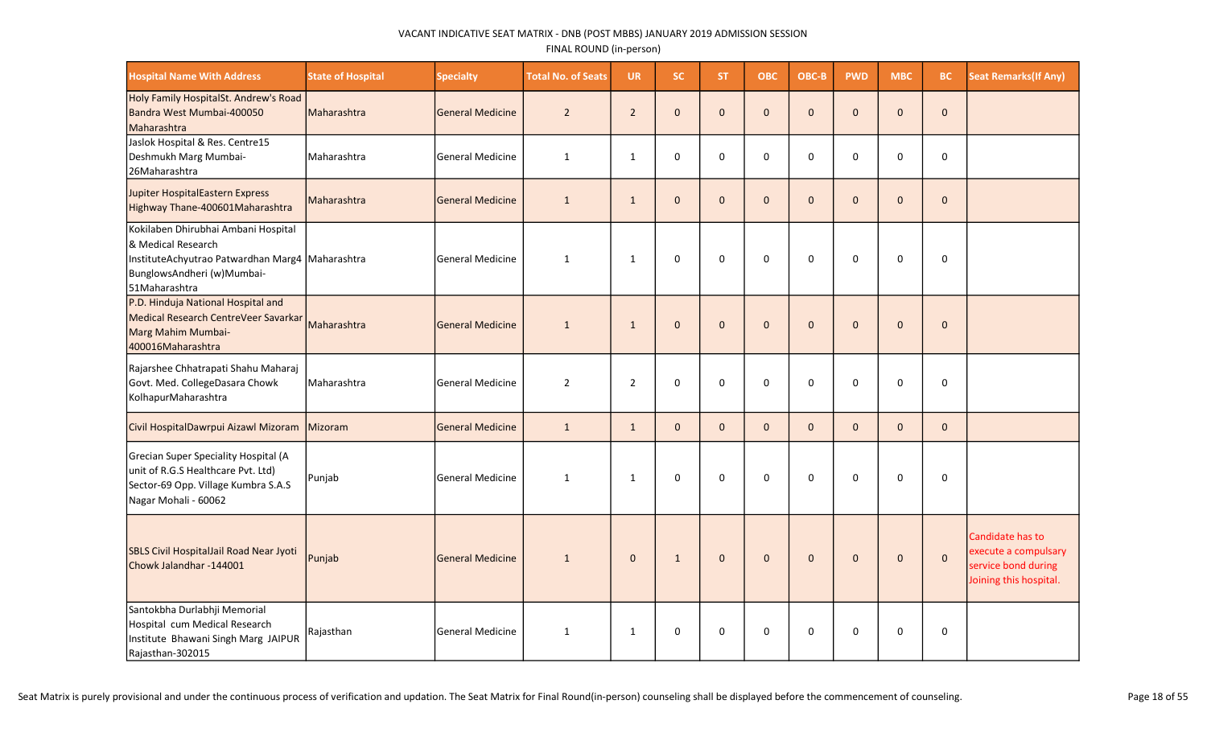VACANT INDICATIVE SEAT MATRIX - DNB (POST MBBS) JANUARY 2019 ADMISSION SESSION

FINAL ROUND (in-person)

| Hospital Name With Address | State of Hospital | Specialty | Total No. of Seats | UR | SC | ST | OBC | OBC-B | PWD | MBC | BC | Seat Remarks(If Any) |
|---|---|---|---|---|---|---|---|---|---|---|---|---|
| Holy Family HospitalSt. Andrew's Road Bandra West Mumbai-400050 Maharashtra | Maharashtra | General Medicine | 2 | 2 | 0 | 0 | 0 | 0 | 0 | 0 | 0 | |
| Jaslok Hospital & Res. Centre15 Deshmukh Marg Mumbai-26Maharashtra | Maharashtra | General Medicine | 1 | 1 | 0 | 0 | 0 | 0 | 0 | 0 | 0 | |
| Jupiter HospitalEastern Express Highway Thane-400601Maharashtra | Maharashtra | General Medicine | 1 | 1 | 0 | 0 | 0 | 0 | 0 | 0 | 0 | |
| Kokilaben Dhirubhai Ambani Hospital & Medical Research InstituteAchyutrao Patwardhan Marg4 BunglowsAndheri (w)Mumbai-51Maharashtra | Maharashtra | General Medicine | 1 | 1 | 0 | 0 | 0 | 0 | 0 | 0 | 0 | |
| P.D. Hinduja National Hospital and Medical Research CentreVeer Savarkar Marg Mahim Mumbai-400016Maharashtra | Maharashtra | General Medicine | 1 | 1 | 0 | 0 | 0 | 0 | 0 | 0 | 0 | |
| Rajarshee Chhatrapati Shahu Maharaj Govt. Med. CollegeDasara Chowk KolhapurMaharashtra | Maharashtra | General Medicine | 2 | 2 | 0 | 0 | 0 | 0 | 0 | 0 | 0 | |
| Civil HospitalDawrpui Aizawl Mizoram | Mizoram | General Medicine | 1 | 1 | 0 | 0 | 0 | 0 | 0 | 0 | 0 | |
| Grecian Super Speciality Hospital (A unit of R.G.S Healthcare Pvt. Ltd) Sector-69 Opp. Village Kumbra S.A.S Nagar Mohali - 60062 | Punjab | General Medicine | 1 | 1 | 0 | 0 | 0 | 0 | 0 | 0 | 0 | |
| SBLS Civil HospitalJail Road Near Jyoti Chowk Jalandhar -144001 | Punjab | General Medicine | 1 | 0 | 1 | 0 | 0 | 0 | 0 | 0 | 0 | Candidate has to execute a compulsary service bond during Joining this hospital. |
| Santokbha Durlabhji Memorial Hospital cum Medical Research Institute Bhawani Singh Marg JAIPUR Rajasthan-302015 | Rajasthan | General Medicine | 1 | 1 | 0 | 0 | 0 | 0 | 0 | 0 | 0 | |

Seat Matrix is purely provisional and under the continuous process of verification and updation. The Seat Matrix for Final Round(in-person) counseling shall be displayed before the commencement of counseling.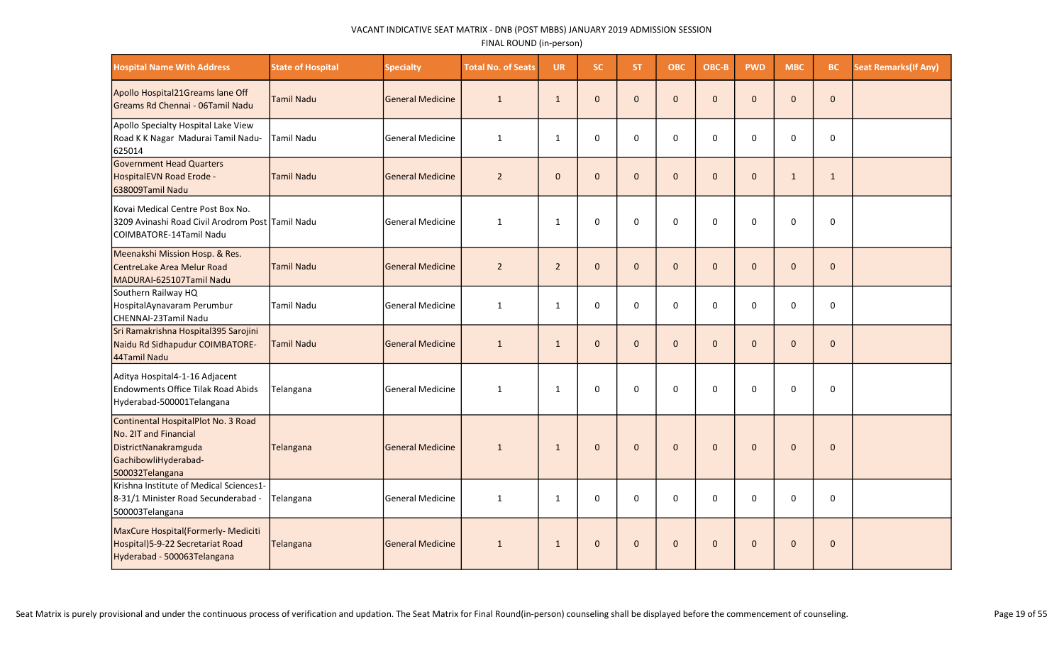VACANT INDICATIVE SEAT MATRIX - DNB (POST MBBS) JANUARY 2019 ADMISSION SESSION

FINAL ROUND (in-person)

| Hospital Name With Address | State of Hospital | Specialty | Total No. of Seats | UR | SC | ST | OBC | OBC-B | PWD | MBC | BC | Seat Remarks(If Any) |
|---|---|---|---|---|---|---|---|---|---|---|---|---|
| Apollo Hospital21Greams lane Off Greams Rd Chennai - 06Tamil Nadu | Tamil Nadu | General Medicine | 1 | 1 | 0 | 0 | 0 | 0 | 0 | 0 | 0 | |
| Apollo Specialty Hospital Lake View Road K K Nagar Madurai Tamil Nadu-625014 | Tamil Nadu | General Medicine | 1 | 1 | 0 | 0 | 0 | 0 | 0 | 0 | 0 | |
| Government Head Quarters HospitalEVN Road Erode - 638009Tamil Nadu | Tamil Nadu | General Medicine | 2 | 0 | 0 | 0 | 0 | 0 | 0 | 1 | 1 | |
| Kovai Medical Centre Post Box No. 3209 Avinashi Road Civil Arodrom Post COIMBATORE-14Tamil Nadu | Tamil Nadu | General Medicine | 1 | 1 | 0 | 0 | 0 | 0 | 0 | 0 | 0 | |
| Meenakshi Mission Hosp. & Res. CentreLake Area Melur Road MADURAI-625107Tamil Nadu | Tamil Nadu | General Medicine | 2 | 2 | 0 | 0 | 0 | 0 | 0 | 0 | 0 | |
| Southern Railway HQ HospitalAynavaram Perumbur CHENNAI-23Tamil Nadu | Tamil Nadu | General Medicine | 1 | 1 | 0 | 0 | 0 | 0 | 0 | 0 | 0 | |
| Sri Ramakrishna Hospital395 Sarojini Naidu Rd Sidhapudur COIMBATORE-44Tamil Nadu | Tamil Nadu | General Medicine | 1 | 1 | 0 | 0 | 0 | 0 | 0 | 0 | 0 | |
| Aditya Hospital4-1-16 Adjacent Endowments Office Tilak Road Abids Hyderabad-500001Telangana | Telangana | General Medicine | 1 | 1 | 0 | 0 | 0 | 0 | 0 | 0 | 0 | |
| Continental HospitalPlot No. 3 Road No. 2IT and Financial DistrictNanakramguda GachibowliHyderabad-500032Telangana | Telangana | General Medicine | 1 | 1 | 0 | 0 | 0 | 0 | 0 | 0 | 0 | |
| Krishna Institute of Medical Sciences1-8-31/1 Minister Road Secunderabad - 500003Telangana | Telangana | General Medicine | 1 | 1 | 0 | 0 | 0 | 0 | 0 | 0 | 0 | |
| MaxCure Hospital(Formerly- Mediciti Hospital)5-9-22 Secretariat Road Hyderabad - 500063Telangana | Telangana | General Medicine | 1 | 1 | 0 | 0 | 0 | 0 | 0 | 0 | 0 | |

Seat Matrix is purely provisional and under the continuous process of verification and updation. The Seat Matrix for Final Round(in-person) counseling shall be displayed before the commencement of counseling.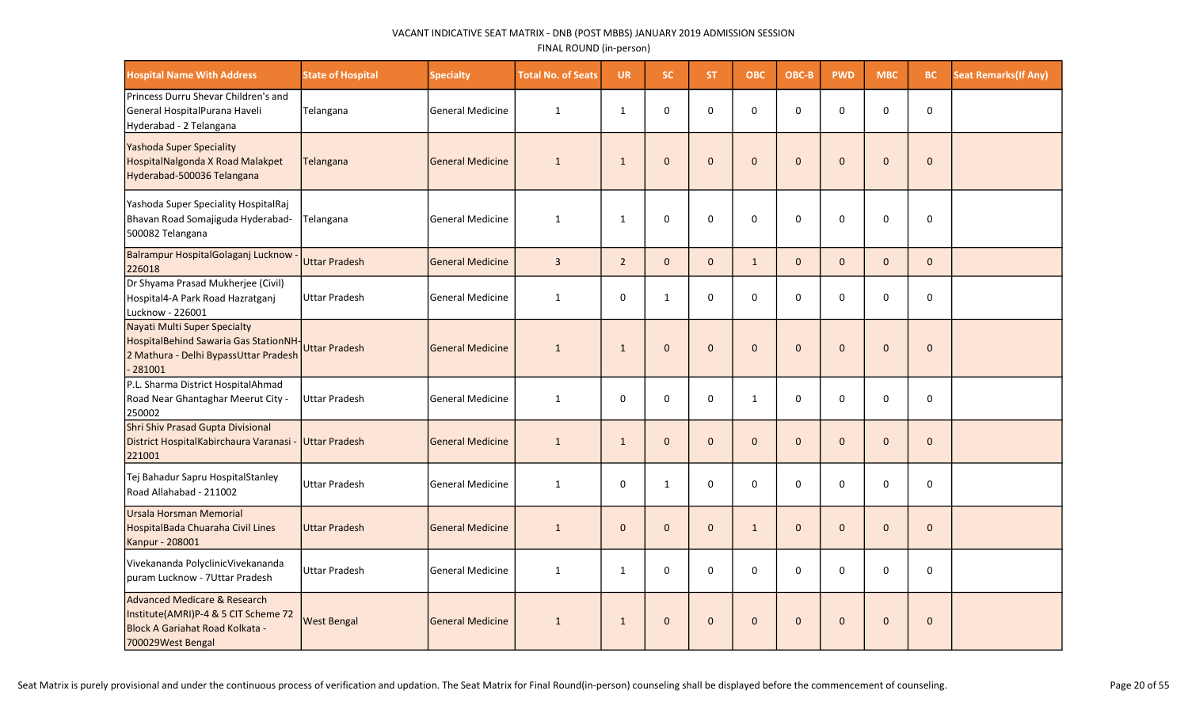VACANT INDICATIVE SEAT MATRIX - DNB (POST MBBS) JANUARY 2019 ADMISSION SESSION

FINAL ROUND (in-person)

| Hospital Name With Address | State of Hospital | Specialty | Total No. of Seats | UR | SC | ST | OBC | OBC-B | PWD | MBC | BC | Seat Remarks(If Any) |
|---|---|---|---|---|---|---|---|---|---|---|---|---|
| Princess Durru Shevar Children's and General HospitalPurana Haveli Hyderabad - 2 Telangana | Telangana | General Medicine | 1 | 1 | 0 | 0 | 0 | 0 | 0 | 0 | 0 | |
| Yashoda Super Speciality HospitalNalgonda X Road Malakpet Hyderabad-500036 Telangana | Telangana | General Medicine | 1 | 1 | 0 | 0 | 0 | 0 | 0 | 0 | 0 | |
| Yashoda Super Speciality HospitalRaj Bhavan Road Somajiguda Hyderabad-500082 Telangana | Telangana | General Medicine | 1 | 1 | 0 | 0 | 0 | 0 | 0 | 0 | 0 | |
| Balrampur HospitalGolaganj Lucknow - 226018 | Uttar Pradesh | General Medicine | 3 | 2 | 0 | 0 | 1 | 0 | 0 | 0 | 0 | |
| Dr Shyama Prasad Mukherjee (Civil) Hospital4-A Park Road Hazratganj Lucknow - 226001 | Uttar Pradesh | General Medicine | 1 | 0 | 1 | 0 | 0 | 0 | 0 | 0 | 0 | |
| Nayati Multi Super Specialty HospitalBehind Sawaria Gas StationNH-2 Mathura - Delhi BypassUttar Pradesh - 281001 | Uttar Pradesh | General Medicine | 1 | 1 | 0 | 0 | 0 | 0 | 0 | 0 | 0 | |
| P.L. Sharma District HospitalAhmad Road Near Ghantaghar Meerut City - 250002 | Uttar Pradesh | General Medicine | 1 | 0 | 0 | 0 | 1 | 0 | 0 | 0 | 0 | |
| Shri Shiv Prasad Gupta Divisional District HospitalKabirchaura Varanasi - 221001 | Uttar Pradesh | General Medicine | 1 | 1 | 0 | 0 | 0 | 0 | 0 | 0 | 0 | |
| Tej Bahadur Sapru HospitalStanley Road Allahabad - 211002 | Uttar Pradesh | General Medicine | 1 | 0 | 1 | 0 | 0 | 0 | 0 | 0 | 0 | |
| Ursala Horsman Memorial HospitalBada Chuaraha Civil Lines Kanpur - 208001 | Uttar Pradesh | General Medicine | 1 | 0 | 0 | 0 | 1 | 0 | 0 | 0 | 0 | |
| Vivekananda PolyclinicVivekananda puram Lucknow - 7Uttar Pradesh | Uttar Pradesh | General Medicine | 1 | 1 | 0 | 0 | 0 | 0 | 0 | 0 | 0 | |
| Advanced Medicare & Research Institute(AMRI)P-4 & 5 CIT Scheme 72 Block A Gariahat Road Kolkata - 700029West Bengal | West Bengal | General Medicine | 1 | 1 | 0 | 0 | 0 | 0 | 0 | 0 | 0 | |

Seat Matrix is purely provisional and under the continuous process of verification and updation. The Seat Matrix for Final Round(in-person) counseling shall be displayed before the commencement of counseling.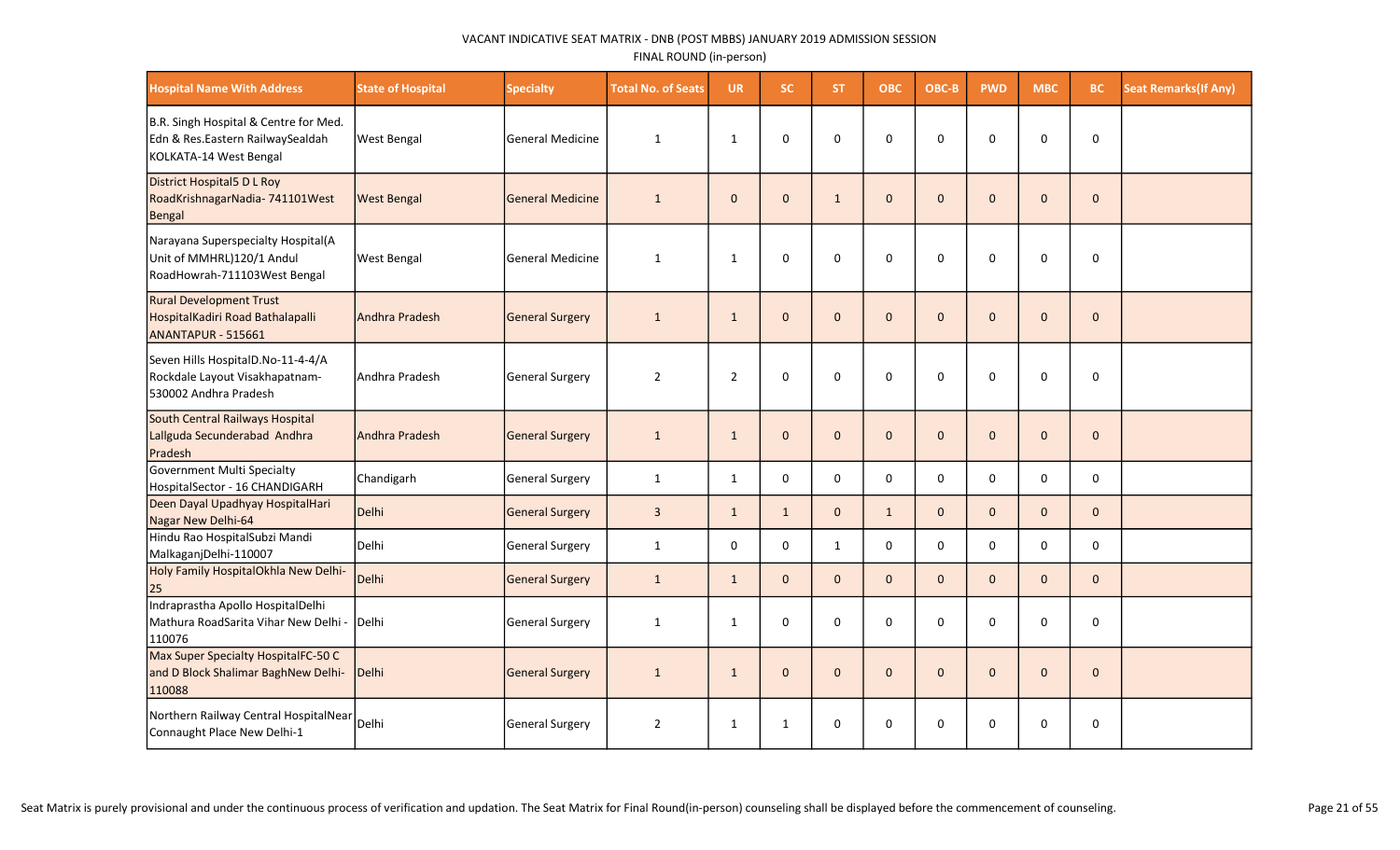VACANT INDICATIVE SEAT MATRIX - DNB (POST MBBS) JANUARY 2019 ADMISSION SESSION

FINAL ROUND (in-person)

| Hospital Name With Address | State of Hospital | Specialty | Total No. of Seats | UR | SC | ST | OBC | OBC-B | PWD | MBC | BC | Seat Remarks(If Any) |
|---|---|---|---|---|---|---|---|---|---|---|---|---|
| B.R. Singh Hospital & Centre for Med. Edn & Res.Eastern RailwaySealdah KOLKATA-14 West Bengal | West Bengal | General Medicine | 1 | 1 | 0 | 0 | 0 | 0 | 0 | 0 | 0 | |
| District Hospital5 D L Roy RoadKrishnagarNadia- 741101West Bengal | West Bengal | General Medicine | 1 | 0 | 0 | 1 | 0 | 0 | 0 | 0 | 0 | |
| Narayana Superspecialty Hospital(A Unit of MMHRL)120/1 Andul RoadHowrah-711103West Bengal | West Bengal | General Medicine | 1 | 1 | 0 | 0 | 0 | 0 | 0 | 0 | 0 | |
| Rural Development Trust HospitalKadiri Road Bathalapalli ANANTAPUR - 515661 | Andhra Pradesh | General Surgery | 1 | 1 | 0 | 0 | 0 | 0 | 0 | 0 | 0 | |
| Seven Hills HospitalD.No-11-4-4/A Rockdale Layout Visakhapatnam-530002 Andhra Pradesh | Andhra Pradesh | General Surgery | 2 | 2 | 0 | 0 | 0 | 0 | 0 | 0 | 0 | |
| South Central Railways Hospital Lallguda Secunderabad Andhra Pradesh | Andhra Pradesh | General Surgery | 1 | 1 | 0 | 0 | 0 | 0 | 0 | 0 | 0 | |
| Government Multi Specialty HospitalSector - 16 CHANDIGARH | Chandigarh | General Surgery | 1 | 1 | 0 | 0 | 0 | 0 | 0 | 0 | 0 | |
| Deen Dayal Upadhyay HospitalHari Nagar New Delhi-64 | Delhi | General Surgery | 3 | 1 | 1 | 0 | 1 | 0 | 0 | 0 | 0 | |
| Hindu Rao HospitalSubzi Mandi MalkaganjDelhi-110007 | Delhi | General Surgery | 1 | 0 | 0 | 1 | 0 | 0 | 0 | 0 | 0 | |
| Holy Family HospitalOkhla New Delhi-25 | Delhi | General Surgery | 1 | 1 | 0 | 0 | 0 | 0 | 0 | 0 | 0 | |
| Indraprastha Apollo HospitalDelhi Mathura RoadSarita Vihar New Delhi - 110076 | Delhi | General Surgery | 1 | 1 | 0 | 0 | 0 | 0 | 0 | 0 | 0 | |
| Max Super Specialty HospitalFC-50 C and D Block Shalimar BaghNew Delhi-110088 | Delhi | General Surgery | 1 | 1 | 0 | 0 | 0 | 0 | 0 | 0 | 0 | |
| Northern Railway Central HospitalNear Connaught Place New Delhi-1 | Delhi | General Surgery | 2 | 1 | 1 | 0 | 0 | 0 | 0 | 0 | 0 | |

Seat Matrix is purely provisional and under the continuous process of verification and updation. The Seat Matrix for Final Round(in-person) counseling shall be displayed before the commencement of counseling.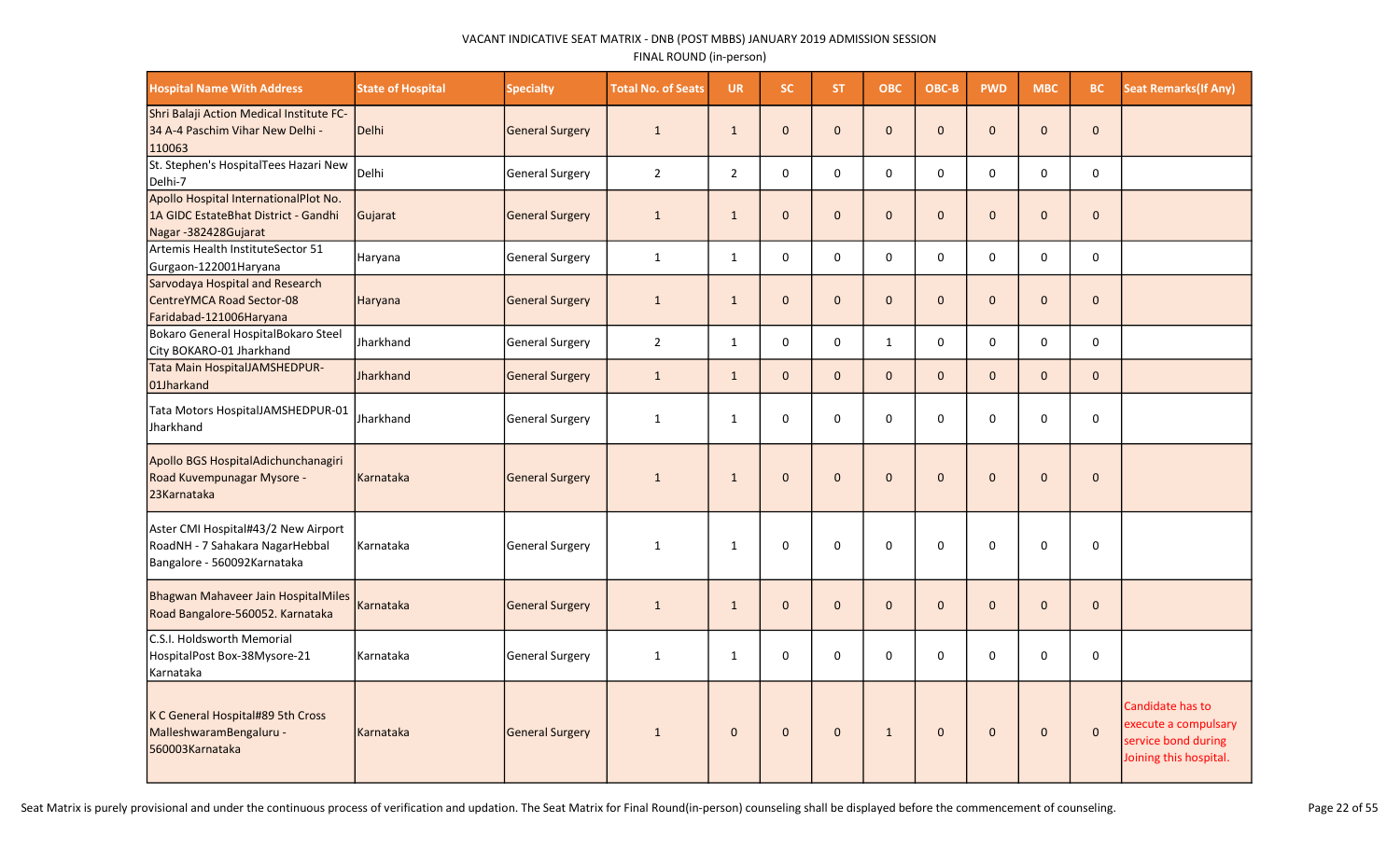VACANT INDICATIVE SEAT MATRIX - DNB (POST MBBS) JANUARY 2019 ADMISSION SESSION

FINAL ROUND (in-person)

| Hospital Name With Address | State of Hospital | Specialty | Total No. of Seats | UR | SC | ST | OBC | OBC-B | PWD | MBC | BC | Seat Remarks(If Any) |
|---|---|---|---|---|---|---|---|---|---|---|---|---|
| Shri Balaji Action Medical Institute FC-34 A-4 Paschim Vihar New Delhi - 110063 | Delhi | General Surgery | 1 | 1 | 0 | 0 | 0 | 0 | 0 | 0 | 0 | |
| St. Stephen's HospitalTees Hazari New Delhi-7 | Delhi | General Surgery | 2 | 2 | 0 | 0 | 0 | 0 | 0 | 0 | 0 | |
| Apollo Hospital InternationalPlot No. 1A GIDC EstateBhat District - Gandhi Nagar -382428Gujarat | Gujarat | General Surgery | 1 | 1 | 0 | 0 | 0 | 0 | 0 | 0 | 0 | |
| Artemis Health InstituteSector 51 Gurgaon-122001Haryana | Haryana | General Surgery | 1 | 1 | 0 | 0 | 0 | 0 | 0 | 0 | 0 | |
| Sarvodaya Hospital and Research CentreYMCA Road Sector-08 Faridabad-121006Haryana | Haryana | General Surgery | 1 | 1 | 0 | 0 | 0 | 0 | 0 | 0 | 0 | |
| Bokaro General HospitalBokaro Steel City BOKARO-01 Jharkhand | Jharkhand | General Surgery | 2 | 1 | 0 | 0 | 1 | 0 | 0 | 0 | 0 | |
| Tata Main HospitalJAMSHEDPUR-01Jharkhand | Jharkhand | General Surgery | 1 | 1 | 0 | 0 | 0 | 0 | 0 | 0 | 0 | |
| Tata Motors HospitalJAMSHEDPUR-01 Jharkhand | Jharkhand | General Surgery | 1 | 1 | 0 | 0 | 0 | 0 | 0 | 0 | 0 | |
| Apollo BGS HospitalAdichunchanagiri Road Kuvempunagar Mysore - 23Karnataka | Karnataka | General Surgery | 1 | 1 | 0 | 0 | 0 | 0 | 0 | 0 | 0 | |
| Aster CMI Hospital#43/2 New Airport RoadNH - 7 Sahakara NagarHebbal Bangalore - 560092Karnataka | Karnataka | General Surgery | 1 | 1 | 0 | 0 | 0 | 0 | 0 | 0 | 0 | |
| Bhagwan Mahaveer Jain HospitalMiles Road Bangalore-560052. Karnataka | Karnataka | General Surgery | 1 | 1 | 0 | 0 | 0 | 0 | 0 | 0 | 0 | |
| C.S.I. Holdsworth Memorial HospitalPost Box-38Mysore-21 Karnataka | Karnataka | General Surgery | 1 | 1 | 0 | 0 | 0 | 0 | 0 | 0 | 0 | |
| K C General Hospital#89 5th Cross MalleshwaramBengaluru - 560003Karnataka | Karnataka | General Surgery | 1 | 0 | 0 | 0 | 1 | 0 | 0 | 0 | 0 | Candidate has to execute a compulsary service bond during Joining this hospital. |

Seat Matrix is purely provisional and under the continuous process of verification and updation. The Seat Matrix for Final Round(in-person) counseling shall be displayed before the commencement of counseling.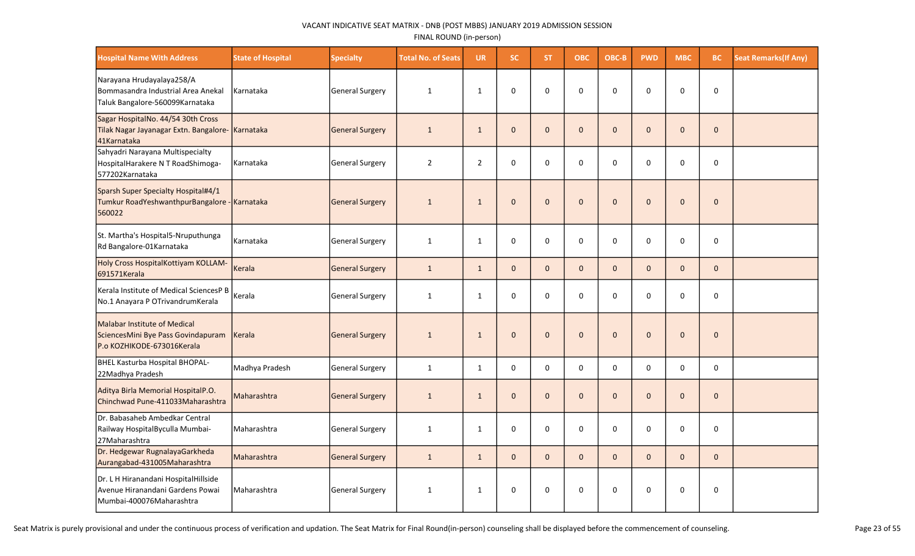VACANT INDICATIVE SEAT MATRIX - DNB (POST MBBS) JANUARY 2019 ADMISSION SESSION
FINAL ROUND (in-person)

| Hospital Name With Address | State of Hospital | Specialty | Total No. of Seats | UR | SC | ST | OBC | OBC-B | PWD | MBC | BC | Seat Remarks(If Any) |
|---|---|---|---|---|---|---|---|---|---|---|---|---|
| Narayana Hrudayalaya258/A Bommasandra Industrial Area Anekal Taluk Bangalore-560099Karnataka | Karnataka | General Surgery | 1 | 1 | 0 | 0 | 0 | 0 | 0 | 0 | 0 | |
| Sagar HospitalNo. 44/54 30th Cross Tilak Nagar Jayanagar Extn. Bangalore-41Karnataka | Karnataka | General Surgery | 1 | 1 | 0 | 0 | 0 | 0 | 0 | 0 | 0 | |
| Sahyadri Narayana Multispecialty HospitalHarakere N T RoadShimoga-577202Karnataka | Karnataka | General Surgery | 2 | 2 | 0 | 0 | 0 | 0 | 0 | 0 | 0 | |
| Sparsh Super Specialty Hospital#4/1 Tumkur RoadYeshwanthpurBangalore - 560022 | Karnataka | General Surgery | 1 | 1 | 0 | 0 | 0 | 0 | 0 | 0 | 0 | |
| St. Martha's Hospital5-Nruputhunga Rd Bangalore-01Karnataka | Karnataka | General Surgery | 1 | 1 | 0 | 0 | 0 | 0 | 0 | 0 | 0 | |
| Holy Cross HospitalKottiyam KOLLAM-691571Kerala | Kerala | General Surgery | 1 | 1 | 0 | 0 | 0 | 0 | 0 | 0 | 0 | |
| Kerala Institute of Medical SciencesP B No.1 Anayara P OTrivandrumKerala | Kerala | General Surgery | 1 | 1 | 0 | 0 | 0 | 0 | 0 | 0 | 0 | |
| Malabar Institute of Medical SciencesMini Bye Pass Govindapuram P.o KOZHIKODE-673016Kerala | Kerala | General Surgery | 1 | 1 | 0 | 0 | 0 | 0 | 0 | 0 | 0 | |
| BHEL Kasturba Hospital BHOPAL-22Madhya Pradesh | Madhya Pradesh | General Surgery | 1 | 1 | 0 | 0 | 0 | 0 | 0 | 0 | 0 | |
| Aditya Birla Memorial HospitalP.O. Chinchwad Pune-411033Maharashtra | Maharashtra | General Surgery | 1 | 1 | 0 | 0 | 0 | 0 | 0 | 0 | 0 | |
| Dr. Babasaheb Ambedkar Central Railway HospitalByculla Mumbai-27Maharashtra | Maharashtra | General Surgery | 1 | 1 | 0 | 0 | 0 | 0 | 0 | 0 | 0 | |
| Dr. Hedgewar RugnalayaGarkheda Aurangabad-431005Maharashtra | Maharashtra | General Surgery | 1 | 1 | 0 | 0 | 0 | 0 | 0 | 0 | 0 | |
| Dr. L H Hiranandani HospitalHillside Avenue Hiranandani Gardens Powai Mumbai-400076Maharashtra | Maharashtra | General Surgery | 1 | 1 | 0 | 0 | 0 | 0 | 0 | 0 | 0 | |

Seat Matrix is purely provisional and under the continuous process of verification and updation. The Seat Matrix for Final Round(in-person) counseling shall be displayed before the commencement of counseling.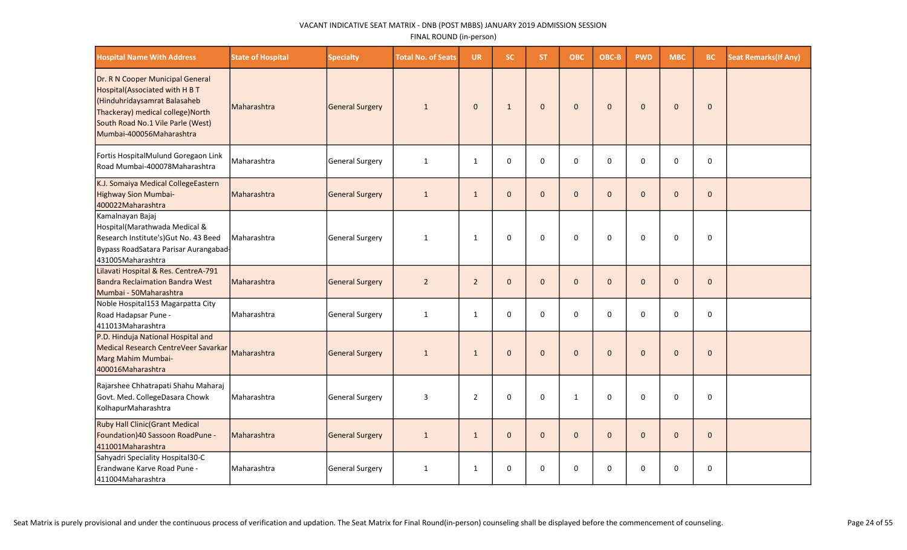VACANT INDICATIVE SEAT MATRIX - DNB (POST MBBS) JANUARY 2019 ADMISSION SESSION

FINAL ROUND (in-person)

| Hospital Name With Address | State of Hospital | Specialty | Total No. of Seats | UR | SC | ST | OBC | OBC-B | PWD | MBC | BC | Seat Remarks(If Any) |
|---|---|---|---|---|---|---|---|---|---|---|---|---|
| Dr. R N Cooper Municipal General Hospital(Associated with H B T (Hinduhridaysamrat Balasaheb Thackeray) medical college)North South Road No.1 Vile Parle (West) Mumbai-400056Maharashtra | Maharashtra | General Surgery | 1 | 0 | 1 | 0 | 0 | 0 | 0 | 0 | 0 | |
| Fortis HospitalMulund Goregaon Link Road Mumbai-400078Maharashtra | Maharashtra | General Surgery | 1 | 1 | 0 | 0 | 0 | 0 | 0 | 0 | 0 | |
| K.J. Somaiya Medical CollegeEastern Highway Sion Mumbai-400022Maharashtra | Maharashtra | General Surgery | 1 | 1 | 0 | 0 | 0 | 0 | 0 | 0 | 0 | |
| Kamalnayan Bajaj Hospital(Marathwada Medical & Research Institute's)Gut No. 43 Beed Bypass RoadSatara Parisar Aurangabad-431005Maharashtra | Maharashtra | General Surgery | 1 | 1 | 0 | 0 | 0 | 0 | 0 | 0 | 0 | |
| Lilavati Hospital & Res. CentreA-791 Bandra Reclaimation Bandra West Mumbai - 50Maharashtra | Maharashtra | General Surgery | 2 | 2 | 0 | 0 | 0 | 0 | 0 | 0 | 0 | |
| Noble Hospital153 Magarpatta City Road Hadapsar Pune - 411013Maharashtra | Maharashtra | General Surgery | 1 | 1 | 0 | 0 | 0 | 0 | 0 | 0 | 0 | |
| P.D. Hinduja National Hospital and Medical Research CentreVeer Savarkar Marg Mahim Mumbai-400016Maharashtra | Maharashtra | General Surgery | 1 | 1 | 0 | 0 | 0 | 0 | 0 | 0 | 0 | |
| Rajarshee Chhatrapati Shahu Maharaj Govt. Med. CollegeDasara Chowk KolhapurMaharashtra | Maharashtra | General Surgery | 3 | 2 | 0 | 0 | 1 | 0 | 0 | 0 | 0 | |
| Ruby Hall Clinic(Grant Medical Foundation)40 Sassoon RoadPune - 411001Maharashtra | Maharashtra | General Surgery | 1 | 1 | 0 | 0 | 0 | 0 | 0 | 0 | 0 | |
| Sahyadri Speciality Hospital30-C Erandwane Karve Road Pune - 411004Maharashtra | Maharashtra | General Surgery | 1 | 1 | 0 | 0 | 0 | 0 | 0 | 0 | 0 | |

Seat Matrix is purely provisional and under the continuous process of verification and updation. The Seat Matrix for Final Round(in-person) counseling shall be displayed before the commencement of counseling.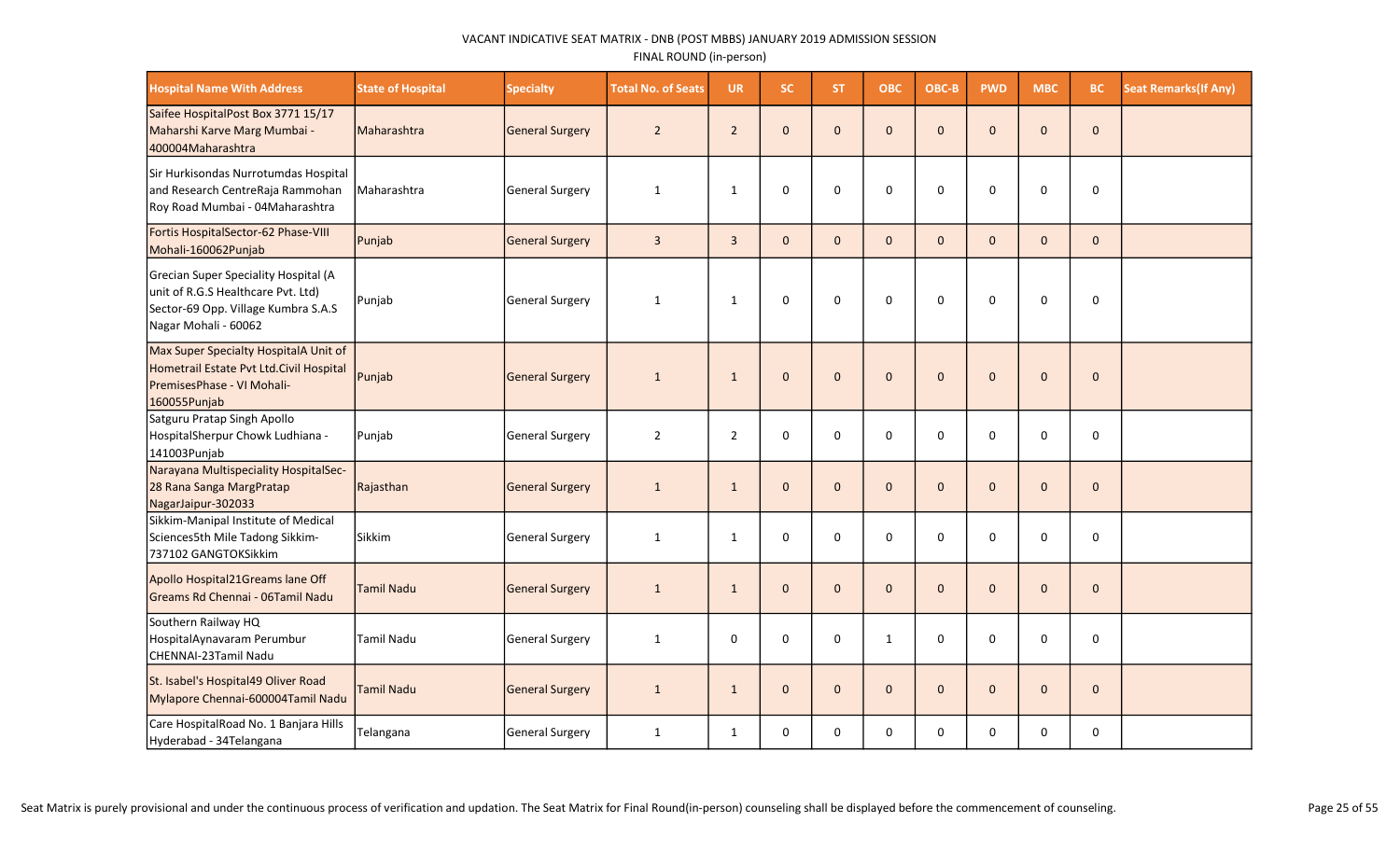VACANT INDICATIVE SEAT MATRIX - DNB (POST MBBS) JANUARY 2019 ADMISSION SESSION

FINAL ROUND (in-person)

| Hospital Name With Address | State of Hospital | Specialty | Total No. of Seats | UR | SC | ST | OBC | OBC-B | PWD | MBC | BC | Seat Remarks(If Any) |
|---|---|---|---|---|---|---|---|---|---|---|---|---|
| Saifee HospitalPost Box 3771 15/17 Maharshi Karve Marg Mumbai - 400004Maharashtra | Maharashtra | General Surgery | 2 | 2 | 0 | 0 | 0 | 0 | 0 | 0 | 0 | |
| Sir Hurkisondas Nurrotumdas Hospital and Research CentreRaja Rammohan Roy Road Mumbai - 04Maharashtra | Maharashtra | General Surgery | 1 | 1 | 0 | 0 | 0 | 0 | 0 | 0 | 0 | |
| Fortis HospitalSector-62 Phase-VIII Mohali-160062Punjab | Punjab | General Surgery | 3 | 3 | 0 | 0 | 0 | 0 | 0 | 0 | 0 | |
| Grecian Super Speciality Hospital (A unit of R.G.S Healthcare Pvt. Ltd) Sector-69 Opp. Village Kumbra S.A.S Nagar Mohali - 60062 | Punjab | General Surgery | 1 | 1 | 0 | 0 | 0 | 0 | 0 | 0 | 0 | |
| Max Super Specialty HospitalA Unit of Hometrail Estate Pvt Ltd.Civil Hospital PremisesPhase - VI Mohali-160055Punjab | Punjab | General Surgery | 1 | 1 | 0 | 0 | 0 | 0 | 0 | 0 | 0 | |
| Satguru Pratap Singh Apollo HospitalSherpur Chowk Ludhiana - 141003Punjab | Punjab | General Surgery | 2 | 2 | 0 | 0 | 0 | 0 | 0 | 0 | 0 | |
| Narayana Multispeciality HospitalSec-28 Rana Sanga MargPratap NagarJaipur-302033 | Rajasthan | General Surgery | 1 | 1 | 0 | 0 | 0 | 0 | 0 | 0 | 0 | |
| Sikkim-Manipal Institute of Medical Sciences5th Mile Tadong Sikkim-737102 GANGTOKSikkim | Sikkim | General Surgery | 1 | 1 | 0 | 0 | 0 | 0 | 0 | 0 | 0 | |
| Apollo Hospital21Greams lane Off Greams Rd Chennai - 06Tamil Nadu | Tamil Nadu | General Surgery | 1 | 1 | 0 | 0 | 0 | 0 | 0 | 0 | 0 | |
| Southern Railway HQ HospitalAynavaram Perumbur CHENNAI-23Tamil Nadu | Tamil Nadu | General Surgery | 1 | 0 | 0 | 0 | 1 | 0 | 0 | 0 | 0 | |
| St. Isabel's Hospital49 Oliver Road Mylapore Chennai-600004Tamil Nadu | Tamil Nadu | General Surgery | 1 | 1 | 0 | 0 | 0 | 0 | 0 | 0 | 0 | |
| Care HospitalRoad No. 1 Banjara Hills Hyderabad - 34Telangana | Telangana | General Surgery | 1 | 1 | 0 | 0 | 0 | 0 | 0 | 0 | 0 | |

Seat Matrix is purely provisional and under the continuous process of verification and updation. The Seat Matrix for Final Round(in-person) counseling shall be displayed before the commencement of counseling.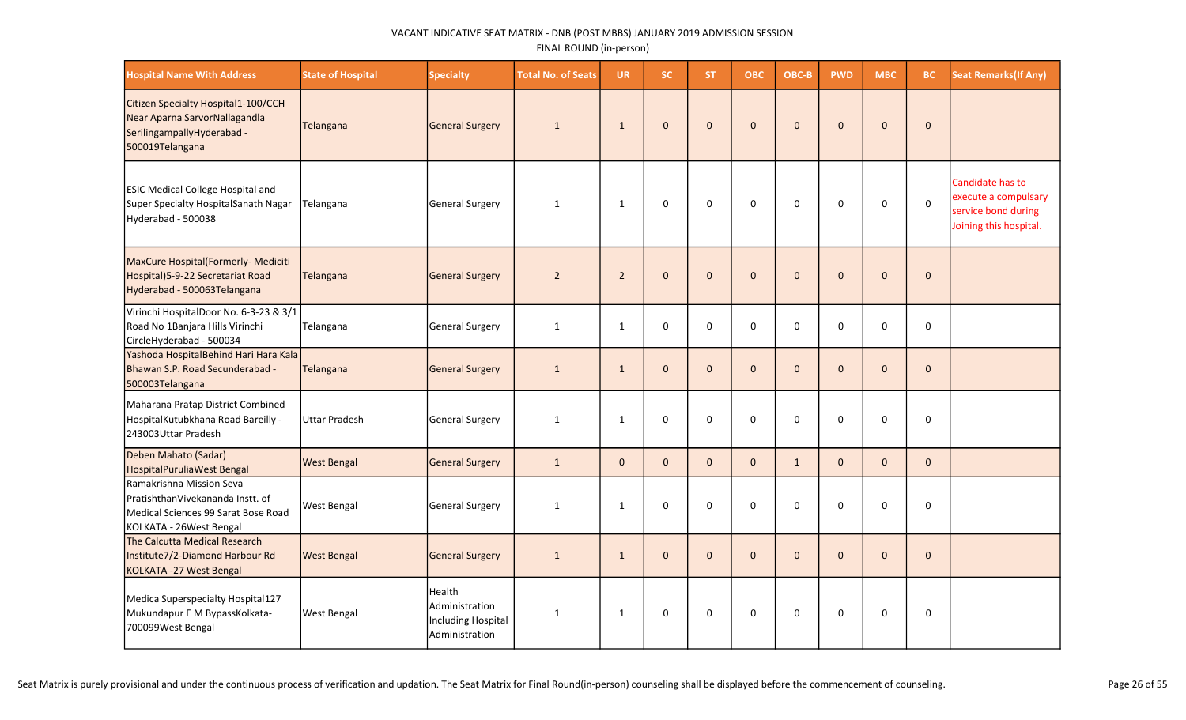VACANT INDICATIVE SEAT MATRIX - DNB (POST MBBS) JANUARY 2019 ADMISSION SESSION

FINAL ROUND (in-person)

| Hospital Name With Address | State of Hospital | Specialty | Total No. of Seats | UR | SC | ST | OBC | OBC-B | PWD | MBC | BC | Seat Remarks(If Any) |
|---|---|---|---|---|---|---|---|---|---|---|---|---|
| Citizen Specialty Hospital1-100/CCH Near Aparna SarvorNallagandla SerilingampallyHyderabad - 500019Telangana | Telangana | General Surgery | 1 | 1 | 0 | 0 | 0 | 0 | 0 | 0 | 0 | |
| ESIC Medical College Hospital and Super Specialty HospitalSanath Nagar Hyderabad - 500038 | Telangana | General Surgery | 1 | 1 | 0 | 0 | 0 | 0 | 0 | 0 | 0 | Candidate has to execute a compulsary service bond during Joining this hospital. |
| MaxCure Hospital(Formerly- Mediciti Hospital)5-9-22 Secretariat Road Hyderabad - 500063Telangana | Telangana | General Surgery | 2 | 2 | 0 | 0 | 0 | 0 | 0 | 0 | 0 | |
| Virinchi HospitalDoor No. 6-3-23 & 3/1 Road No 1Banjara Hills Virinchi CircleHyderabad - 500034 | Telangana | General Surgery | 1 | 1 | 0 | 0 | 0 | 0 | 0 | 0 | 0 | |
| Yashoda HospitalBehind Hari Hara Kala Bhawan S.P. Road Secunderabad - 500003Telangana | Telangana | General Surgery | 1 | 1 | 0 | 0 | 0 | 0 | 0 | 0 | 0 | |
| Maharana Pratap District Combined HospitalKutubkhana Road Bareilly - 243003Uttar Pradesh | Uttar Pradesh | General Surgery | 1 | 1 | 0 | 0 | 0 | 0 | 0 | 0 | 0 | |
| Deben Mahato (Sadar) HospitalPuruliaWest Bengal | West Bengal | General Surgery | 1 | 0 | 0 | 0 | 0 | 1 | 0 | 0 | 0 | |
| Ramakrishna Mission Seva PratishthanVivekananda Instt. of Medical Sciences 99 Sarat Bose Road KOLKATA - 26West Bengal | West Bengal | General Surgery | 1 | 1 | 0 | 0 | 0 | 0 | 0 | 0 | 0 | |
| The Calcutta Medical Research Institute7/2-Diamond Harbour Rd KOLKATA -27 West Bengal | West Bengal | General Surgery | 1 | 1 | 0 | 0 | 0 | 0 | 0 | 0 | 0 | |
| Medica Superspecialty Hospital127 Mukundapur E M BypassKolkata-700099West Bengal | West Bengal | Health Administration Including Hospital Administration | 1 | 1 | 0 | 0 | 0 | 0 | 0 | 0 | 0 | |

Seat Matrix is purely provisional and under the continuous process of verification and updation. The Seat Matrix for Final Round(in-person) counseling shall be displayed before the commencement of counseling.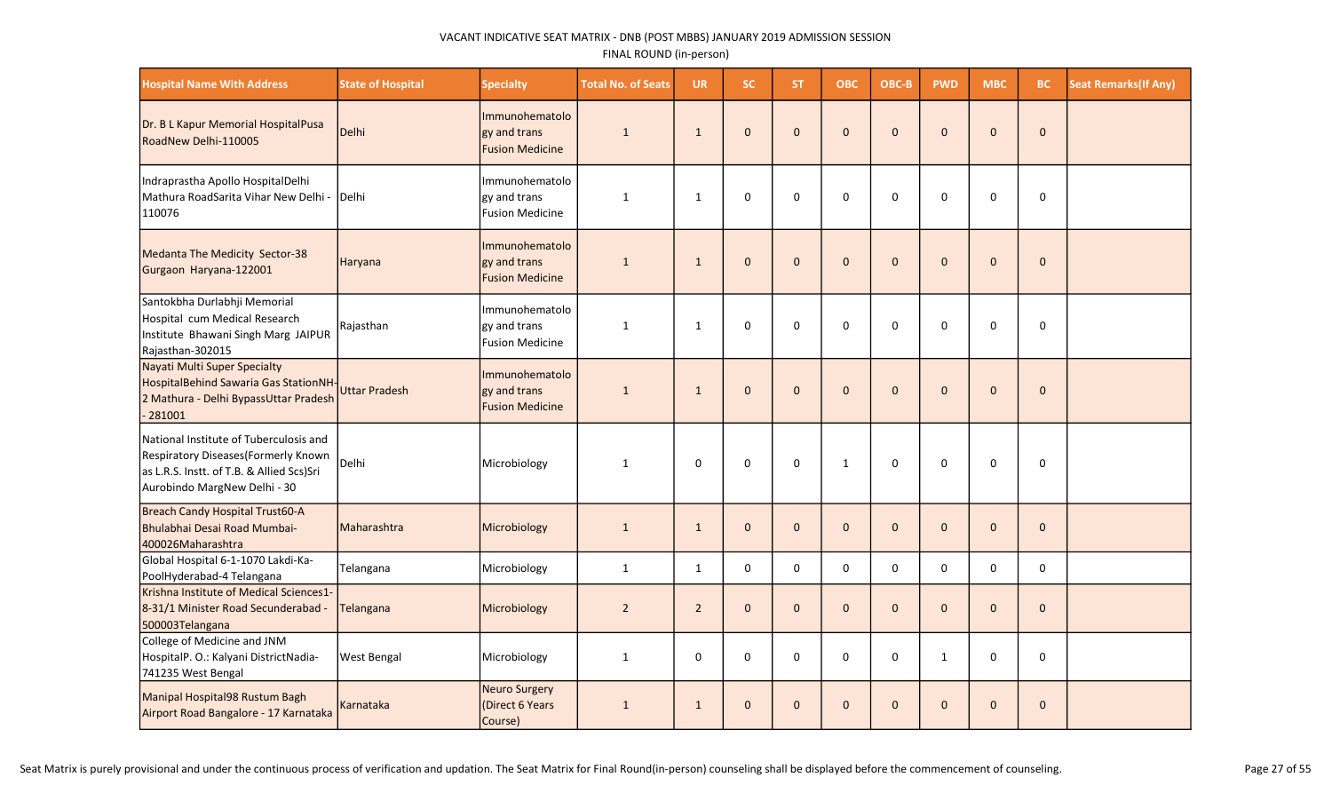VACANT INDICATIVE SEAT MATRIX - DNB (POST MBBS) JANUARY 2019 ADMISSION SESSION

FINAL ROUND (in-person)

| Hospital Name With Address | State of Hospital | Specialty | Total No. of Seats | UR | SC | ST | OBC | OBC-B | PWD | MBC | BC | Seat Remarks(If Any) |
|---|---|---|---|---|---|---|---|---|---|---|---|---|
| Dr. B L Kapur Memorial HospitalPusa RoadNew Delhi-110005 | Delhi | Immunohematology and trans Fusion Medicine | 1 | 1 | 0 | 0 | 0 | 0 | 0 | 0 | 0 | |
| Indraprastha Apollo HospitalDelhi Mathura RoadSarita Vihar New Delhi - 110076 | Delhi | Immunohematology and trans Fusion Medicine | 1 | 1 | 0 | 0 | 0 | 0 | 0 | 0 | 0 | |
| Medanta The Medicity Sector-38 Gurgaon Haryana-122001 | Haryana | Immunohematology and trans Fusion Medicine | 1 | 1 | 0 | 0 | 0 | 0 | 0 | 0 | 0 | |
| Santokbha Durlabhji Memorial Hospital cum Medical Research Institute Bhawani Singh Marg JAIPUR Rajasthan-302015 | Rajasthan | Immunohematology and trans Fusion Medicine | 1 | 1 | 0 | 0 | 0 | 0 | 0 | 0 | 0 | |
| Nayati Multi Super Specialty HospitalBehind Sawaria Gas StationNH-2 Mathura - Delhi BypassUttar Pradesh - 281001 | Uttar Pradesh | Immunohematology and trans Fusion Medicine | 1 | 1 | 0 | 0 | 0 | 0 | 0 | 0 | 0 | |
| National Institute of Tuberculosis and Respiratory Diseases(Formerly Known as L.R.S. Instt. of T.B. & Allied Scs)Sri Aurobindo MargNew Delhi - 30 | Delhi | Microbiology | 1 | 0 | 0 | 0 | 1 | 0 | 0 | 0 | 0 | |
| Breach Candy Hospital Trust60-A Bhulabhai Desai Road Mumbai-400026Maharashtra | Maharashtra | Microbiology | 1 | 1 | 0 | 0 | 0 | 0 | 0 | 0 | 0 | |
| Global Hospital 6-1-1070 Lakdi-Ka-PoolHyderabad-4 Telangana | Telangana | Microbiology | 1 | 1 | 0 | 0 | 0 | 0 | 0 | 0 | 0 | |
| Krishna Institute of Medical Sciences1-8-31/1 Minister Road Secunderabad - 500003Telangana | Telangana | Microbiology | 2 | 2 | 0 | 0 | 0 | 0 | 0 | 0 | 0 | |
| College of Medicine and JNM HospitalP. O.: Kalyani DistrictNadia-741235 West Bengal | West Bengal | Microbiology | 1 | 0 | 0 | 0 | 0 | 0 | 1 | 0 | 0 | |
| Manipal Hospital98 Rustum Bagh Airport Road Bangalore - 17 Karnataka | Karnataka | Neuro Surgery (Direct 6 Years Course) | 1 | 1 | 0 | 0 | 0 | 0 | 0 | 0 | 0 | |

Seat Matrix is purely provisional and under the continuous process of verification and updation. The Seat Matrix for Final Round(in-person) counseling shall be displayed before the commencement of counseling.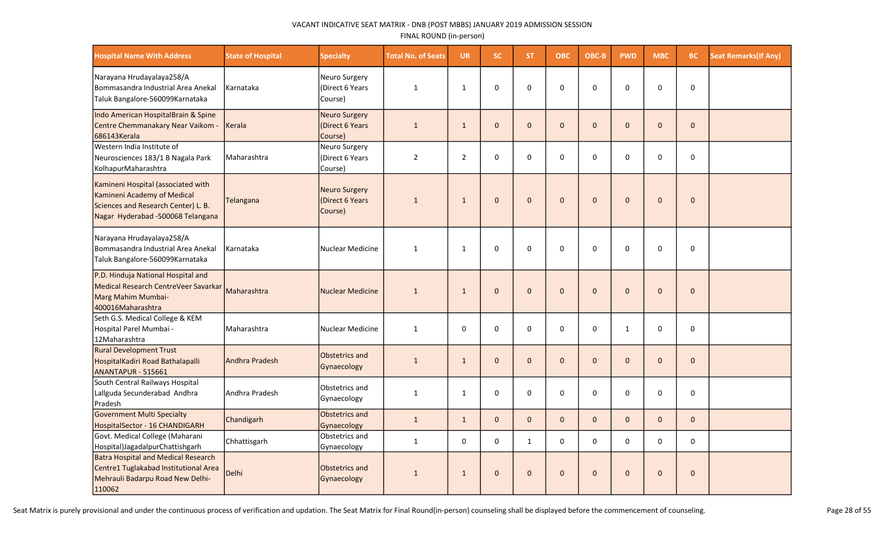VACANT INDICATIVE SEAT MATRIX - DNB (POST MBBS) JANUARY 2019 ADMISSION SESSION

FINAL ROUND (in-person)

| Hospital Name With Address | State of Hospital | Specialty | Total No. of Seats | UR | SC | ST | OBC | OBC-B | PWD | MBC | BC | Seat Remarks(If Any) |
|---|---|---|---|---|---|---|---|---|---|---|---|---|
| Narayana Hrudayalaya258/A Bommasandra Industrial Area Anekal Taluk Bangalore-560099Karnataka | Karnataka | Neuro Surgery (Direct 6 Years Course) | 1 | 1 | 0 | 0 | 0 | 0 | 0 | 0 | 0 | |
| Indo American HospitalBrain & Spine Centre Chemmanakary Near Vaikom - 686143Kerala | Kerala | Neuro Surgery (Direct 6 Years Course) | 1 | 1 | 0 | 0 | 0 | 0 | 0 | 0 | 0 | |
| Western India Institute of Neurosciences 183/1 B Nagala Park KolhapurMaharashtra | Maharashtra | Neuro Surgery (Direct 6 Years Course) | 2 | 2 | 0 | 0 | 0 | 0 | 0 | 0 | 0 | |
| Kamineni Hospital (associated with Kamineni Academy of Medical Sciences and Research Center) L. B. Nagar Hyderabad -500068 Telangana | Telangana | Neuro Surgery (Direct 6 Years Course) | 1 | 1 | 0 | 0 | 0 | 0 | 0 | 0 | 0 | |
| Narayana Hrudayalaya258/A Bommasandra Industrial Area Anekal Taluk Bangalore-560099Karnataka | Karnataka | Nuclear Medicine | 1 | 1 | 0 | 0 | 0 | 0 | 0 | 0 | 0 | |
| P.D. Hinduja National Hospital and Medical Research CentreVeer Savarkar Marg Mahim Mumbai-400016Maharashtra | Maharashtra | Nuclear Medicine | 1 | 1 | 0 | 0 | 0 | 0 | 0 | 0 | 0 | |
| Seth G.S. Medical College & KEM Hospital Parel Mumbai -12Maharashtra | Maharashtra | Nuclear Medicine | 1 | 0 | 0 | 0 | 0 | 0 | 1 | 0 | 0 | |
| Rural Development Trust HospitalKadiri Road Bathalapalli ANANTAPUR - 515661 | Andhra Pradesh | Obstetrics and Gynaecology | 1 | 1 | 0 | 0 | 0 | 0 | 0 | 0 | 0 | |
| South Central Railways Hospital Lallguda Secunderabad Andhra Pradesh | Andhra Pradesh | Obstetrics and Gynaecology | 1 | 1 | 0 | 0 | 0 | 0 | 0 | 0 | 0 | |
| Government Multi Specialty HospitalSector - 16 CHANDIGARH | Chandigarh | Obstetrics and Gynaecology | 1 | 1 | 0 | 0 | 0 | 0 | 0 | 0 | 0 | |
| Govt. Medical College (Maharani Hospital)JagadalpurChattishgarh | Chhattisgarh | Obstetrics and Gynaecology | 1 | 0 | 0 | 1 | 0 | 0 | 0 | 0 | 0 | |
| Batra Hospital and Medical Research Centre1 Tuglakabad Institutional Area Mehrauli Badarpu Road New Delhi-110062 | Delhi | Obstetrics and Gynaecology | 1 | 1 | 0 | 0 | 0 | 0 | 0 | 0 | 0 | |

Seat Matrix is purely provisional and under the continuous process of verification and updation. The Seat Matrix for Final Round(in-person) counseling shall be displayed before the commencement of counseling.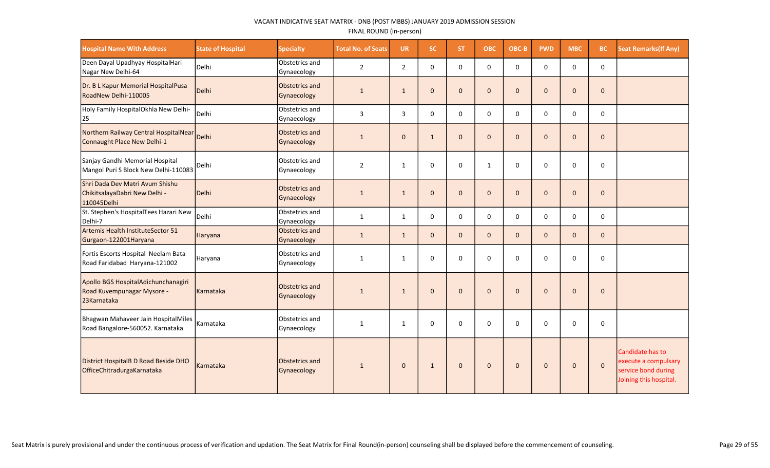VACANT INDICATIVE SEAT MATRIX - DNB (POST MBBS) JANUARY 2019 ADMISSION SESSION

FINAL ROUND (in-person)

| Hospital Name With Address | State of Hospital | Specialty | Total No. of Seats | UR | SC | ST | OBC | OBC-B | PWD | MBC | BC | Seat Remarks(If Any) |
|---|---|---|---|---|---|---|---|---|---|---|---|---|
| Deen Dayal Upadhyay HospitalHari Nagar New Delhi-64 | Delhi | Obstetrics and Gynaecology | 2 | 2 | 0 | 0 | 0 | 0 | 0 | 0 | 0 | |
| Dr. B L Kapur Memorial HospitalPusa RoadNew Delhi-110005 | Delhi | Obstetrics and Gynaecology | 1 | 1 | 0 | 0 | 0 | 0 | 0 | 0 | 0 | |
| Holy Family HospitalOkhla New Delhi-25 | Delhi | Obstetrics and Gynaecology | 3 | 3 | 0 | 0 | 0 | 0 | 0 | 0 | 0 | |
| Northern Railway Central HospitalNear Connaught Place New Delhi-1 | Delhi | Obstetrics and Gynaecology | 1 | 0 | 1 | 0 | 0 | 0 | 0 | 0 | 0 | |
| Sanjay Gandhi Memorial Hospital Mangol Puri S Block New Delhi-110083 | Delhi | Obstetrics and Gynaecology | 2 | 1 | 0 | 0 | 1 | 0 | 0 | 0 | 0 | |
| Shri Dada Dev Matri Avum Shishu ChikitsalayaDabri New Delhi - 110045Delhi | Delhi | Obstetrics and Gynaecology | 1 | 1 | 0 | 0 | 0 | 0 | 0 | 0 | 0 | |
| St. Stephen's HospitalTees Hazari New Delhi-7 | Delhi | Obstetrics and Gynaecology | 1 | 1 | 0 | 0 | 0 | 0 | 0 | 0 | 0 | |
| Artemis Health InstituteSector 51 Gurgaon-122001Haryana | Haryana | Obstetrics and Gynaecology | 1 | 1 | 0 | 0 | 0 | 0 | 0 | 0 | 0 | |
| Fortis Escorts Hospital Neelam Bata Road Faridabad Haryana-121002 | Haryana | Obstetrics and Gynaecology | 1 | 1 | 0 | 0 | 0 | 0 | 0 | 0 | 0 | |
| Apollo BGS HospitalAdichunchanagiri Road Kuvempunagar Mysore - 23Karnataka | Karnataka | Obstetrics and Gynaecology | 1 | 1 | 0 | 0 | 0 | 0 | 0 | 0 | 0 | |
| Bhagwan Mahaveer Jain HospitalMiles Road Bangalore-560052. Karnataka | Karnataka | Obstetrics and Gynaecology | 1 | 1 | 0 | 0 | 0 | 0 | 0 | 0 | 0 | |
| District HospitalB D Road Beside DHO OfficeChitradurgaKarnataka | Karnataka | Obstetrics and Gynaecology | 1 | 0 | 1 | 0 | 0 | 0 | 0 | 0 | 0 | Candidate has to execute a compulsary service bond during Joining this hospital. |

Seat Matrix is purely provisional and under the continuous process of verification and updation. The Seat Matrix for Final Round(in-person) counseling shall be displayed before the commencement of counseling.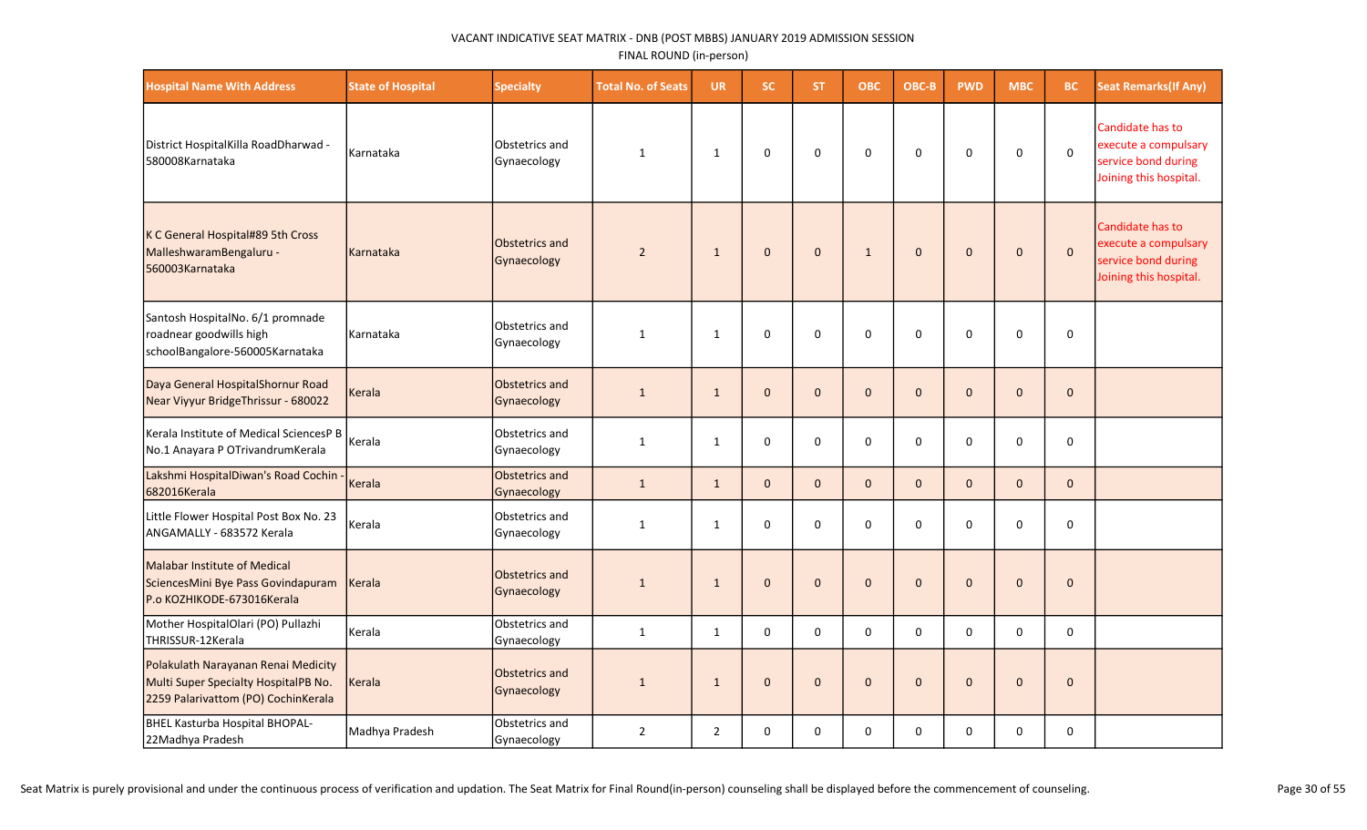VACANT INDICATIVE SEAT MATRIX - DNB (POST MBBS) JANUARY 2019 ADMISSION SESSION

FINAL ROUND (in-person)

| Hospital Name With Address | State of Hospital | Specialty | Total No. of Seats | UR | SC | ST | OBC | OBC-B | PWD | MBC | BC | Seat Remarks(If Any) |
|---|---|---|---|---|---|---|---|---|---|---|---|---|
| District HospitalKilla RoadDharwad - 580008Karnataka | Karnataka | Obstetrics and Gynaecology | 1 | 1 | 0 | 0 | 0 | 0 | 0 | 0 | 0 | Candidate has to execute a compulsary service bond during Joining this hospital. |
| K C General Hospital#89 5th Cross MalleshwaramBengaluru - 560003Karnataka | Karnataka | Obstetrics and Gynaecology | 2 | 1 | 0 | 0 | 1 | 0 | 0 | 0 | 0 | Candidate has to execute a compulsary service bond during Joining this hospital. |
| Santosh HospitalNo. 6/1 promnade roadnear goodwills high schoolBangalore-560005Karnataka | Karnataka | Obstetrics and Gynaecology | 1 | 1 | 0 | 0 | 0 | 0 | 0 | 0 | 0 | |
| Daya General HospitalShornur Road Near Viyyur BridgeThrissur - 680022 | Kerala | Obstetrics and Gynaecology | 1 | 1 | 0 | 0 | 0 | 0 | 0 | 0 | 0 | |
| Kerala Institute of Medical SciencesP B No.1 Anayara P OTrivandrumKerala | Kerala | Obstetrics and Gynaecology | 1 | 1 | 0 | 0 | 0 | 0 | 0 | 0 | 0 | |
| Lakshmi HospitalDiwan's Road Cochin - 682016Kerala | Kerala | Obstetrics and Gynaecology | 1 | 1 | 0 | 0 | 0 | 0 | 0 | 0 | 0 | |
| Little Flower Hospital Post Box No. 23 ANGAMALLY - 683572 Kerala | Kerala | Obstetrics and Gynaecology | 1 | 1 | 0 | 0 | 0 | 0 | 0 | 0 | 0 | |
| Malabar Institute of Medical SciencesMini Bye Pass Govindapuram P.o KOZHIKODE-673016Kerala | Kerala | Obstetrics and Gynaecology | 1 | 1 | 0 | 0 | 0 | 0 | 0 | 0 | 0 | |
| Mother HospitalOlari (PO) Pullazhi THRISSUR-12Kerala | Kerala | Obstetrics and Gynaecology | 1 | 1 | 0 | 0 | 0 | 0 | 0 | 0 | 0 | |
| Polakulath Narayanan Renai Medicity Multi Super Specialty HospitalPB No. 2259 Palarivattom (PO) CochinKerala | Kerala | Obstetrics and Gynaecology | 1 | 1 | 0 | 0 | 0 | 0 | 0 | 0 | 0 | |
| BHEL Kasturba Hospital BHOPAL-22Madhya Pradesh | Madhya Pradesh | Obstetrics and Gynaecology | 2 | 2 | 0 | 0 | 0 | 0 | 0 | 0 | 0 | |

Seat Matrix is purely provisional and under the continuous process of verification and updation. The Seat Matrix for Final Round(in-person) counseling shall be displayed before the commencement of counseling.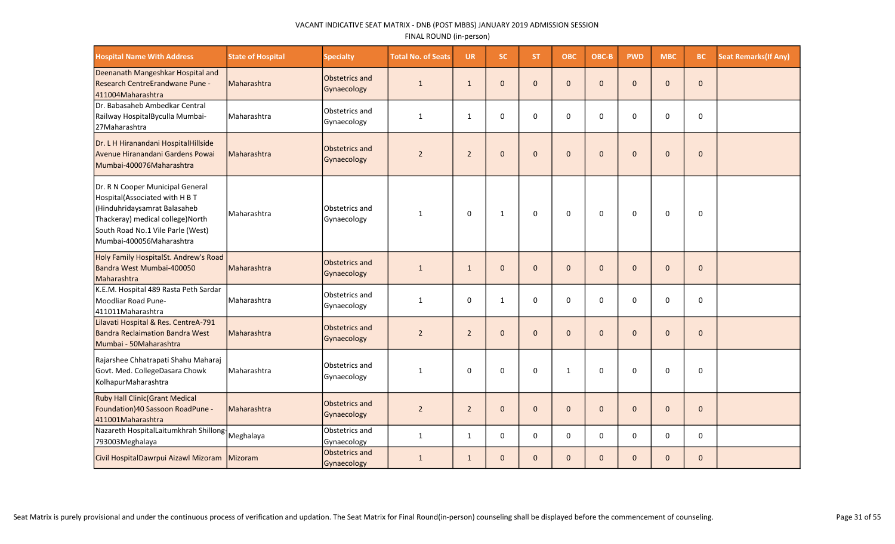VACANT INDICATIVE SEAT MATRIX - DNB (POST MBBS) JANUARY 2019 ADMISSION SESSION

FINAL ROUND (in-person)

| Hospital Name With Address | State of Hospital | Specialty | Total No. of Seats | UR | SC | ST | OBC | OBC-B | PWD | MBC | BC | Seat Remarks(If Any) |
|---|---|---|---|---|---|---|---|---|---|---|---|---|
| Deenanath Mangeshkar Hospital and Research CentreErandwane Pune - 411004Maharashtra | Maharashtra | Obstetrics and Gynaecology | 1 | 1 | 0 | 0 | 0 | 0 | 0 | 0 | 0 | |
| Dr. Babasaheb Ambedkar Central Railway HospitalByculla Mumbai-27Maharashtra | Maharashtra | Obstetrics and Gynaecology | 1 | 1 | 0 | 0 | 0 | 0 | 0 | 0 | 0 | |
| Dr. L H Hiranandani HospitalHillside Avenue Hiranandani Gardens Powai Mumbai-400076Maharashtra | Maharashtra | Obstetrics and Gynaecology | 2 | 2 | 0 | 0 | 0 | 0 | 0 | 0 | 0 | |
| Dr. R N Cooper Municipal General Hospital(Associated with H B T (Hinduhridaysamrat Balasaheb Thackeray) medical college)North South Road No.1 Vile Parle (West) Mumbai-400056Maharashtra | Maharashtra | Obstetrics and Gynaecology | 1 | 0 | 1 | 0 | 0 | 0 | 0 | 0 | 0 | |
| Holy Family HospitalSt. Andrew's Road Bandra West Mumbai-400050 Maharashtra | Maharashtra | Obstetrics and Gynaecology | 1 | 1 | 0 | 0 | 0 | 0 | 0 | 0 | 0 | |
| K.E.M. Hospital 489 Rasta Peth Sardar Moodliar Road Pune-411011Maharashtra | Maharashtra | Obstetrics and Gynaecology | 1 | 0 | 1 | 0 | 0 | 0 | 0 | 0 | 0 | |
| Lilavati Hospital & Res. CentreA-791 Bandra Reclaimation Bandra West Mumbai - 50Maharashtra | Maharashtra | Obstetrics and Gynaecology | 2 | 2 | 0 | 0 | 0 | 0 | 0 | 0 | 0 | |
| Rajarshee Chhatrapati Shahu Maharaj Govt. Med. CollegeDasara Chowk KolhapurMaharashtra | Maharashtra | Obstetrics and Gynaecology | 1 | 0 | 0 | 0 | 1 | 0 | 0 | 0 | 0 | |
| Ruby Hall Clinic(Grant Medical Foundation)40 Sassoon RoadPune - 411001Maharashtra | Maharashtra | Obstetrics and Gynaecology | 2 | 2 | 0 | 0 | 0 | 0 | 0 | 0 | 0 | |
| Nazareth HospitalLaitumkhrah Shillong-793003Meghalaya | Meghalaya | Obstetrics and Gynaecology | 1 | 1 | 0 | 0 | 0 | 0 | 0 | 0 | 0 | |
| Civil HospitalDawrpui Aizawl Mizoram | Mizoram | Obstetrics and Gynaecology | 1 | 1 | 0 | 0 | 0 | 0 | 0 | 0 | 0 | |

Seat Matrix is purely provisional and under the continuous process of verification and updation. The Seat Matrix for Final Round(in-person) counseling shall be displayed before the commencement of counseling.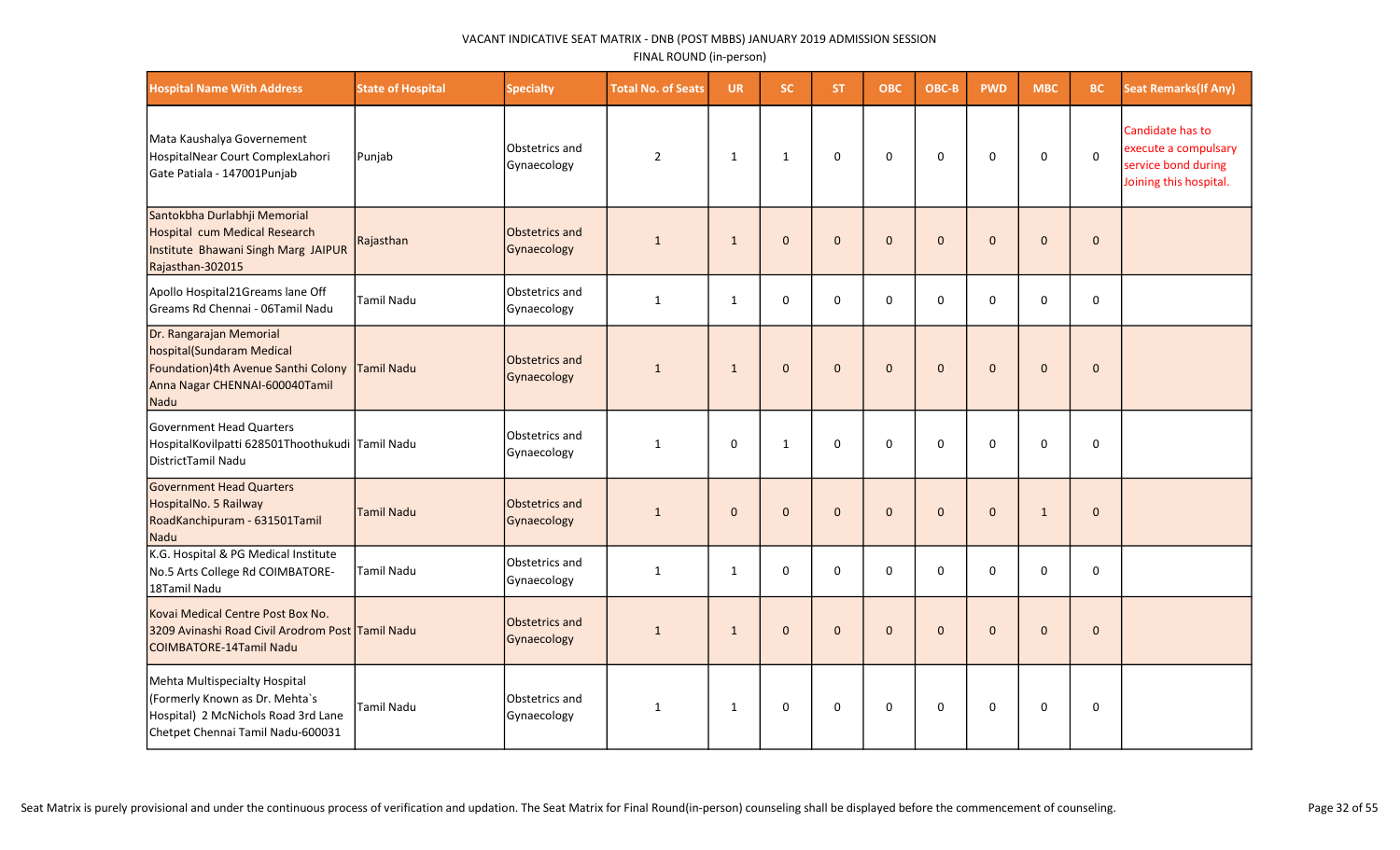VACANT INDICATIVE SEAT MATRIX - DNB (POST MBBS) JANUARY 2019 ADMISSION SESSION

FINAL ROUND (in-person)

| Hospital Name With Address | State of Hospital | Specialty | Total No. of Seats | UR | SC | ST | OBC | OBC-B | PWD | MBC | BC | Seat Remarks(If Any) |
|---|---|---|---|---|---|---|---|---|---|---|---|---|
| Mata Kaushalya Governement HospitalNear Court ComplexLahori Gate Patiala - 147001Punjab | Punjab | Obstetrics and Gynaecology | 2 | 1 | 1 | 0 | 0 | 0 | 0 | 0 | 0 | Candidate has to execute a compulsary service bond during Joining this hospital. |
| Santokbha Durlabhji Memorial Hospital cum Medical Research Institute Bhawani Singh Marg JAIPUR Rajasthan-302015 | Rajasthan | Obstetrics and Gynaecology | 1 | 1 | 0 | 0 | 0 | 0 | 0 | 0 | 0 | |
| Apollo Hospital21Greams lane Off Greams Rd Chennai - 06Tamil Nadu | Tamil Nadu | Obstetrics and Gynaecology | 1 | 1 | 0 | 0 | 0 | 0 | 0 | 0 | 0 | |
| Dr. Rangarajan Memorial hospital(Sundaram Medical Foundation)4th Avenue Santhi Colony Anna Nagar CHENNAI-600040Tamil Nadu | Tamil Nadu | Obstetrics and Gynaecology | 1 | 1 | 0 | 0 | 0 | 0 | 0 | 0 | 0 | |
| Government Head Quarters HospitalKovilpatti 628501Thoothukudi DistrictTamil Nadu | Tamil Nadu | Obstetrics and Gynaecology | 1 | 0 | 1 | 0 | 0 | 0 | 0 | 0 | 0 | |
| Government Head Quarters HospitalNo. 5 Railway RoadKanchipuram - 631501Tamil Nadu | Tamil Nadu | Obstetrics and Gynaecology | 1 | 0 | 0 | 0 | 0 | 0 | 0 | 1 | 0 | |
| K.G. Hospital & PG Medical Institute No.5 Arts College Rd COIMBATORE-18Tamil Nadu | Tamil Nadu | Obstetrics and Gynaecology | 1 | 1 | 0 | 0 | 0 | 0 | 0 | 0 | 0 | |
| Kovai Medical Centre Post Box No. 3209 Avinashi Road Civil Arodrom Post COIMBATORE-14Tamil Nadu | Tamil Nadu | Obstetrics and Gynaecology | 1 | 1 | 0 | 0 | 0 | 0 | 0 | 0 | 0 | |
| Mehta Multispecialty Hospital (Formerly Known as Dr. Mehta`s Hospital) 2 McNichols Road 3rd Lane Chetpet Chennai Tamil Nadu-600031 | Tamil Nadu | Obstetrics and Gynaecology | 1 | 1 | 0 | 0 | 0 | 0 | 0 | 0 | 0 | |

Seat Matrix is purely provisional and under the continuous process of verification and updation. The Seat Matrix for Final Round(in-person) counseling shall be displayed before the commencement of counseling.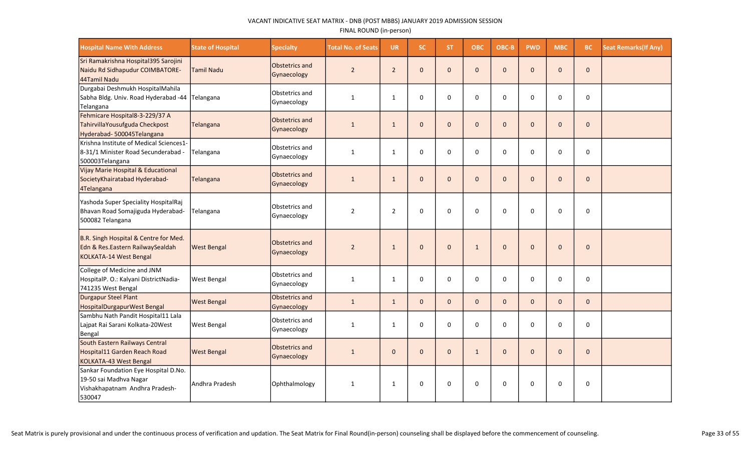VACANT INDICATIVE SEAT MATRIX - DNB (POST MBBS) JANUARY 2019 ADMISSION SESSION

FINAL ROUND (in-person)

| Hospital Name With Address | State of Hospital | Specialty | Total No. of Seats | UR | SC | ST | OBC | OBC-B | PWD | MBC | BC | Seat Remarks(If Any) |
|---|---|---|---|---|---|---|---|---|---|---|---|---|
| Sri Ramakrishna Hospital395 Sarojini Naidu Rd Sidhapudur COIMBATORE-44Tamil Nadu | Tamil Nadu | Obstetrics and Gynaecology | 2 | 2 | 0 | 0 | 0 | 0 | 0 | 0 | 0 | |
| Durgabai Deshmukh HospitalMahila Sabha Bldg. Univ. Road Hyderabad -44 Telangana | Telangana | Obstetrics and Gynaecology | 1 | 1 | 0 | 0 | 0 | 0 | 0 | 0 | 0 | |
| Fehmicare Hospital8-3-229/37 A TahirvillaYousufguda Checkpost Hyderabad- 500045Telangana | Telangana | Obstetrics and Gynaecology | 1 | 1 | 0 | 0 | 0 | 0 | 0 | 0 | 0 | |
| Krishna Institute of Medical Sciences1-8-31/1 Minister Road Secunderabad - 500003Telangana | Telangana | Obstetrics and Gynaecology | 1 | 1 | 0 | 0 | 0 | 0 | 0 | 0 | 0 | |
| Vijay Marie Hospital & Educational SocietyKhairatabad Hyderabad-4Telangana | Telangana | Obstetrics and Gynaecology | 1 | 1 | 0 | 0 | 0 | 0 | 0 | 0 | 0 | |
| Yashoda Super Speciality HospitalRaj Bhavan Road Somajiguda Hyderabad-500082 Telangana | Telangana | Obstetrics and Gynaecology | 2 | 2 | 0 | 0 | 0 | 0 | 0 | 0 | 0 | |
| B.R. Singh Hospital & Centre for Med. Edn & Res.Eastern RailwaySealdah KOLKATA-14 West Bengal | West Bengal | Obstetrics and Gynaecology | 2 | 1 | 0 | 0 | 1 | 0 | 0 | 0 | 0 | |
| College of Medicine and JNM HospitalP. O.: Kalyani DistrictNadia-741235 West Bengal | West Bengal | Obstetrics and Gynaecology | 1 | 1 | 0 | 0 | 0 | 0 | 0 | 0 | 0 | |
| Durgapur Steel Plant HospitalDurgapurWest Bengal | West Bengal | Obstetrics and Gynaecology | 1 | 1 | 0 | 0 | 0 | 0 | 0 | 0 | 0 | |
| Sambhu Nath Pandit Hospital11 Lala Lajpat Rai Sarani Kolkata-20West Bengal | West Bengal | Obstetrics and Gynaecology | 1 | 1 | 0 | 0 | 0 | 0 | 0 | 0 | 0 | |
| South Eastern Railways Central Hospital11 Garden Reach Road KOLKATA-43 West Bengal | West Bengal | Obstetrics and Gynaecology | 1 | 0 | 0 | 0 | 1 | 0 | 0 | 0 | 0 | |
| Sankar Foundation Eye Hospital D.No. 19-50 sai Madhva Nagar Vishakhapatnam Andhra Pradesh-530047 | Andhra Pradesh | Ophthalmology | 1 | 1 | 0 | 0 | 0 | 0 | 0 | 0 | 0 | |

Seat Matrix is purely provisional and under the continuous process of verification and updation. The Seat Matrix for Final Round(in-person) counseling shall be displayed before the commencement of counseling.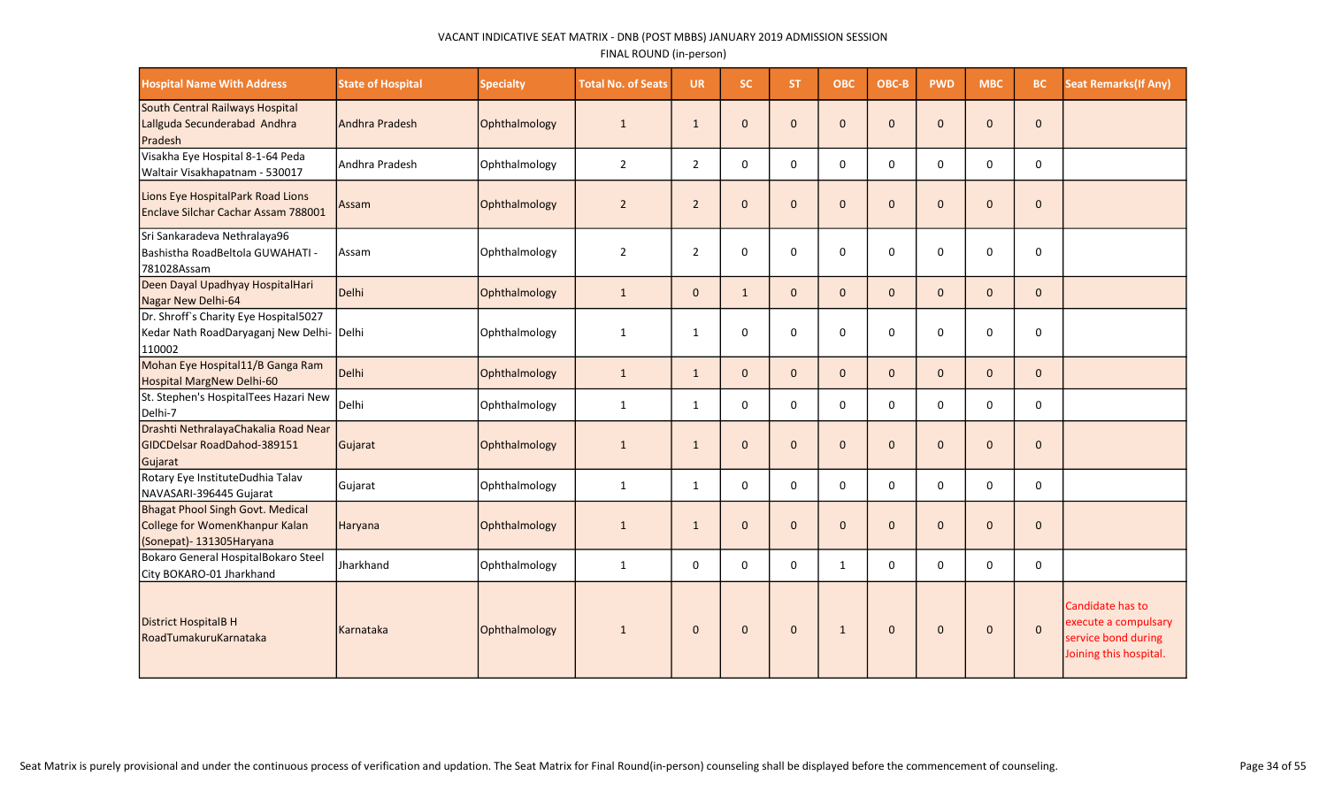VACANT INDICATIVE SEAT MATRIX - DNB (POST MBBS) JANUARY 2019 ADMISSION SESSION

FINAL ROUND (in-person)

| Hospital Name With Address | State of Hospital | Specialty | Total No. of Seats | UR | SC | ST | OBC | OBC-B | PWD | MBC | BC | Seat Remarks(If Any) |
|---|---|---|---|---|---|---|---|---|---|---|---|---|
| South Central Railways Hospital Lallguda Secunderabad Andhra Pradesh | Andhra Pradesh | Ophthalmology | 1 | 1 | 0 | 0 | 0 | 0 | 0 | 0 | 0 | |
| Visakha Eye Hospital 8-1-64 Peda Waltair Visakhapatnam - 530017 | Andhra Pradesh | Ophthalmology | 2 | 2 | 0 | 0 | 0 | 0 | 0 | 0 | 0 | |
| Lions Eye HospitalPark Road Lions Enclave Silchar Cachar Assam 788001 | Assam | Ophthalmology | 2 | 2 | 0 | 0 | 0 | 0 | 0 | 0 | 0 | |
| Sri Sankaradeva Nethralaya96 Bashistha RoadBeltola GUWAHATI - 781028Assam | Assam | Ophthalmology | 2 | 2 | 0 | 0 | 0 | 0 | 0 | 0 | 0 | |
| Deen Dayal Upadhyay HospitalHari Nagar New Delhi-64 | Delhi | Ophthalmology | 1 | 0 | 1 | 0 | 0 | 0 | 0 | 0 | 0 | |
| Dr. Shroff`s Charity Eye Hospital5027 Kedar Nath RoadDaryaganj New Delhi-110002 | Delhi | Ophthalmology | 1 | 1 | 0 | 0 | 0 | 0 | 0 | 0 | 0 | |
| Mohan Eye Hospital11/B Ganga Ram Hospital MargNew Delhi-60 | Delhi | Ophthalmology | 1 | 1 | 0 | 0 | 0 | 0 | 0 | 0 | 0 | |
| St. Stephen's HospitalTees Hazari New Delhi-7 | Delhi | Ophthalmology | 1 | 1 | 0 | 0 | 0 | 0 | 0 | 0 | 0 | |
| Drashti NethralayaChakalia Road Near GIDCDelsar RoadDahod-389151 Gujarat | Gujarat | Ophthalmology | 1 | 1 | 0 | 0 | 0 | 0 | 0 | 0 | 0 | |
| Rotary Eye InstituteDudhia Talav NAVASARI-396445 Gujarat | Gujarat | Ophthalmology | 1 | 1 | 0 | 0 | 0 | 0 | 0 | 0 | 0 | |
| Bhagat Phool Singh Govt. Medical College for WomenKhanpur Kalan (Sonepat)- 131305Haryana | Haryana | Ophthalmology | 1 | 1 | 0 | 0 | 0 | 0 | 0 | 0 | 0 | |
| Bokaro General HospitalBokaro Steel City BOKARO-01 Jharkhand | Jharkhand | Ophthalmology | 1 | 0 | 0 | 0 | 1 | 0 | 0 | 0 | 0 | |
| District HospitalB H RoadTumakuruKarnataka | Karnataka | Ophthalmology | 1 | 0 | 0 | 0 | 1 | 0 | 0 | 0 | 0 | Candidate has to execute a compulsary service bond during Joining this hospital. |

Seat Matrix is purely provisional and under the continuous process of verification and updation. The Seat Matrix for Final Round(in-person) counseling shall be displayed before the commencement of counseling.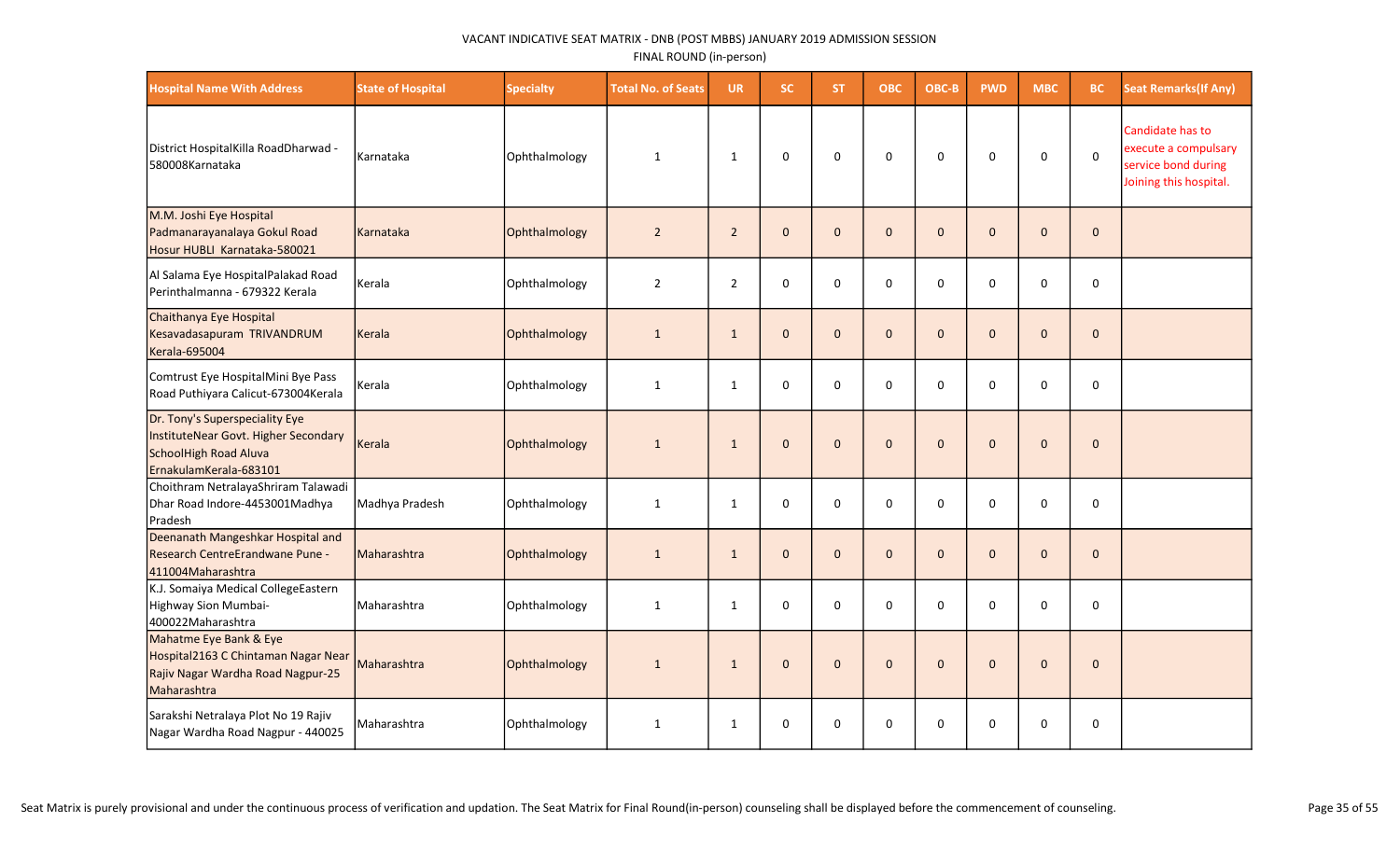VACANT INDICATIVE SEAT MATRIX - DNB (POST MBBS) JANUARY 2019 ADMISSION SESSION

FINAL ROUND (in-person)

| Hospital Name With Address | State of Hospital | Specialty | Total No. of Seats | UR | SC | ST | OBC | OBC-B | PWD | MBC | BC | Seat Remarks(If Any) |
|---|---|---|---|---|---|---|---|---|---|---|---|---|
| District HospitalKilla RoadDharwad - 580008Karnataka | Karnataka | Ophthalmology | 1 | 1 | 0 | 0 | 0 | 0 | 0 | 0 | 0 | Candidate has to execute a compulsary service bond during Joining this hospital. |
| M.M. Joshi Eye Hospital Padmanarayanalaya Gokul Road Hosur HUBLI Karnataka-580021 | Karnataka | Ophthalmology | 2 | 2 | 0 | 0 | 0 | 0 | 0 | 0 | 0 | |
| Al Salama Eye HospitalPalakad Road Perinthalmanna - 679322 Kerala | Kerala | Ophthalmology | 2 | 2 | 0 | 0 | 0 | 0 | 0 | 0 | 0 | |
| Chaithanya Eye Hospital Kesavadasapuram TRIVANDRUM Kerala-695004 | Kerala | Ophthalmology | 1 | 1 | 0 | 0 | 0 | 0 | 0 | 0 | 0 | |
| Comtrust Eye HospitalMini Bye Pass Road Puthiyara Calicut-673004Kerala | Kerala | Ophthalmology | 1 | 1 | 0 | 0 | 0 | 0 | 0 | 0 | 0 | |
| Dr. Tony's Superspeciality Eye InstituteNear Govt. Higher Secondary SchoolHigh Road Aluva ErnakulamKerala-683101 | Kerala | Ophthalmology | 1 | 1 | 0 | 0 | 0 | 0 | 0 | 0 | 0 | |
| Choithram NetralayaShriram Talawadi Dhar Road Indore-4453001Madhya Pradesh | Madhya Pradesh | Ophthalmology | 1 | 1 | 0 | 0 | 0 | 0 | 0 | 0 | 0 | |
| Deenanath Mangeshkar Hospital and Research CentreErandwane Pune - 411004Maharashtra | Maharashtra | Ophthalmology | 1 | 1 | 0 | 0 | 0 | 0 | 0 | 0 | 0 | |
| K.J. Somaiya Medical CollegeEastern Highway Sion Mumbai-400022Maharashtra | Maharashtra | Ophthalmology | 1 | 1 | 0 | 0 | 0 | 0 | 0 | 0 | 0 | |
| Mahatme Eye Bank & Eye Hospital2163 C Chintaman Nagar Near Rajiv Nagar Wardha Road Nagpur-25 Maharashtra | Maharashtra | Ophthalmology | 1 | 1 | 0 | 0 | 0 | 0 | 0 | 0 | 0 | |
| Sarakshi Netralaya Plot No 19 Rajiv Nagar Wardha Road Nagpur - 440025 | Maharashtra | Ophthalmology | 1 | 1 | 0 | 0 | 0 | 0 | 0 | 0 | 0 | |

Seat Matrix is purely provisional and under the continuous process of verification and updation. The Seat Matrix for Final Round(in-person) counseling shall be displayed before the commencement of counseling.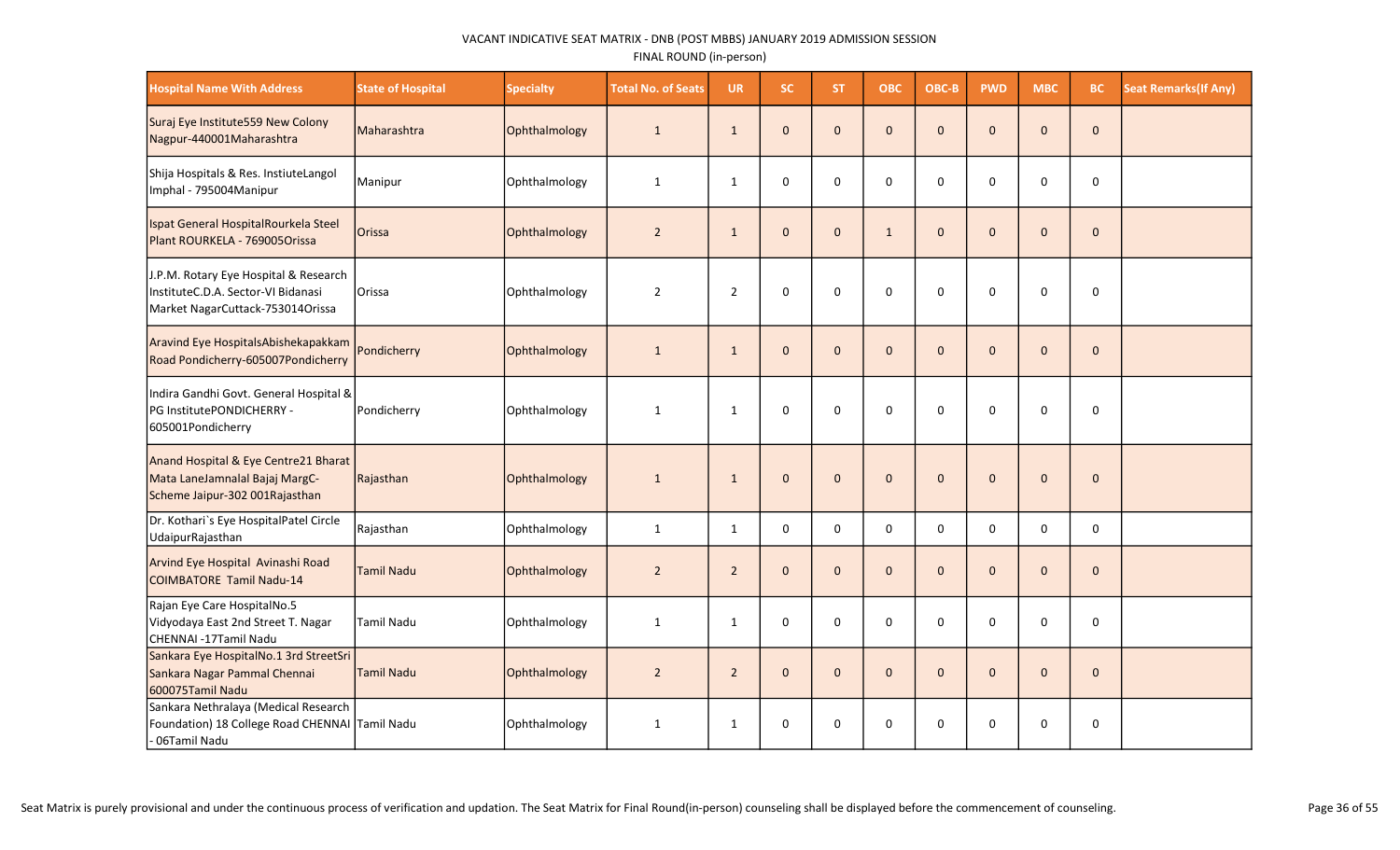VACANT INDICATIVE SEAT MATRIX - DNB (POST MBBS) JANUARY 2019 ADMISSION SESSION

FINAL ROUND (in-person)

| Hospital Name With Address | State of Hospital | Specialty | Total No. of Seats | UR | SC | ST | OBC | OBC-B | PWD | MBC | BC | Seat Remarks(If Any) |
|---|---|---|---|---|---|---|---|---|---|---|---|---|
| Suraj Eye Institute559 New Colony Nagpur-440001Maharashtra | Maharashtra | Ophthalmology | 1 | 1 | 0 | 0 | 0 | 0 | 0 | 0 | 0 | |
| Shija Hospitals & Res. InstiuteLangol Imphal - 795004Manipur | Manipur | Ophthalmology | 1 | 1 | 0 | 0 | 0 | 0 | 0 | 0 | 0 | |
| Ispat General HospitalRourkela Steel Plant ROURKELA - 769005Orissa | Orissa | Ophthalmology | 2 | 1 | 0 | 0 | 1 | 0 | 0 | 0 | 0 | |
| J.P.M. Rotary Eye Hospital & Research InstituteC.D.A. Sector-VI Bidanasi Market NagarCuttack-753014Orissa | Orissa | Ophthalmology | 2 | 2 | 0 | 0 | 0 | 0 | 0 | 0 | 0 | |
| Aravind Eye HospitalsAbishekapakkam Road Pondicherry-605007Pondicherry | Pondicherry | Ophthalmology | 1 | 1 | 0 | 0 | 0 | 0 | 0 | 0 | 0 | |
| Indira Gandhi Govt. General Hospital & PG InstitutePONDICHERRY - 605001Pondicherry | Pondicherry | Ophthalmology | 1 | 1 | 0 | 0 | 0 | 0 | 0 | 0 | 0 | |
| Anand Hospital & Eye Centre21 Bharat Mata LaneJamnalal Bajaj MargC-Scheme Jaipur-302 001Rajasthan | Rajasthan | Ophthalmology | 1 | 1 | 0 | 0 | 0 | 0 | 0 | 0 | 0 | |
| Dr. Kothari`s Eye HospitalPatel Circle UdaipurRajasthan | Rajasthan | Ophthalmology | 1 | 1 | 0 | 0 | 0 | 0 | 0 | 0 | 0 | |
| Arvind Eye Hospital Avinashi Road COIMBATORE Tamil Nadu-14 | Tamil Nadu | Ophthalmology | 2 | 2 | 0 | 0 | 0 | 0 | 0 | 0 | 0 | |
| Rajan Eye Care HospitalNo.5 Vidyodaya East 2nd Street T. Nagar CHENNAI -17Tamil Nadu | Tamil Nadu | Ophthalmology | 1 | 1 | 0 | 0 | 0 | 0 | 0 | 0 | 0 | |
| Sankara Eye HospitalNo.1 3rd StreetSri Sankara Nagar Pammal Chennai 600075Tamil Nadu | Tamil Nadu | Ophthalmology | 2 | 2 | 0 | 0 | 0 | 0 | 0 | 0 | 0 | |
| Sankara Nethralaya (Medical Research Foundation) 18 College Road CHENNAI - 06Tamil Nadu | Tamil Nadu | Ophthalmology | 1 | 1 | 0 | 0 | 0 | 0 | 0 | 0 | 0 | |

Seat Matrix is purely provisional and under the continuous process of verification and updation. The Seat Matrix for Final Round(in-person) counseling shall be displayed before the commencement of counseling.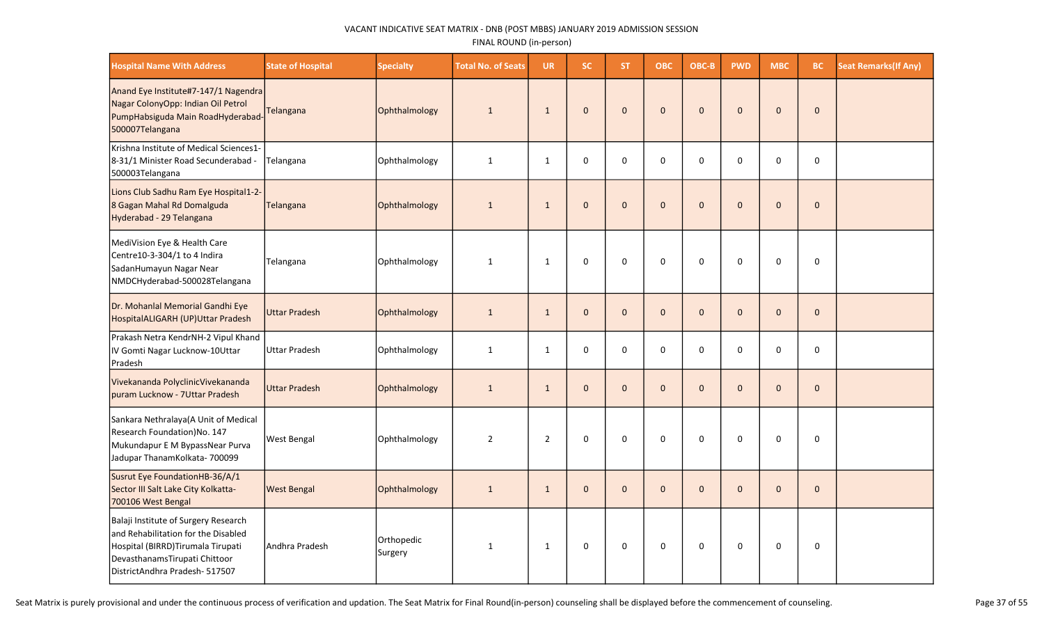VACANT INDICATIVE SEAT MATRIX - DNB (POST MBBS) JANUARY 2019 ADMISSION SESSION

FINAL ROUND (in-person)

| Hospital Name With Address | State of Hospital | Specialty | Total No. of Seats | UR | SC | ST | OBC | OBC-B | PWD | MBC | BC | Seat Remarks(If Any) |
|---|---|---|---|---|---|---|---|---|---|---|---|---|
| Anand Eye Institute#7-147/1 Nagendra Nagar ColonyOpp: Indian Oil Petrol PumpHabsiguda Main RoadHyderabad-500007Telangana | Telangana | Ophthalmology | 1 | 1 | 0 | 0 | 0 | 0 | 0 | 0 | 0 | |
| Krishna Institute of Medical Sciences1-8-31/1 Minister Road Secunderabad - 500003Telangana | Telangana | Ophthalmology | 1 | 1 | 0 | 0 | 0 | 0 | 0 | 0 | 0 | |
| Lions Club Sadhu Ram Eye Hospital1-2-8 Gagan Mahal Rd Domalguda Hyderabad - 29 Telangana | Telangana | Ophthalmology | 1 | 1 | 0 | 0 | 0 | 0 | 0 | 0 | 0 | |
| MediVision Eye & Health Care Centre10-3-304/1 to 4 Indira SadanHumayun Nagar Near NMDCHyderabad-500028Telangana | Telangana | Ophthalmology | 1 | 1 | 0 | 0 | 0 | 0 | 0 | 0 | 0 | |
| Dr. Mohanlal Memorial Gandhi Eye HospitalALIGARH (UP)Uttar Pradesh | Uttar Pradesh | Ophthalmology | 1 | 1 | 0 | 0 | 0 | 0 | 0 | 0 | 0 | |
| Prakash Netra KendrNH-2 Vipul Khand IV Gomti Nagar Lucknow-10Uttar Pradesh | Uttar Pradesh | Ophthalmology | 1 | 1 | 0 | 0 | 0 | 0 | 0 | 0 | 0 | |
| Vivekananda PolyclinicVivekananda puram Lucknow - 7Uttar Pradesh | Uttar Pradesh | Ophthalmology | 1 | 1 | 0 | 0 | 0 | 0 | 0 | 0 | 0 | |
| Sankara Nethralaya(A Unit of Medical Research Foundation)No. 147 Mukundapur E M BypassNear Purva Jadupar ThanamKolkata- 700099 | West Bengal | Ophthalmology | 2 | 2 | 0 | 0 | 0 | 0 | 0 | 0 | 0 | |
| Susrut Eye FoundationHB-36/A/1 Sector III Salt Lake City Kolkatta-700106 West Bengal | West Bengal | Ophthalmology | 1 | 1 | 0 | 0 | 0 | 0 | 0 | 0 | 0 | |
| Balaji Institute of Surgery Research and Rehabilitation for the Disabled Hospital (BIRRD)Tirumala Tirupati DevasthanamsTirupati Chittoor DistrictAndhra Pradesh- 517507 | Andhra Pradesh | Orthopedic Surgery | 1 | 1 | 0 | 0 | 0 | 0 | 0 | 0 | 0 | |

Seat Matrix is purely provisional and under the continuous process of verification and updation. The Seat Matrix for Final Round(in-person) counseling shall be displayed before the commencement of counseling.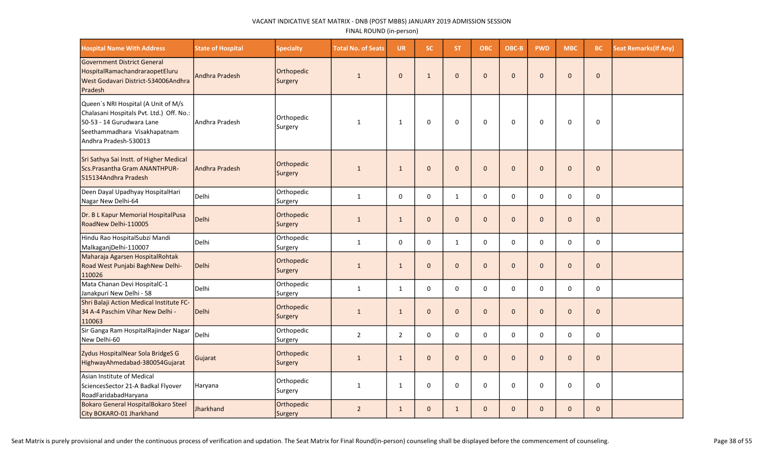VACANT INDICATIVE SEAT MATRIX - DNB (POST MBBS) JANUARY 2019 ADMISSION SESSION

FINAL ROUND (in-person)

| Hospital Name With Address | State of Hospital | Specialty | Total No. of Seats | UR | SC | ST | OBC | OBC-B | PWD | MBC | BC | Seat Remarks(If Any) |
|---|---|---|---|---|---|---|---|---|---|---|---|---|
| Government District General HospitalRamachandraraopetEluru West Godavari District-534006Andhra Pradesh | Andhra Pradesh | Orthopedic Surgery | 1 | 0 | 1 | 0 | 0 | 0 | 0 | 0 | 0 | |
| Queen`s NRI Hospital (A Unit of M/s Chalasani Hospitals Pvt. Ltd.) Off. No.: 50-53 - 14 Gurudwara Lane Seethammadhara Visakhapatnam Andhra Pradesh-530013 | Andhra Pradesh | Orthopedic Surgery | 1 | 1 | 0 | 0 | 0 | 0 | 0 | 0 | 0 | |
| Sri Sathya Sai Instt. of Higher Medical Scs.Prasantha Gram ANANTHPUR-515134Andhra Pradesh | Andhra Pradesh | Orthopedic Surgery | 1 | 1 | 0 | 0 | 0 | 0 | 0 | 0 | 0 | |
| Deen Dayal Upadhyay HospitalHari Nagar New Delhi-64 | Delhi | Orthopedic Surgery | 1 | 0 | 0 | 1 | 0 | 0 | 0 | 0 | 0 | |
| Dr. B L Kapur Memorial HospitalPusa RoadNew Delhi-110005 | Delhi | Orthopedic Surgery | 1 | 1 | 0 | 0 | 0 | 0 | 0 | 0 | 0 | |
| Hindu Rao HospitalSubzi Mandi MalkaganjDelhi-110007 | Delhi | Orthopedic Surgery | 1 | 0 | 0 | 1 | 0 | 0 | 0 | 0 | 0 | |
| Maharaja Agarsen HospitalRohtak Road West Punjabi BaghNew Delhi-110026 | Delhi | Orthopedic Surgery | 1 | 1 | 0 | 0 | 0 | 0 | 0 | 0 | 0 | |
| Mata Chanan Devi HospitalC-1 Janakpuri New Delhi - 58 | Delhi | Orthopedic Surgery | 1 | 1 | 0 | 0 | 0 | 0 | 0 | 0 | 0 | |
| Shri Balaji Action Medical Institute FC-34 A-4 Paschim Vihar New Delhi - 110063 | Delhi | Orthopedic Surgery | 1 | 1 | 0 | 0 | 0 | 0 | 0 | 0 | 0 | |
| Sir Ganga Ram HospitalRajinder Nagar New Delhi-60 | Delhi | Orthopedic Surgery | 2 | 2 | 0 | 0 | 0 | 0 | 0 | 0 | 0 | |
| Zydus HospitalNear Sola BridgeS G HighwayAhmedabad-380054Gujarat | Gujarat | Orthopedic Surgery | 1 | 1 | 0 | 0 | 0 | 0 | 0 | 0 | 0 | |
| Asian Institute of Medical SciencesSector 21-A Badkal Flyover RoadFaridabadHaryana | Haryana | Orthopedic Surgery | 1 | 1 | 0 | 0 | 0 | 0 | 0 | 0 | 0 | |
| Bokaro General HospitalBokaro Steel City BOKARO-01 Jharkhand | Jharkhand | Orthopedic Surgery | 2 | 1 | 0 | 1 | 0 | 0 | 0 | 0 | 0 | |

Seat Matrix is purely provisional and under the continuous process of verification and updation. The Seat Matrix for Final Round(in-person) counseling shall be displayed before the commencement of counseling.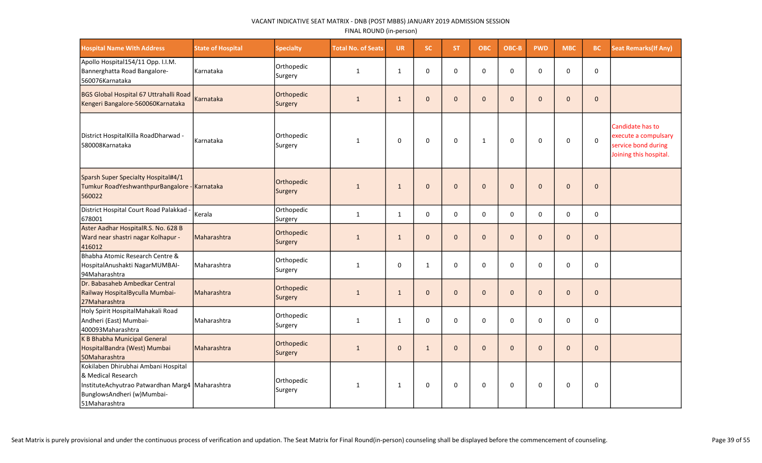VACANT INDICATIVE SEAT MATRIX - DNB (POST MBBS) JANUARY 2019 ADMISSION SESSION

FINAL ROUND (in-person)

| Hospital Name With Address | State of Hospital | Specialty | Total No. of Seats | UR | SC | ST | OBC | OBC-B | PWD | MBC | BC | Seat Remarks(If Any) |
|---|---|---|---|---|---|---|---|---|---|---|---|---|
| Apollo Hospital154/11 Opp. I.I.M. Bannerghatta Road Bangalore-560076Karnataka | Karnataka | Orthopedic Surgery | 1 | 1 | 0 | 0 | 0 | 0 | 0 | 0 | 0 | |
| BGS Global Hospital 67 Uttrahalli Road Kengeri Bangalore-560060Karnataka | Karnataka | Orthopedic Surgery | 1 | 1 | 0 | 0 | 0 | 0 | 0 | 0 | 0 | |
| District HospitalKilla RoadDharwad - 580008Karnataka | Karnataka | Orthopedic Surgery | 1 | 0 | 0 | 0 | 1 | 0 | 0 | 0 | 0 | Candidate has to execute a compulsary service bond during Joining this hospital. |
| Sparsh Super Specialty Hospital#4/1 Tumkur RoadYeshwanthpurBangalore - 560022 | Karnataka | Orthopedic Surgery | 1 | 1 | 0 | 0 | 0 | 0 | 0 | 0 | 0 | |
| District Hospital Court Road Palakkad - 678001 | Kerala | Orthopedic Surgery | 1 | 1 | 0 | 0 | 0 | 0 | 0 | 0 | 0 | |
| Aster Aadhar HospitalR.S. No. 628 B Ward near shastri nagar Kolhapur - 416012 | Maharashtra | Orthopedic Surgery | 1 | 1 | 0 | 0 | 0 | 0 | 0 | 0 | 0 | |
| Bhabha Atomic Research Centre & HospitalAnushakti NagarMUMBAI-94Maharashtra | Maharashtra | Orthopedic Surgery | 1 | 0 | 1 | 0 | 0 | 0 | 0 | 0 | 0 | |
| Dr. Babasaheb Ambedkar Central Railway HospitalByculla Mumbai-27Maharashtra | Maharashtra | Orthopedic Surgery | 1 | 1 | 0 | 0 | 0 | 0 | 0 | 0 | 0 | |
| Holy Spirit HospitalMahakali Road Andheri (East) Mumbai-400093Maharashtra | Maharashtra | Orthopedic Surgery | 1 | 1 | 0 | 0 | 0 | 0 | 0 | 0 | 0 | |
| K B Bhabha Municipal General HospitalBandra (West) Mumbai 50Maharashtra | Maharashtra | Orthopedic Surgery | 1 | 0 | 1 | 0 | 0 | 0 | 0 | 0 | 0 | |
| Kokilaben Dhirubhai Ambani Hospital & Medical Research InstituteAchyutrao Patwardhan Marg4 BunglowsAndheri (w)Mumbai-51Maharashtra | Maharashtra | Orthopedic Surgery | 1 | 1 | 0 | 0 | 0 | 0 | 0 | 0 | 0 | |

Seat Matrix is purely provisional and under the continuous process of verification and updation. The Seat Matrix for Final Round(in-person) counseling shall be displayed before the commencement of counseling.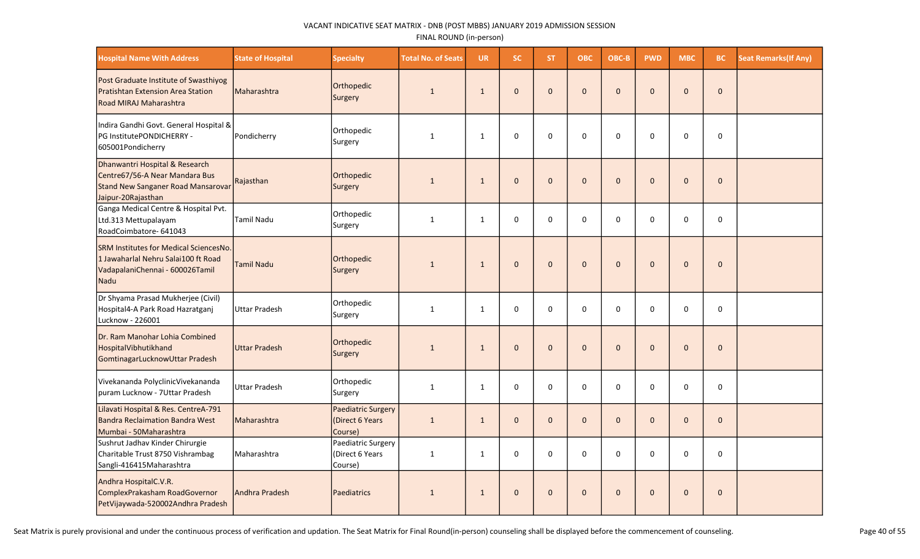VACANT INDICATIVE SEAT MATRIX - DNB (POST MBBS) JANUARY 2019 ADMISSION SESSION

FINAL ROUND (in-person)

| Hospital Name With Address | State of Hospital | Specialty | Total No. of Seats | UR | SC | ST | OBC | OBC-B | PWD | MBC | BC | Seat Remarks(If Any) |
|---|---|---|---|---|---|---|---|---|---|---|---|---|
| Post Graduate Institute of Swasthiyog Pratishtan Extension Area Station Road MIRAJ Maharashtra | Maharashtra | Orthopedic Surgery | 1 | 1 | 0 | 0 | 0 | 0 | 0 | 0 | 0 | |
| Indira Gandhi Govt. General Hospital & PG InstitutePONDICHERRY - 605001Pondicherry | Pondicherry | Orthopedic Surgery | 1 | 1 | 0 | 0 | 0 | 0 | 0 | 0 | 0 | |
| Dhanwantri Hospital & Research Centre67/56-A Near Mandara Bus Stand New Sanganer Road Mansarovar Jaipur-20Rajasthan | Rajasthan | Orthopedic Surgery | 1 | 1 | 0 | 0 | 0 | 0 | 0 | 0 | 0 | |
| Ganga Medical Centre & Hospital Pvt. Ltd.313 Mettupalayam RoadCoimbatore- 641043 | Tamil Nadu | Orthopedic Surgery | 1 | 1 | 0 | 0 | 0 | 0 | 0 | 0 | 0 | |
| SRM Institutes for Medical SciencesNo. 1 Jawaharlal Nehru Salai100 ft Road VadapalaniChennai - 600026Tamil Nadu | Tamil Nadu | Orthopedic Surgery | 1 | 1 | 0 | 0 | 0 | 0 | 0 | 0 | 0 | |
| Dr Shyama Prasad Mukherjee (Civil) Hospital4-A Park Road Hazratganj Lucknow - 226001 | Uttar Pradesh | Orthopedic Surgery | 1 | 1 | 0 | 0 | 0 | 0 | 0 | 0 | 0 | |
| Dr. Ram Manohar Lohia Combined HospitalVibhutikhand GomtinagarLucknowUttar Pradesh | Uttar Pradesh | Orthopedic Surgery | 1 | 1 | 0 | 0 | 0 | 0 | 0 | 0 | 0 | |
| Vivekananda PolyclinicVivekananda puram Lucknow - 7Uttar Pradesh | Uttar Pradesh | Orthopedic Surgery | 1 | 1 | 0 | 0 | 0 | 0 | 0 | 0 | 0 | |
| Lilavati Hospital & Res. CentreA-791 Bandra Reclaimation Bandra West Mumbai - 50Maharashtra | Maharashtra | Paediatric Surgery (Direct 6 Years Course) | 1 | 1 | 0 | 0 | 0 | 0 | 0 | 0 | 0 | |
| Sushrut Jadhav Kinder Chirurgie Charitable Trust 8750 Vishrambag Sangli-416415Maharashtra | Maharashtra | Paediatric Surgery (Direct 6 Years Course) | 1 | 1 | 0 | 0 | 0 | 0 | 0 | 0 | 0 | |
| Andhra HospitalC.V.R. ComplexPrakasham RoadGovernor PetVijaywada-520002Andhra Pradesh | Andhra Pradesh | Paediatrics | 1 | 1 | 0 | 0 | 0 | 0 | 0 | 0 | 0 | |

Seat Matrix is purely provisional and under the continuous process of verification and updation. The Seat Matrix for Final Round(in-person) counseling shall be displayed before the commencement of counseling.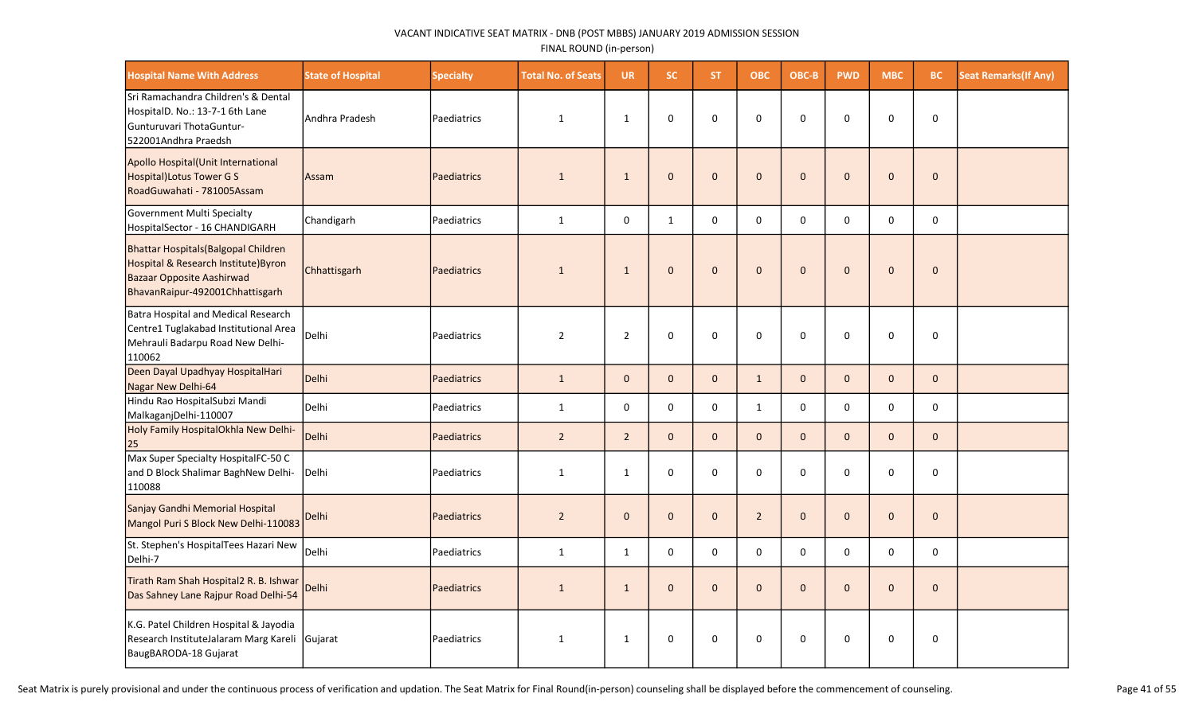VACANT INDICATIVE SEAT MATRIX - DNB (POST MBBS) JANUARY 2019 ADMISSION SESSION

FINAL ROUND (in-person)

| Hospital Name With Address | State of Hospital | Specialty | Total No. of Seats | UR | SC | ST | OBC | OBC-B | PWD | MBC | BC | Seat Remarks(If Any) |
|---|---|---|---|---|---|---|---|---|---|---|---|---|
| Sri Ramachandra Children's & Dental HospitalD. No.: 13-7-1 6th Lane Gunturuvari ThotaGuntur-522001Andhra Praedsh | Andhra Pradesh | Paediatrics | 1 | 1 | 0 | 0 | 0 | 0 | 0 | 0 | 0 | |
| Apollo Hospital(Unit International Hospital)Lotus Tower G S RoadGuwahati - 781005Assam | Assam | Paediatrics | 1 | 1 | 0 | 0 | 0 | 0 | 0 | 0 | 0 | |
| Government Multi Specialty HospitalSector - 16 CHANDIGARH | Chandigarh | Paediatrics | 1 | 0 | 1 | 0 | 0 | 0 | 0 | 0 | 0 | |
| Bhattar Hospitals(Balgopal Children Hospital & Research Institute)Byron Bazaar Opposite Aashirwad BhavanRaipur-492001Chhattisgarh | Chhattisgarh | Paediatrics | 1 | 1 | 0 | 0 | 0 | 0 | 0 | 0 | 0 | |
| Batra Hospital and Medical Research Centre1 Tuglakabad Institutional Area Mehrauli Badarpu Road New Delhi-110062 | Delhi | Paediatrics | 2 | 2 | 0 | 0 | 0 | 0 | 0 | 0 | 0 | |
| Deen Dayal Upadhyay HospitalHari Nagar New Delhi-64 | Delhi | Paediatrics | 1 | 0 | 0 | 0 | 1 | 0 | 0 | 0 | 0 | |
| Hindu Rao HospitalSubzi Mandi MalkaganjDelhi-110007 | Delhi | Paediatrics | 1 | 0 | 0 | 0 | 1 | 0 | 0 | 0 | 0 | |
| Holy Family HospitalOkhla New Delhi-25 | Delhi | Paediatrics | 2 | 2 | 0 | 0 | 0 | 0 | 0 | 0 | 0 | |
| Max Super Specialty HospitalFC-50 C and D Block Shalimar BaghNew Delhi-110088 | Delhi | Paediatrics | 1 | 1 | 0 | 0 | 0 | 0 | 0 | 0 | 0 | |
| Sanjay Gandhi Memorial Hospital Mangol Puri S Block New Delhi-110083 | Delhi | Paediatrics | 2 | 0 | 0 | 0 | 2 | 0 | 0 | 0 | 0 | |
| St. Stephen's HospitalTees Hazari New Delhi-7 | Delhi | Paediatrics | 1 | 1 | 0 | 0 | 0 | 0 | 0 | 0 | 0 | |
| Tirath Ram Shah Hospital2 R. B. Ishwar Das Sahney Lane Rajpur Road Delhi-54 | Delhi | Paediatrics | 1 | 1 | 0 | 0 | 0 | 0 | 0 | 0 | 0 | |
| K.G. Patel Children Hospital & Jayodia Research InstituteJalaram Marg Kareli BaugBARODA-18 Gujarat | Gujarat | Paediatrics | 1 | 1 | 0 | 0 | 0 | 0 | 0 | 0 | 0 | |

Seat Matrix is purely provisional and under the continuous process of verification and updation. The Seat Matrix for Final Round(in-person) counseling shall be displayed before the commencement of counseling.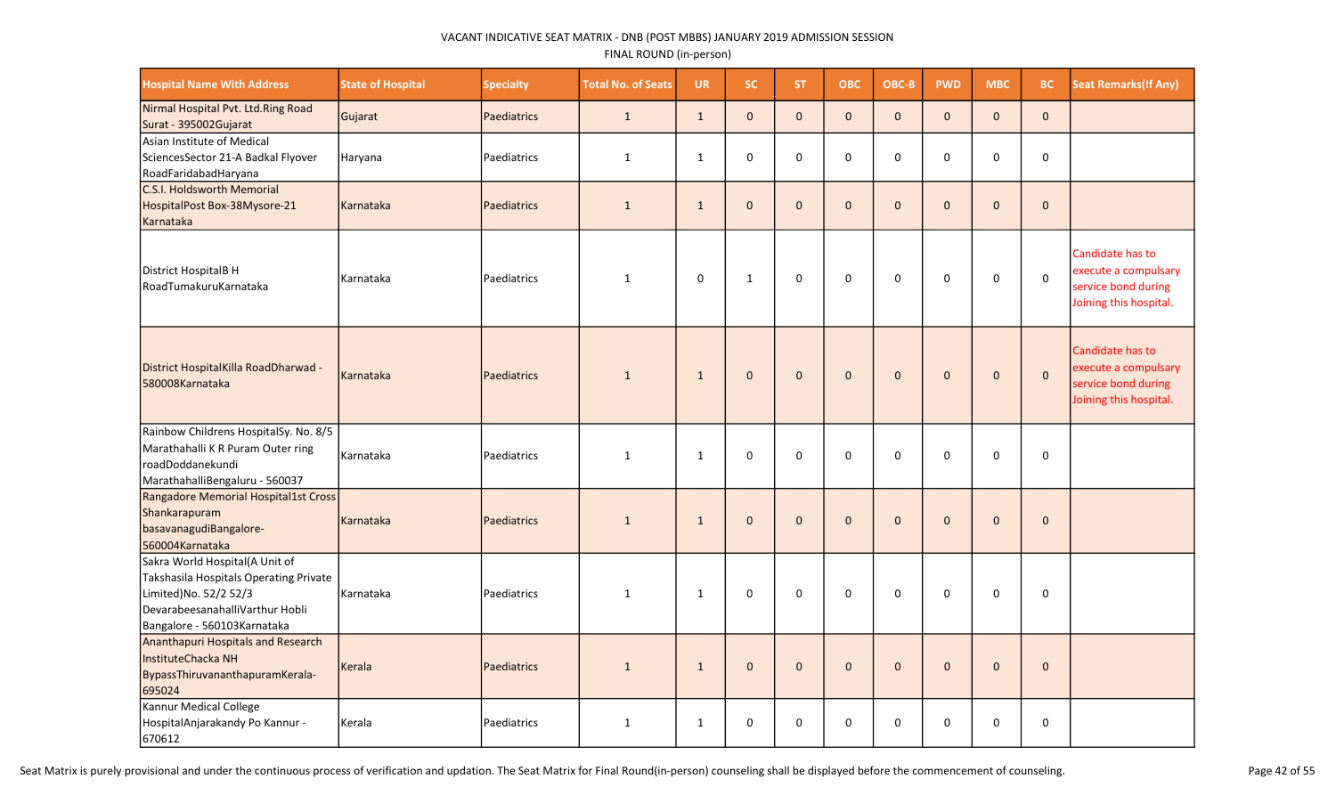VACANT INDICATIVE SEAT MATRIX - DNB (POST MBBS) JANUARY 2019 ADMISSION SESSION

FINAL ROUND (in-person)

| Hospital Name With Address | State of Hospital | Specialty | Total No. of Seats | UR | SC | ST | OBC | OBC-B | PWD | MBC | BC | Seat Remarks(If Any) |
|---|---|---|---|---|---|---|---|---|---|---|---|---|
| Nirmal Hospital Pvt. Ltd.Ring Road Surat - 395002Gujarat | Gujarat | Paediatrics | 1 | 1 | 0 | 0 | 0 | 0 | 0 | 0 | 0 | |
| Asian Institute of Medical SciencesSector 21-A Badkal Flyover RoadFaridabadHaryana | Haryana | Paediatrics | 1 | 1 | 0 | 0 | 0 | 0 | 0 | 0 | 0 | |
| C.S.I. Holdsworth Memorial HospitalPost Box-38Mysore-21 Karnataka | Karnataka | Paediatrics | 1 | 1 | 0 | 0 | 0 | 0 | 0 | 0 | 0 | |
| District HospitalB H RoadTumakuruKarnataka | Karnataka | Paediatrics | 1 | 0 | 1 | 0 | 0 | 0 | 0 | 0 | 0 | Candidate has to execute a compulsary service bond during Joining this hospital. |
| District HospitalKilla RoadDharwad - 580008Karnataka | Karnataka | Paediatrics | 1 | 1 | 0 | 0 | 0 | 0 | 0 | 0 | 0 | Candidate has to execute a compulsary service bond during Joining this hospital. |
| Rainbow Childrens HospitalSy. No. 8/5 Marathahalli K R Puram Outer ring roadDoddanekundi MarathahalliBengaluru - 560037 | Karnataka | Paediatrics | 1 | 1 | 0 | 0 | 0 | 0 | 0 | 0 | 0 | |
| Rangadore Memorial Hospital1st Cross Shankarapuram basavanagudiBangalore-560004Karnataka | Karnataka | Paediatrics | 1 | 1 | 0 | 0 | 0 | 0 | 0 | 0 | 0 | |
| Sakra World Hospital(A Unit of Takshasila Hospitals Operating Private Limited)No. 52/2 52/3 DevarabeesanahalliVarthur Hobli Bangalore - 560103Karnataka | Karnataka | Paediatrics | 1 | 1 | 0 | 0 | 0 | 0 | 0 | 0 | 0 | |
| Ananthapuri Hospitals and Research InstituteChacka NH BypassThiruvananthapuramKerala-695024 | Kerala | Paediatrics | 1 | 1 | 0 | 0 | 0 | 0 | 0 | 0 | 0 | |
| Kannur Medical College HospitalAnjarakandy Po Kannur - 670612 | Kerala | Paediatrics | 1 | 1 | 0 | 0 | 0 | 0 | 0 | 0 | 0 | |

Seat Matrix is purely provisional and under the continuous process of verification and updation. The Seat Matrix for Final Round(in-person) counseling shall be displayed before the commencement of counseling.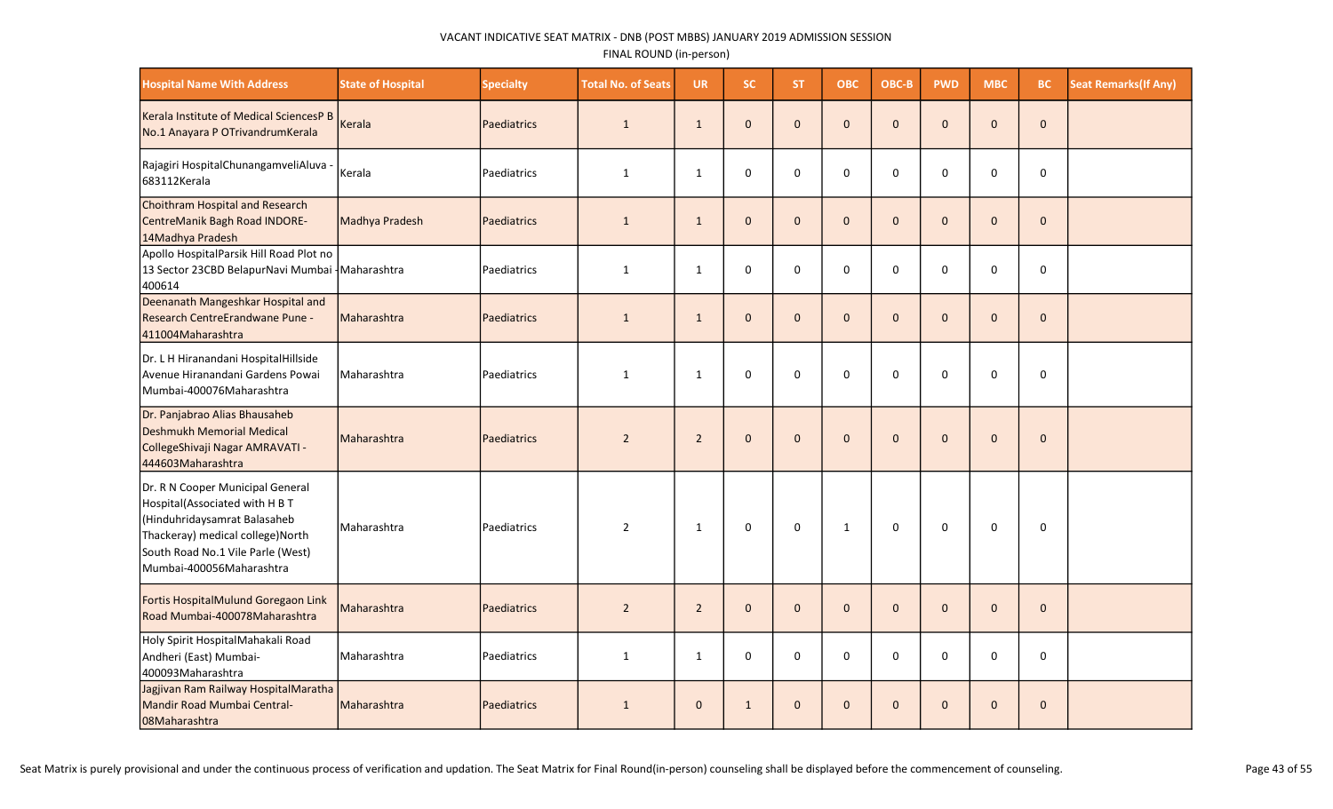VACANT INDICATIVE SEAT MATRIX - DNB (POST MBBS) JANUARY 2019 ADMISSION SESSION

FINAL ROUND (in-person)

| Hospital Name With Address | State of Hospital | Specialty | Total No. of Seats | UR | SC | ST | OBC | OBC-B | PWD | MBC | BC | Seat Remarks(If Any) |
|---|---|---|---|---|---|---|---|---|---|---|---|---|
| Kerala Institute of Medical SciencesP B No.1 Anayara P OTrivandrumKerala | Kerala | Paediatrics | 1 | 1 | 0 | 0 | 0 | 0 | 0 | 0 | 0 | |
| Rajagiri HospitalChunangamveliAluva - 683112Kerala | Kerala | Paediatrics | 1 | 1 | 0 | 0 | 0 | 0 | 0 | 0 | 0 | |
| Choithram Hospital and Research CentreManik Bagh Road INDORE-14Madhya Pradesh | Madhya Pradesh | Paediatrics | 1 | 1 | 0 | 0 | 0 | 0 | 0 | 0 | 0 | |
| Apollo HospitalParsik Hill Road Plot no 13 Sector 23CBD BelapurNavi Mumbai -400614 | Maharashtra | Paediatrics | 1 | 1 | 0 | 0 | 0 | 0 | 0 | 0 | 0 | |
| Deenanath Mangeshkar Hospital and Research CentreErandwane Pune - 411004Maharashtra | Maharashtra | Paediatrics | 1 | 1 | 0 | 0 | 0 | 0 | 0 | 0 | 0 | |
| Dr. L H Hiranandani HospitalHillside Avenue Hiranandani Gardens Powai Mumbai-400076Maharashtra | Maharashtra | Paediatrics | 1 | 1 | 0 | 0 | 0 | 0 | 0 | 0 | 0 | |
| Dr. Panjabrao Alias Bhausaheb Deshmukh Memorial Medical CollegeShivaji Nagar AMRAVATI - 444603Maharashtra | Maharashtra | Paediatrics | 2 | 2 | 0 | 0 | 0 | 0 | 0 | 0 | 0 | |
| Dr. R N Cooper Municipal General Hospital(Associated with H B T (Hinduhridaysamrat Balasaheb Thackeray) medical college)North South Road No.1 Vile Parle (West) Mumbai-400056Maharashtra | Maharashtra | Paediatrics | 2 | 1 | 0 | 0 | 1 | 0 | 0 | 0 | 0 | |
| Fortis HospitalMulund Goregaon Link Road Mumbai-400078Maharashtra | Maharashtra | Paediatrics | 2 | 2 | 0 | 0 | 0 | 0 | 0 | 0 | 0 | |
| Holy Spirit HospitalMahakali Road Andheri (East) Mumbai-400093Maharashtra | Maharashtra | Paediatrics | 1 | 1 | 0 | 0 | 0 | 0 | 0 | 0 | 0 | |
| Jagjivan Ram Railway HospitalMaratha Mandir Road Mumbai Central-08Maharashtra | Maharashtra | Paediatrics | 1 | 0 | 1 | 0 | 0 | 0 | 0 | 0 | 0 | |

Seat Matrix is purely provisional and under the continuous process of verification and updation. The Seat Matrix for Final Round(in-person) counseling shall be displayed before the commencement of counseling.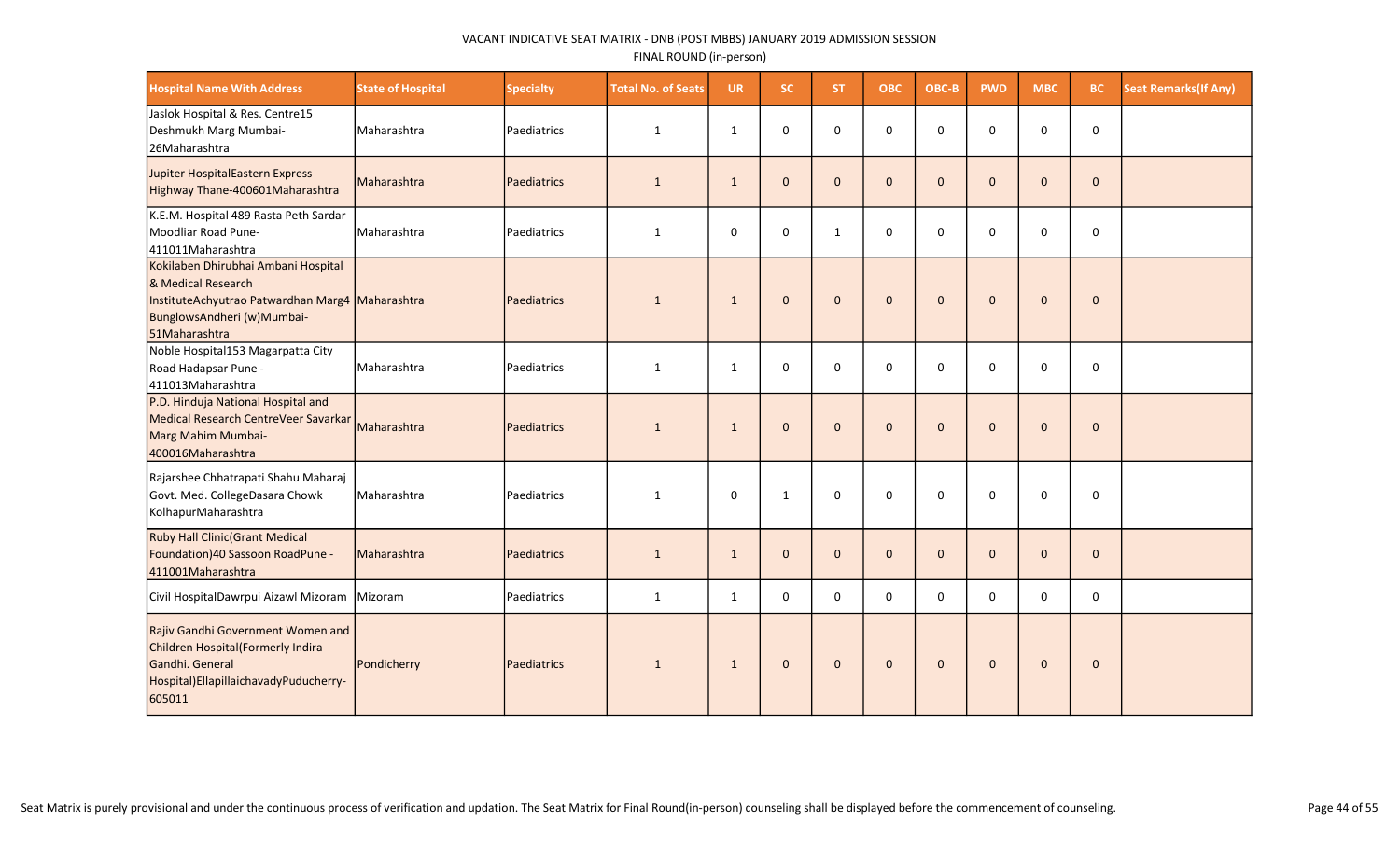VACANT INDICATIVE SEAT MATRIX - DNB (POST MBBS) JANUARY 2019 ADMISSION SESSION

FINAL ROUND (in-person)

| Hospital Name With Address | State of Hospital | Specialty | Total No. of Seats | UR | SC | ST | OBC | OBC-B | PWD | MBC | BC | Seat Remarks(If Any) |
|---|---|---|---|---|---|---|---|---|---|---|---|---|
| Jaslok Hospital & Res. Centre15 Deshmukh Marg Mumbai-26Maharashtra | Maharashtra | Paediatrics | 1 | 1 | 0 | 0 | 0 | 0 | 0 | 0 | 0 | |
| Jupiter HospitalEastern Express Highway Thane-400601Maharashtra | Maharashtra | Paediatrics | 1 | 1 | 0 | 0 | 0 | 0 | 0 | 0 | 0 | |
| K.E.M. Hospital 489 Rasta Peth Sardar Moodliar Road Pune-411011Maharashtra | Maharashtra | Paediatrics | 1 | 0 | 0 | 1 | 0 | 0 | 0 | 0 | 0 | |
| Kokilaben Dhirubhai Ambani Hospital & Medical Research InstituteAchyutrao Patwardhan Marg4 BunglowsAndheri (w)Mumbai-51Maharashtra | Maharashtra | Paediatrics | 1 | 1 | 0 | 0 | 0 | 0 | 0 | 0 | 0 | |
| Noble Hospital153 Magarpatta City Road Hadapsar Pune - 411013Maharashtra | Maharashtra | Paediatrics | 1 | 1 | 0 | 0 | 0 | 0 | 0 | 0 | 0 | |
| P.D. Hinduja National Hospital and Medical Research CentreVeer Savarkar Marg Mahim Mumbai-400016Maharashtra | Maharashtra | Paediatrics | 1 | 1 | 0 | 0 | 0 | 0 | 0 | 0 | 0 | |
| Rajarshee Chhatrapati Shahu Maharaj Govt. Med. CollegeDasara Chowk KolhapurMaharashtra | Maharashtra | Paediatrics | 1 | 0 | 1 | 0 | 0 | 0 | 0 | 0 | 0 | |
| Ruby Hall Clinic(Grant Medical Foundation)40 Sassoon RoadPune - 411001Maharashtra | Maharashtra | Paediatrics | 1 | 1 | 0 | 0 | 0 | 0 | 0 | 0 | 0 | |
| Civil HospitalDawrpui Aizawl Mizoram | Mizoram | Paediatrics | 1 | 1 | 0 | 0 | 0 | 0 | 0 | 0 | 0 | |
| Rajiv Gandhi Government Women and Children Hospital(Formerly Indira Gandhi. General Hospital)EllapillaichavadyPuducherry-605011 | Pondicherry | Paediatrics | 1 | 1 | 0 | 0 | 0 | 0 | 0 | 0 | 0 | |

Seat Matrix is purely provisional and under the continuous process of verification and updation. The Seat Matrix for Final Round(in-person) counseling shall be displayed before the commencement of counseling.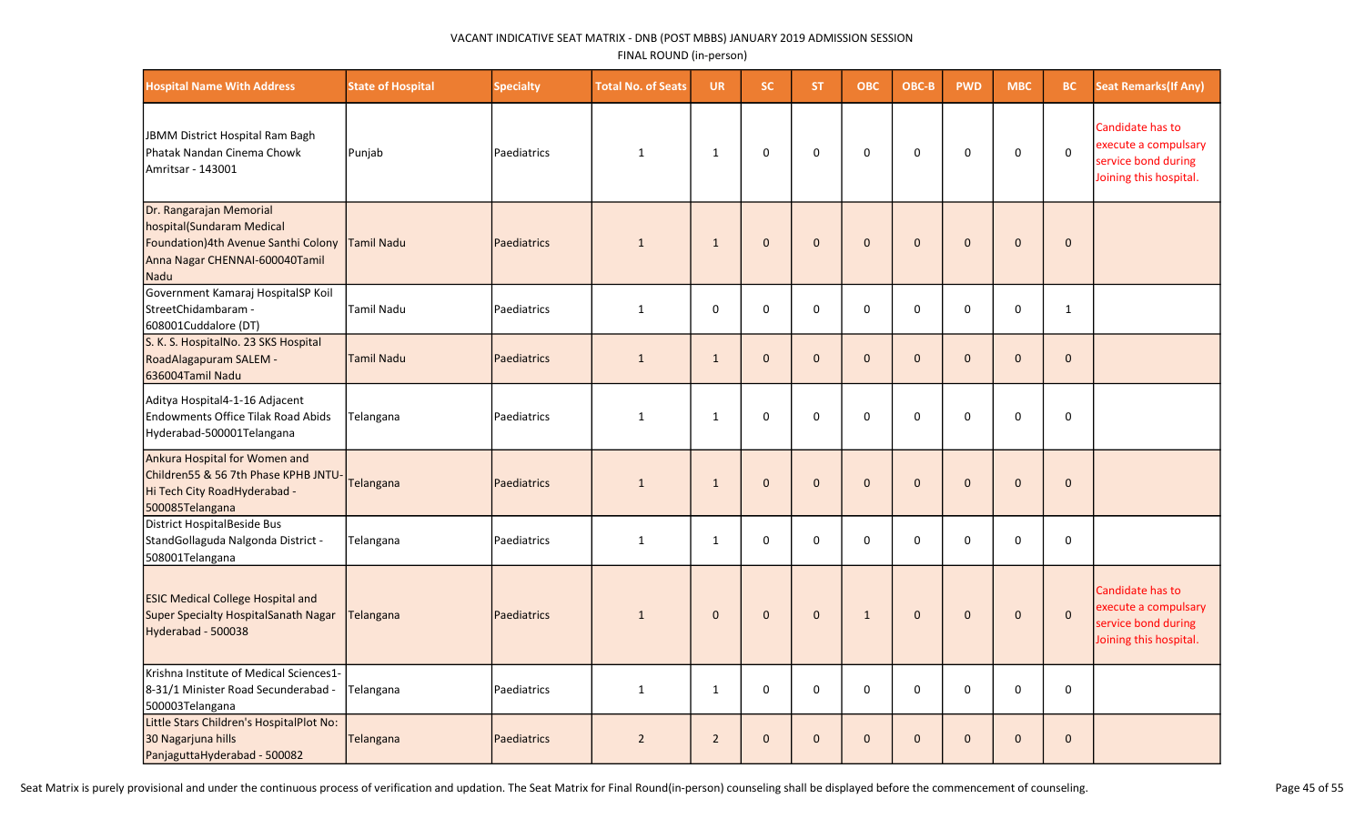VACANT INDICATIVE SEAT MATRIX - DNB (POST MBBS) JANUARY 2019 ADMISSION SESSION

FINAL ROUND (in-person)

| Hospital Name With Address | State of Hospital | Specialty | Total No. of Seats | UR | SC | ST | OBC | OBC-B | PWD | MBC | BC | Seat Remarks(If Any) |
|---|---|---|---|---|---|---|---|---|---|---|---|---|
| JBMM District Hospital Ram Bagh Phatak Nandan Cinema Chowk Amritsar - 143001 | Punjab | Paediatrics | 1 | 1 | 0 | 0 | 0 | 0 | 0 | 0 | 0 | Candidate has to execute a compulsary service bond during Joining this hospital. |
| Dr. Rangarajan Memorial hospital(Sundaram Medical Foundation)4th Avenue Santhi Colony Anna Nagar CHENNAI-600040Tamil Nadu | Tamil Nadu | Paediatrics | 1 | 1 | 0 | 0 | 0 | 0 | 0 | 0 | 0 | |
| Government Kamaraj HospitalSP Koil StreetChidambaram - 608001Cuddalore (DT) | Tamil Nadu | Paediatrics | 1 | 0 | 0 | 0 | 0 | 0 | 0 | 0 | 1 | |
| S. K. S. HospitalNo. 23 SKS Hospital RoadAlagapuram SALEM - 636004Tamil Nadu | Tamil Nadu | Paediatrics | 1 | 1 | 0 | 0 | 0 | 0 | 0 | 0 | 0 | |
| Aditya Hospital4-1-16 Adjacent Endowments Office Tilak Road Abids Hyderabad-500001Telangana | Telangana | Paediatrics | 1 | 1 | 0 | 0 | 0 | 0 | 0 | 0 | 0 | |
| Ankura Hospital for Women and Children55 & 56 7th Phase KPHB JNTU-Hi Tech City RoadHyderabad - 500085Telangana | Telangana | Paediatrics | 1 | 1 | 0 | 0 | 0 | 0 | 0 | 0 | 0 | |
| District HospitalBeside Bus StandGollaguda Nalgonda District - 508001Telangana | Telangana | Paediatrics | 1 | 1 | 0 | 0 | 0 | 0 | 0 | 0 | 0 | |
| ESIC Medical College Hospital and Super Specialty HospitalSanath Nagar Hyderabad - 500038 | Telangana | Paediatrics | 1 | 0 | 0 | 0 | 1 | 0 | 0 | 0 | 0 | Candidate has to execute a compulsary service bond during Joining this hospital. |
| Krishna Institute of Medical Sciences1-8-31/1 Minister Road Secunderabad - 500003Telangana | Telangana | Paediatrics | 1 | 1 | 0 | 0 | 0 | 0 | 0 | 0 | 0 | |
| Little Stars Children's HospitalPlot No: 30 Nagarjuna hills PanjaguttaHyderabad - 500082 | Telangana | Paediatrics | 2 | 2 | 0 | 0 | 0 | 0 | 0 | 0 | 0 | |

Seat Matrix is purely provisional and under the continuous process of verification and updation. The Seat Matrix for Final Round(in-person) counseling shall be displayed before the commencement of counseling.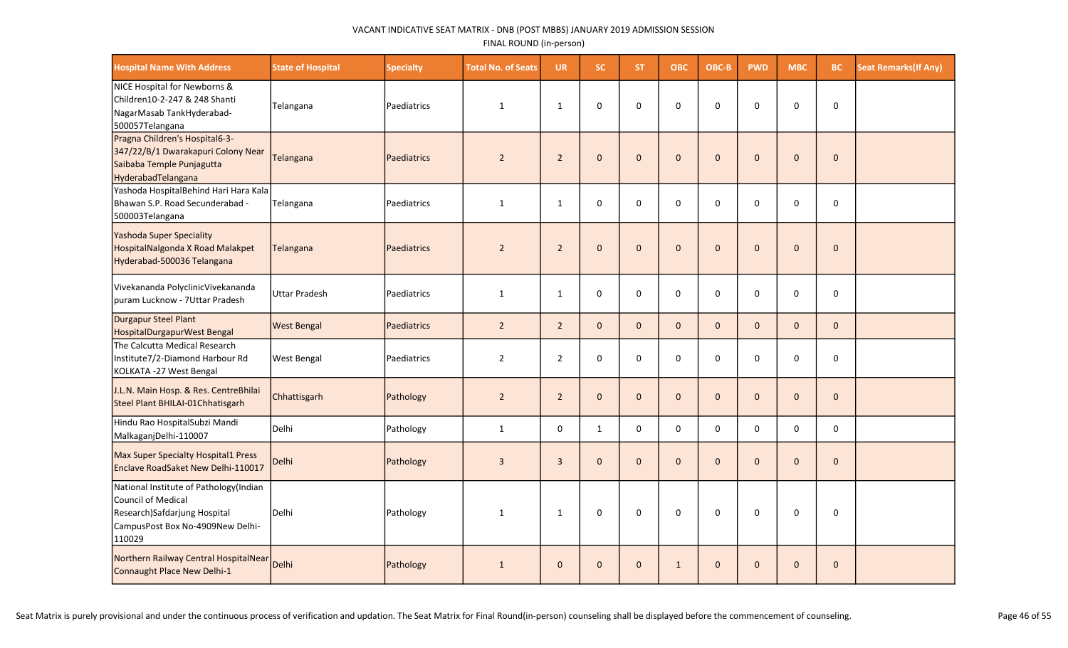VACANT INDICATIVE SEAT MATRIX - DNB (POST MBBS) JANUARY 2019 ADMISSION SESSION

FINAL ROUND (in-person)

| Hospital Name With Address | State of Hospital | Specialty | Total No. of Seats | UR | SC | ST | OBC | OBC-B | PWD | MBC | BC | Seat Remarks(If Any) |
|---|---|---|---|---|---|---|---|---|---|---|---|---|
| NICE Hospital for Newborns & Children10-2-247 & 248 Shanti NagarMasab TankHyderabad-500057Telangana | Telangana | Paediatrics | 1 | 1 | 0 | 0 | 0 | 0 | 0 | 0 | 0 | |
| Pragna Children's Hospital6-3-347/22/B/1 Dwarakapuri Colony Near Saibaba Temple Punjagutta HyderabadTelangana | Telangana | Paediatrics | 2 | 2 | 0 | 0 | 0 | 0 | 0 | 0 | 0 | |
| Yashoda HospitalBehind Hari Hara Kala Bhawan S.P. Road Secunderabad - 500003Telangana | Telangana | Paediatrics | 1 | 1 | 0 | 0 | 0 | 0 | 0 | 0 | 0 | |
| Yashoda Super Speciality HospitalNalgonda X Road Malakpet Hyderabad-500036 Telangana | Telangana | Paediatrics | 2 | 2 | 0 | 0 | 0 | 0 | 0 | 0 | 0 | |
| Vivekananda PolyclinicVivekananda puram Lucknow - 7Uttar Pradesh | Uttar Pradesh | Paediatrics | 1 | 1 | 0 | 0 | 0 | 0 | 0 | 0 | 0 | |
| Durgapur Steel Plant HospitalDurgapurWest Bengal | West Bengal | Paediatrics | 2 | 2 | 0 | 0 | 0 | 0 | 0 | 0 | 0 | |
| The Calcutta Medical Research Institute7/2-Diamond Harbour Rd KOLKATA -27 West Bengal | West Bengal | Paediatrics | 2 | 2 | 0 | 0 | 0 | 0 | 0 | 0 | 0 | |
| J.L.N. Main Hosp. & Res. CentreBhilai Steel Plant BHILAI-01Chhatisgarh | Chhattisgarh | Pathology | 2 | 2 | 0 | 0 | 0 | 0 | 0 | 0 | 0 | |
| Hindu Rao HospitalSubzi Mandi MalkaganjDelhi-110007 | Delhi | Pathology | 1 | 0 | 1 | 0 | 0 | 0 | 0 | 0 | 0 | |
| Max Super Specialty Hospital1 Press Enclave RoadSaket New Delhi-110017 | Delhi | Pathology | 3 | 3 | 0 | 0 | 0 | 0 | 0 | 0 | 0 | |
| National Institute of Pathology(Indian Council of Medical Research)Safdarjung Hospital CampusPost Box No-4909New Delhi-110029 | Delhi | Pathology | 1 | 1 | 0 | 0 | 0 | 0 | 0 | 0 | 0 | |
| Northern Railway Central HospitalNear Connaught Place New Delhi-1 | Delhi | Pathology | 1 | 0 | 0 | 0 | 1 | 0 | 0 | 0 | 0 | |

Seat Matrix is purely provisional and under the continuous process of verification and updation. The Seat Matrix for Final Round(in-person) counseling shall be displayed before the commencement of counseling.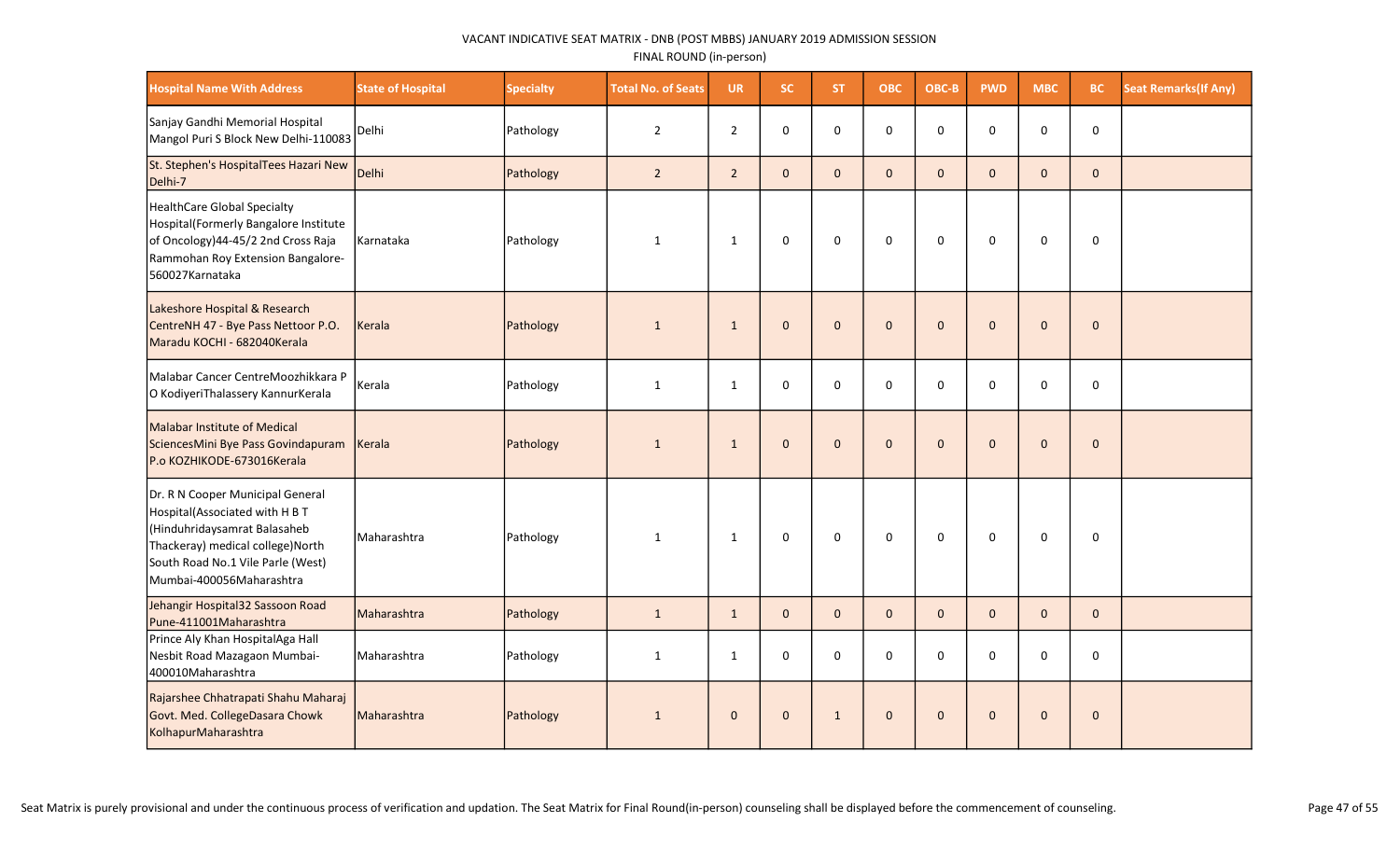VACANT INDICATIVE SEAT MATRIX - DNB (POST MBBS) JANUARY 2019 ADMISSION SESSION

FINAL ROUND (in-person)

| Hospital Name With Address | State of Hospital | Specialty | Total No. of Seats | UR | SC | ST | OBC | OBC-B | PWD | MBC | BC | Seat Remarks(If Any) |
|---|---|---|---|---|---|---|---|---|---|---|---|---|
| Sanjay Gandhi Memorial Hospital Mangol Puri S Block New Delhi-110083 | Delhi | Pathology | 2 | 2 | 0 | 0 | 0 | 0 | 0 | 0 | 0 | |
| St. Stephen's HospitalTees Hazari New Delhi-7 | Delhi | Pathology | 2 | 2 | 0 | 0 | 0 | 0 | 0 | 0 | 0 | |
| HealthCare Global Specialty Hospital(Formerly Bangalore Institute of Oncology)44-45/2 2nd Cross Raja Rammohan Roy Extension Bangalore-560027Karnataka | Karnataka | Pathology | 1 | 1 | 0 | 0 | 0 | 0 | 0 | 0 | 0 | |
| Lakeshore Hospital & Research CentreNH 47 - Bye Pass Nettoor P.O. Maradu KOCHI - 682040Kerala | Kerala | Pathology | 1 | 1 | 0 | 0 | 0 | 0 | 0 | 0 | 0 | |
| Malabar Cancer CentreMoozhikkara P O KodiyeriThalassery KannurKerala | Kerala | Pathology | 1 | 1 | 0 | 0 | 0 | 0 | 0 | 0 | 0 | |
| Malabar Institute of Medical SciencesMini Bye Pass Govindapuram P.o KOZHIKODE-673016Kerala | Kerala | Pathology | 1 | 1 | 0 | 0 | 0 | 0 | 0 | 0 | 0 | |
| Dr. R N Cooper Municipal General Hospital(Associated with H B T (Hinduhridaysamrat Balasaheb Thackeray) medical college)North South Road No.1 Vile Parle (West) Mumbai-400056Maharashtra | Maharashtra | Pathology | 1 | 1 | 0 | 0 | 0 | 0 | 0 | 0 | 0 | |
| Jehangir Hospital32 Sassoon Road Pune-411001Maharashtra | Maharashtra | Pathology | 1 | 1 | 0 | 0 | 0 | 0 | 0 | 0 | 0 | |
| Prince Aly Khan HospitalAga Hall Nesbit Road Mazagaon Mumbai-400010Maharashtra | Maharashtra | Pathology | 1 | 1 | 0 | 0 | 0 | 0 | 0 | 0 | 0 | |
| Rajarshee Chhatrapati Shahu Maharaj Govt. Med. CollegeDasara Chowk KolhapurMaharashtra | Maharashtra | Pathology | 1 | 0 | 0 | 1 | 0 | 0 | 0 | 0 | 0 | |

Seat Matrix is purely provisional and under the continuous process of verification and updation. The Seat Matrix for Final Round(in-person) counseling shall be displayed before the commencement of counseling.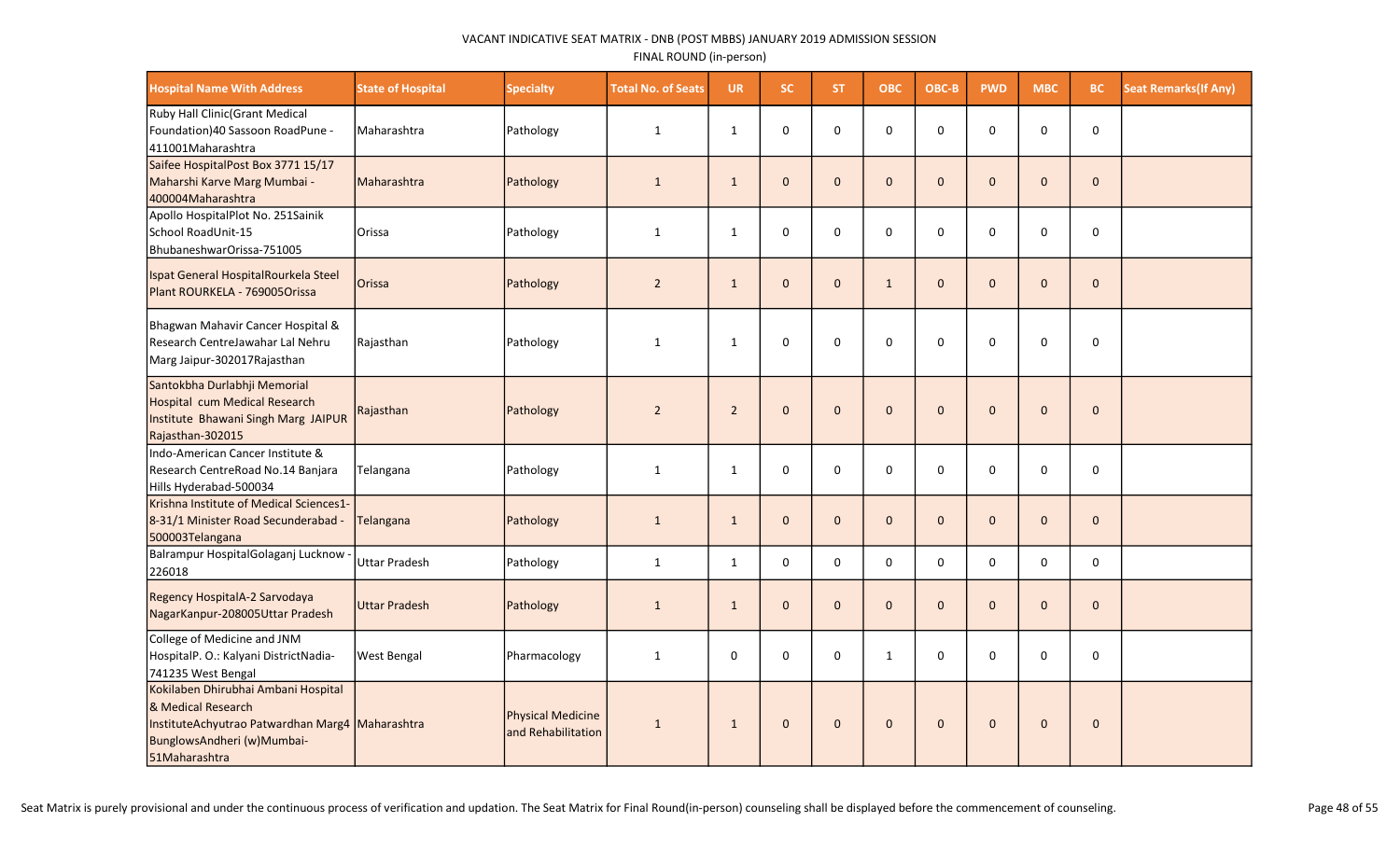VACANT INDICATIVE SEAT MATRIX - DNB (POST MBBS) JANUARY 2019 ADMISSION SESSION

FINAL ROUND (in-person)

| Hospital Name With Address | State of Hospital | Specialty | Total No. of Seats | UR | SC | ST | OBC | OBC-B | PWD | MBC | BC | Seat Remarks(If Any) |
|---|---|---|---|---|---|---|---|---|---|---|---|---|
| Ruby Hall Clinic(Grant Medical Foundation)40 Sassoon RoadPune - 411001Maharashtra | Maharashtra | Pathology | 1 | 1 | 0 | 0 | 0 | 0 | 0 | 0 | 0 | |
| Saifee HospitalPost Box 3771 15/17 Maharshi Karve Marg Mumbai - 400004Maharashtra | Maharashtra | Pathology | 1 | 1 | 0 | 0 | 0 | 0 | 0 | 0 | 0 | |
| Apollo HospitalPlot No. 251Sainik School RoadUnit-15 BhubaneshwarOrissa-751005 | Orissa | Pathology | 1 | 1 | 0 | 0 | 0 | 0 | 0 | 0 | 0 | |
| Ispat General HospitalRourkela Steel Plant ROURKELA - 769005Orissa | Orissa | Pathology | 2 | 1 | 0 | 0 | 1 | 0 | 0 | 0 | 0 | |
| Bhagwan Mahavir Cancer Hospital & Research CentreJawahar Lal Nehru Marg Jaipur-302017Rajasthan | Rajasthan | Pathology | 1 | 1 | 0 | 0 | 0 | 0 | 0 | 0 | 0 | |
| Santokbha Durlabhji Memorial Hospital cum Medical Research Institute Bhawani Singh Marg JAIPUR Rajasthan-302015 | Rajasthan | Pathology | 2 | 2 | 0 | 0 | 0 | 0 | 0 | 0 | 0 | |
| Indo-American Cancer Institute & Research CentreRoad No.14 Banjara Hills Hyderabad-500034 | Telangana | Pathology | 1 | 1 | 0 | 0 | 0 | 0 | 0 | 0 | 0 | |
| Krishna Institute of Medical Sciences1-8-31/1 Minister Road Secunderabad - 500003Telangana | Telangana | Pathology | 1 | 1 | 0 | 0 | 0 | 0 | 0 | 0 | 0 | |
| Balrampur HospitalGolaganj Lucknow - 226018 | Uttar Pradesh | Pathology | 1 | 1 | 0 | 0 | 0 | 0 | 0 | 0 | 0 | |
| Regency HospitalA-2 Sarvodaya NagarKanpur-208005Uttar Pradesh | Uttar Pradesh | Pathology | 1 | 1 | 0 | 0 | 0 | 0 | 0 | 0 | 0 | |
| College of Medicine and JNM HospitalP. O.: Kalyani DistrictNadia-741235 West Bengal | West Bengal | Pharmacology | 1 | 0 | 0 | 0 | 1 | 0 | 0 | 0 | 0 | |
| Kokilaben Dhirubhai Ambani Hospital & Medical Research InstituteAchyutrao Patwardhan Marg4 BunglowsAndheri (w)Mumbai-51Maharashtra | Maharashtra | Physical Medicine and Rehabilitation | 1 | 1 | 0 | 0 | 0 | 0 | 0 | 0 | 0 | |

Seat Matrix is purely provisional and under the continuous process of verification and updation. The Seat Matrix for Final Round(in-person) counseling shall be displayed before the commencement of counseling.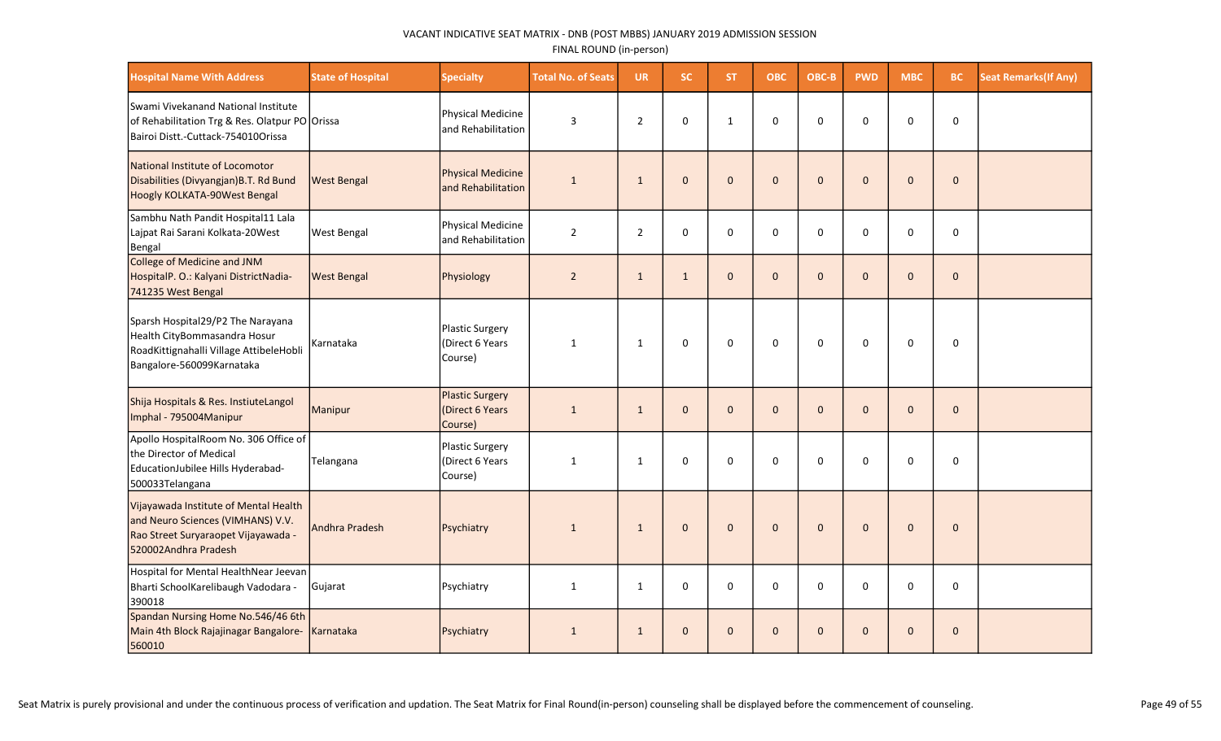VACANT INDICATIVE SEAT MATRIX - DNB (POST MBBS) JANUARY 2019 ADMISSION SESSION

FINAL ROUND (in-person)

| Hospital Name With Address | State of Hospital | Specialty | Total No. of Seats | UR | SC | ST | OBC | OBC-B | PWD | MBC | BC | Seat Remarks(If Any) |
|---|---|---|---|---|---|---|---|---|---|---|---|---|
| Swami Vivekanand National Institute of Rehabilitation Trg & Res. Olatpur PO Bairoi Distt.-Cuttack-754010Orissa | Orissa | Physical Medicine and Rehabilitation | 3 | 2 | 0 | 1 | 0 | 0 | 0 | 0 | 0 | |
| National Institute of Locomotor Disabilities (Divyangjan)B.T. Rd Bund Hoogly KOLKATA-90West Bengal | West Bengal | Physical Medicine and Rehabilitation | 1 | 1 | 0 | 0 | 0 | 0 | 0 | 0 | 0 | |
| Sambhu Nath Pandit Hospital11 Lala Lajpat Rai Sarani Kolkata-20West Bengal | West Bengal | Physical Medicine and Rehabilitation | 2 | 2 | 0 | 0 | 0 | 0 | 0 | 0 | 0 | |
| College of Medicine and JNM HospitalP. O.: Kalyani DistrictNadia-741235 West Bengal | West Bengal | Physiology | 2 | 1 | 1 | 0 | 0 | 0 | 0 | 0 | 0 | |
| Sparsh Hospital29/P2 The Narayana Health CityBommasandra Hosur RoadKittignahalli Village AttibeleHobli Bangalore-560099Karnataka | Karnataka | Plastic Surgery (Direct 6 Years Course) | 1 | 1 | 0 | 0 | 0 | 0 | 0 | 0 | 0 | |
| Shija Hospitals & Res. InstiuteLangol Imphal - 795004Manipur | Manipur | Plastic Surgery (Direct 6 Years Course) | 1 | 1 | 0 | 0 | 0 | 0 | 0 | 0 | 0 | |
| Apollo HospitalRoom No. 306 Office of the Director of Medical EducationJubilee Hills Hyderabad-500033Telangana | Telangana | Plastic Surgery (Direct 6 Years Course) | 1 | 1 | 0 | 0 | 0 | 0 | 0 | 0 | 0 | |
| Vijayawada Institute of Mental Health and Neuro Sciences (VIMHANS) V.V. Rao Street Suryaraopet Vijayawada - 520002Andhra Pradesh | Andhra Pradesh | Psychiatry | 1 | 1 | 0 | 0 | 0 | 0 | 0 | 0 | 0 | |
| Hospital for Mental HealthNear Jeevan Bharti SchoolKarelibaugh Vadodara - 390018 | Gujarat | Psychiatry | 1 | 1 | 0 | 0 | 0 | 0 | 0 | 0 | 0 | |
| Spandan Nursing Home No.546/46 6th Main 4th Block Rajajinagar Bangalore-560010 | Karnataka | Psychiatry | 1 | 1 | 0 | 0 | 0 | 0 | 0 | 0 | 0 | |

Seat Matrix is purely provisional and under the continuous process of verification and updation. The Seat Matrix for Final Round(in-person) counseling shall be displayed before the commencement of counseling.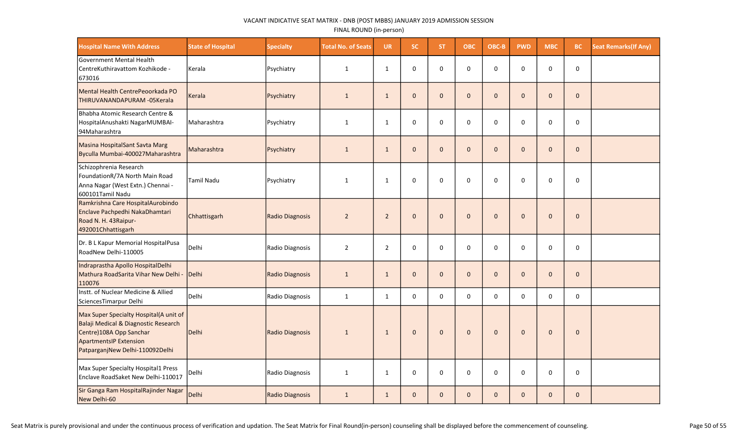VACANT INDICATIVE SEAT MATRIX - DNB (POST MBBS) JANUARY 2019 ADMISSION SESSION

FINAL ROUND (in-person)

| Hospital Name With Address | State of Hospital | Specialty | Total No. of Seats | UR | SC | ST | OBC | OBC-B | PWD | MBC | BC | Seat Remarks(If Any) |
|---|---|---|---|---|---|---|---|---|---|---|---|---|
| Government Mental Health CentreKuthiravattom Kozhikode - 673016 | Kerala | Psychiatry | 1 | 1 | 0 | 0 | 0 | 0 | 0 | 0 | 0 | |
| Mental Health CentrePeoorkada PO THIRUVANANDAPURAM -05Kerala | Kerala | Psychiatry | 1 | 1 | 0 | 0 | 0 | 0 | 0 | 0 | 0 | |
| Bhabha Atomic Research Centre & HospitalAnushakti NagarMUMBAI-94Maharashtra | Maharashtra | Psychiatry | 1 | 1 | 0 | 0 | 0 | 0 | 0 | 0 | 0 | |
| Masina HospitalSant Savta Marg Byculla Mumbai-400027Maharashtra | Maharashtra | Psychiatry | 1 | 1 | 0 | 0 | 0 | 0 | 0 | 0 | 0 | |
| Schizophrenia Research FoundationR/7A North Main Road Anna Nagar (West Extn.) Chennai -600101Tamil Nadu | Tamil Nadu | Psychiatry | 1 | 1 | 0 | 0 | 0 | 0 | 0 | 0 | 0 | |
| Ramkrishna Care HospitalAurobindo Enclave Pachpedhi NakaDhamtari Road N. H. 43Raipur-492001Chhattisgarh | Chhattisgarh | Radio Diagnosis | 2 | 2 | 0 | 0 | 0 | 0 | 0 | 0 | 0 | |
| Dr. B L Kapur Memorial HospitalPusa RoadNew Delhi-110005 | Delhi | Radio Diagnosis | 2 | 2 | 0 | 0 | 0 | 0 | 0 | 0 | 0 | |
| Indraprastha Apollo HospitalDelhi Mathura RoadSarita Vihar New Delhi - 110076 | Delhi | Radio Diagnosis | 1 | 1 | 0 | 0 | 0 | 0 | 0 | 0 | 0 | |
| Instt. of Nuclear Medicine & Allied SciencesTimarpur Delhi | Delhi | Radio Diagnosis | 1 | 1 | 0 | 0 | 0 | 0 | 0 | 0 | 0 | |
| Max Super Specialty Hospital(A unit of Balaji Medical & Diagnostic Research Centre)108A Opp Sanchar ApartmentsIP Extension PatparganjNew Delhi-110092Delhi | Delhi | Radio Diagnosis | 1 | 1 | 0 | 0 | 0 | 0 | 0 | 0 | 0 | |
| Max Super Specialty Hospital1 Press Enclave RoadSaket New Delhi-110017 | Delhi | Radio Diagnosis | 1 | 1 | 0 | 0 | 0 | 0 | 0 | 0 | 0 | |
| Sir Ganga Ram HospitalRajinder Nagar New Delhi-60 | Delhi | Radio Diagnosis | 1 | 1 | 0 | 0 | 0 | 0 | 0 | 0 | 0 | |

Seat Matrix is purely provisional and under the continuous process of verification and updation. The Seat Matrix for Final Round(in-person) counseling shall be displayed before the commencement of counseling.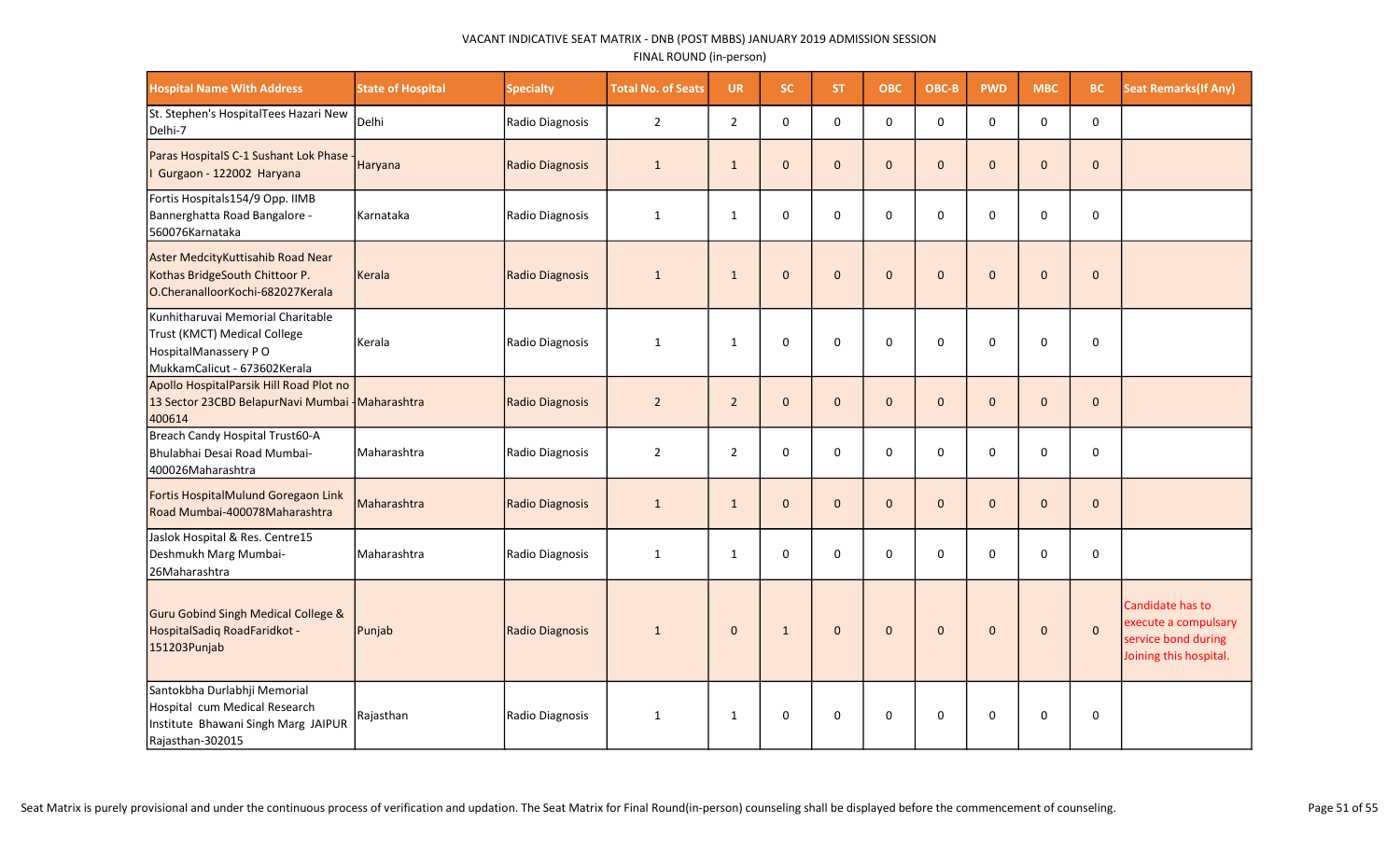VACANT INDICATIVE SEAT MATRIX - DNB (POST MBBS) JANUARY 2019 ADMISSION SESSION

FINAL ROUND (in-person)

| Hospital Name With Address | State of Hospital | Specialty | Total No. of Seats | UR | SC | ST | OBC | OBC-B | PWD | MBC | BC | Seat Remarks(If Any) |
|---|---|---|---|---|---|---|---|---|---|---|---|---|
| St. Stephen's HospitalTees Hazari New Delhi-7 | Delhi | Radio Diagnosis | 2 | 2 | 0 | 0 | 0 | 0 | 0 | 0 | 0 | |
| Paras HospitalS C-1 Sushant Lok Phase - I Gurgaon - 122002 Haryana | Haryana | Radio Diagnosis | 1 | 1 | 0 | 0 | 0 | 0 | 0 | 0 | 0 | |
| Fortis Hospitals154/9 Opp. IIMB Bannerghatta Road Bangalore - 560076Karnataka | Karnataka | Radio Diagnosis | 1 | 1 | 0 | 0 | 0 | 0 | 0 | 0 | 0 | |
| Aster MedcityKuttisahib Road Near Kothas BridgeSouth Chittoor P. O.CheranalloorKochi-682027Kerala | Kerala | Radio Diagnosis | 1 | 1 | 0 | 0 | 0 | 0 | 0 | 0 | 0 | |
| Kunhitharuvai Memorial Charitable Trust (KMCT) Medical College HospitalManassery P O MukkamCalicut - 673602Kerala | Kerala | Radio Diagnosis | 1 | 1 | 0 | 0 | 0 | 0 | 0 | 0 | 0 | |
| Apollo HospitalParsik Hill Road Plot no 13 Sector 23CBD BelapurNavi Mumbai - 400614 | Maharashtra | Radio Diagnosis | 2 | 2 | 0 | 0 | 0 | 0 | 0 | 0 | 0 | |
| Breach Candy Hospital Trust60-A Bhulabhai Desai Road Mumbai-400026Maharashtra | Maharashtra | Radio Diagnosis | 2 | 2 | 0 | 0 | 0 | 0 | 0 | 0 | 0 | |
| Fortis HospitalMulund Goregaon Link Road Mumbai-400078Maharashtra | Maharashtra | Radio Diagnosis | 1 | 1 | 0 | 0 | 0 | 0 | 0 | 0 | 0 | |
| Jaslok Hospital & Res. Centre15 Deshmukh Marg Mumbai-26Maharashtra | Maharashtra | Radio Diagnosis | 1 | 1 | 0 | 0 | 0 | 0 | 0 | 0 | 0 | |
| Guru Gobind Singh Medical College & HospitalSadiq RoadFaridkot - 151203Punjab | Punjab | Radio Diagnosis | 1 | 0 | 1 | 0 | 0 | 0 | 0 | 0 | 0 | Candidate has to execute a compulsary service bond during Joining this hospital. |
| Santokbha Durlabhji Memorial Hospital cum Medical Research Institute Bhawani Singh Marg JAIPUR Rajasthan-302015 | Rajasthan | Radio Diagnosis | 1 | 1 | 0 | 0 | 0 | 0 | 0 | 0 | 0 | |

Seat Matrix is purely provisional and under the continuous process of verification and updation. The Seat Matrix for Final Round(in-person) counseling shall be displayed before the commencement of counseling.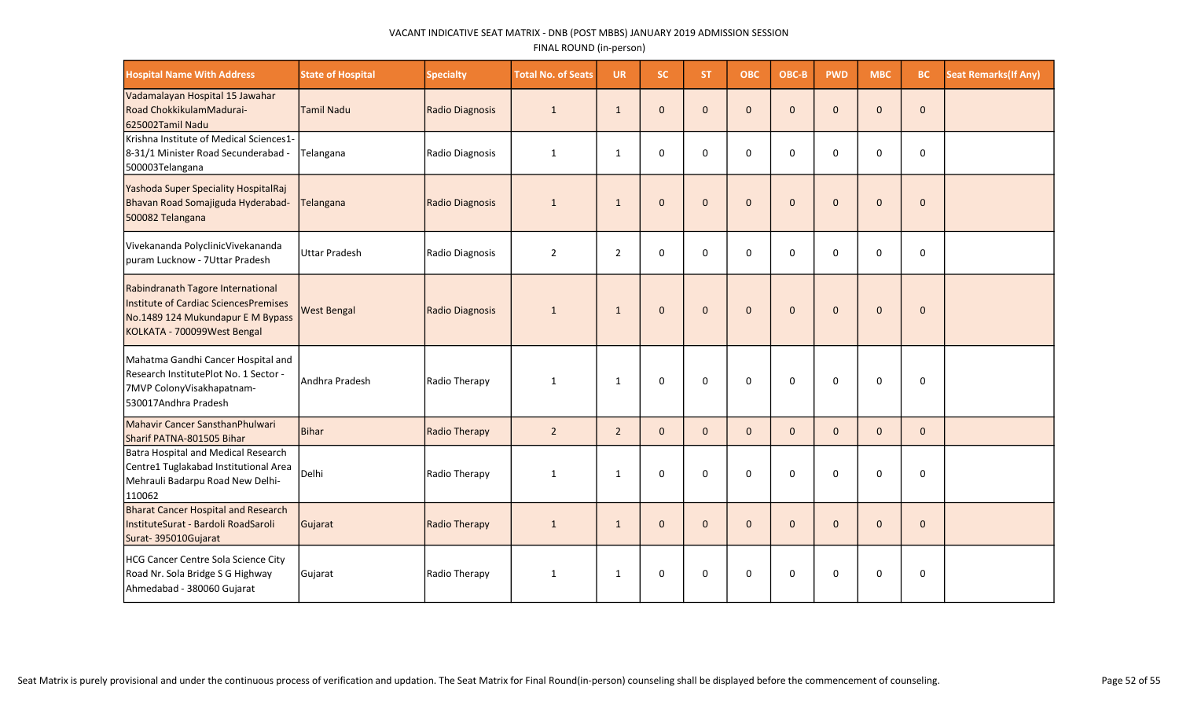VACANT INDICATIVE SEAT MATRIX - DNB (POST MBBS) JANUARY 2019 ADMISSION SESSION

FINAL ROUND (in-person)

| Hospital Name With Address | State of Hospital | Specialty | Total No. of Seats | UR | SC | ST | OBC | OBC-B | PWD | MBC | BC | Seat Remarks(If Any) |
|---|---|---|---|---|---|---|---|---|---|---|---|---|
| Vadamalayan Hospital 15 Jawahar Road ChokkikulamMadurai-625002Tamil Nadu | Tamil Nadu | Radio Diagnosis | 1 | 1 | 0 | 0 | 0 | 0 | 0 | 0 | 0 | |
| Krishna Institute of Medical Sciences1-8-31/1 Minister Road Secunderabad - 500003Telangana | Telangana | Radio Diagnosis | 1 | 1 | 0 | 0 | 0 | 0 | 0 | 0 | 0 | |
| Yashoda Super Speciality HospitalRaj Bhavan Road Somajiguda Hyderabad-500082 Telangana | Telangana | Radio Diagnosis | 1 | 1 | 0 | 0 | 0 | 0 | 0 | 0 | 0 | |
| Vivekananda PolyclinicVivekananda puram Lucknow - 7Uttar Pradesh | Uttar Pradesh | Radio Diagnosis | 2 | 2 | 0 | 0 | 0 | 0 | 0 | 0 | 0 | |
| Rabindranath Tagore International Institute of Cardiac SciencesPremises No.1489 124 Mukundapur E M Bypass KOLKATA - 700099West Bengal | West Bengal | Radio Diagnosis | 1 | 1 | 0 | 0 | 0 | 0 | 0 | 0 | 0 | |
| Mahatma Gandhi Cancer Hospital and Research InstitutePlot No. 1 Sector - 7MVP ColonyVisakhapatnam-530017Andhra Pradesh | Andhra Pradesh | Radio Therapy | 1 | 1 | 0 | 0 | 0 | 0 | 0 | 0 | 0 | |
| Mahavir Cancer SansthanPhulwari Sharif PATNA-801505 Bihar | Bihar | Radio Therapy | 2 | 2 | 0 | 0 | 0 | 0 | 0 | 0 | 0 | |
| Batra Hospital and Medical Research Centre1 Tuglakabad Institutional Area Mehrauli Badarpu Road New Delhi-110062 | Delhi | Radio Therapy | 1 | 1 | 0 | 0 | 0 | 0 | 0 | 0 | 0 | |
| Bharat Cancer Hospital and Research InstituteSurat - Bardoli RoadSaroli Surat- 395010Gujarat | Gujarat | Radio Therapy | 1 | 1 | 0 | 0 | 0 | 0 | 0 | 0 | 0 | |
| HCG Cancer Centre Sola Science City Road Nr. Sola Bridge S G Highway Ahmedabad - 380060 Gujarat | Gujarat | Radio Therapy | 1 | 1 | 0 | 0 | 0 | 0 | 0 | 0 | 0 | |

Seat Matrix is purely provisional and under the continuous process of verification and updation. The Seat Matrix for Final Round(in-person) counseling shall be displayed before the commencement of counseling.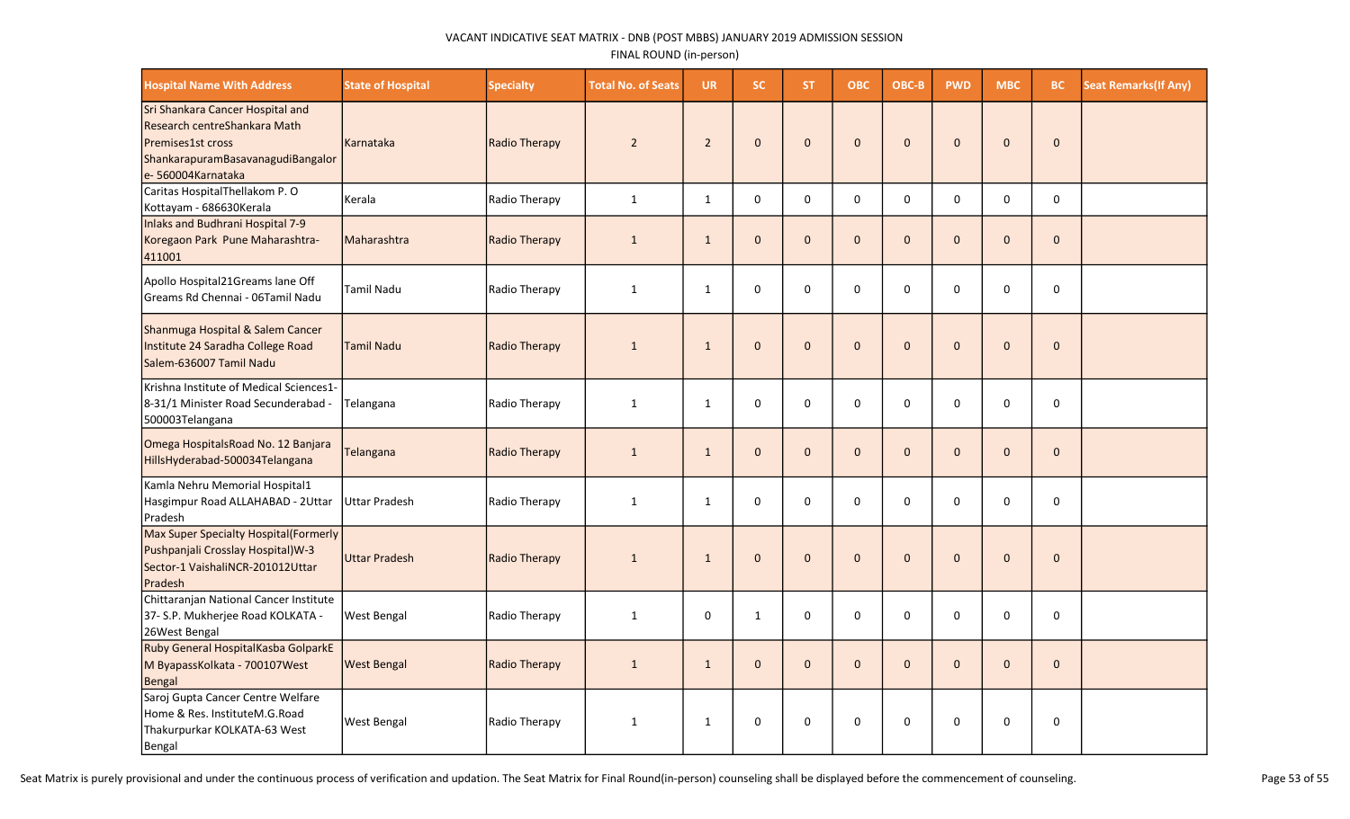VACANT INDICATIVE SEAT MATRIX - DNB (POST MBBS) JANUARY 2019 ADMISSION SESSION

FINAL ROUND (in-person)

| Hospital Name With Address | State of Hospital | Specialty | Total No. of Seats | UR | SC | ST | OBC | OBC-B | PWD | MBC | BC | Seat Remarks(If Any) |
|---|---|---|---|---|---|---|---|---|---|---|---|---|
| Sri Shankara Cancer Hospital and Research centreShankara Math Premises1st cross ShankarapuramBasavanagudiBangalore- 560004Karnataka | Karnataka | Radio Therapy | 2 | 2 | 0 | 0 | 0 | 0 | 0 | 0 | 0 | |
| Caritas HospitalThellakom P. O Kottayam - 686630Kerala | Kerala | Radio Therapy | 1 | 1 | 0 | 0 | 0 | 0 | 0 | 0 | 0 | |
| Inlaks and Budhrani Hospital 7-9 Koregaon Park Pune Maharashtra-411001 | Maharashtra | Radio Therapy | 1 | 1 | 0 | 0 | 0 | 0 | 0 | 0 | 0 | |
| Apollo Hospital21Greams lane Off Greams Rd Chennai - 06Tamil Nadu | Tamil Nadu | Radio Therapy | 1 | 1 | 0 | 0 | 0 | 0 | 0 | 0 | 0 | |
| Shanmuga Hospital & Salem Cancer Institute 24 Saradha College Road Salem-636007 Tamil Nadu | Tamil Nadu | Radio Therapy | 1 | 1 | 0 | 0 | 0 | 0 | 0 | 0 | 0 | |
| Krishna Institute of Medical Sciences1-8-31/1 Minister Road Secunderabad - 500003Telangana | Telangana | Radio Therapy | 1 | 1 | 0 | 0 | 0 | 0 | 0 | 0 | 0 | |
| Omega HospitalsRoad No. 12 Banjara HillsHyderabad-500034Telangana | Telangana | Radio Therapy | 1 | 1 | 0 | 0 | 0 | 0 | 0 | 0 | 0 | |
| Kamla Nehru Memorial Hospital1 Hasgimpur Road ALLAHABAD - 2Uttar Pradesh | Uttar Pradesh | Radio Therapy | 1 | 1 | 0 | 0 | 0 | 0 | 0 | 0 | 0 | |
| Max Super Specialty Hospital(Formerly Pushpanjali Crosslay Hospital)W-3 Sector-1 VaishaliNCR-201012Uttar Pradesh | Uttar Pradesh | Radio Therapy | 1 | 1 | 0 | 0 | 0 | 0 | 0 | 0 | 0 | |
| Chittaranjan National Cancer Institute 37- S.P. Mukherjee Road KOLKATA - 26West Bengal | West Bengal | Radio Therapy | 1 | 0 | 1 | 0 | 0 | 0 | 0 | 0 | 0 | |
| Ruby General HospitalKasba GolparkE M ByapassKolkata - 700107West Bengal | West Bengal | Radio Therapy | 1 | 1 | 0 | 0 | 0 | 0 | 0 | 0 | 0 | |
| Saroj Gupta Cancer Centre Welfare Home & Res. InstituteM.G.Road Thakurpurkar KOLKATA-63 West Bengal | West Bengal | Radio Therapy | 1 | 1 | 0 | 0 | 0 | 0 | 0 | 0 | 0 | |

Seat Matrix is purely provisional and under the continuous process of verification and updation. The Seat Matrix for Final Round(in-person) counseling shall be displayed before the commencement of counseling.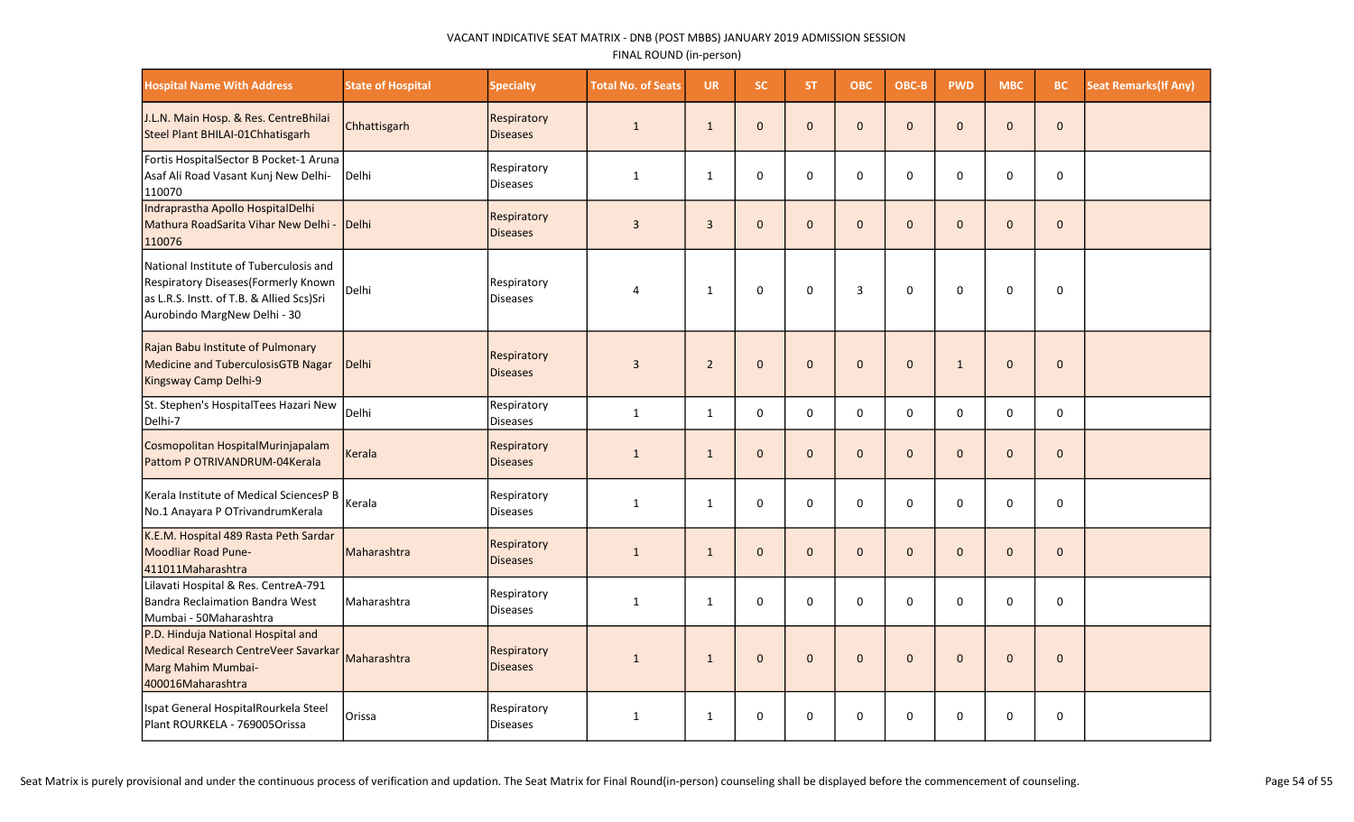VACANT INDICATIVE SEAT MATRIX - DNB (POST MBBS) JANUARY 2019 ADMISSION SESSION

FINAL ROUND (in-person)

| Hospital Name With Address | State of Hospital | Specialty | Total No. of Seats | UR | SC | ST | OBC | OBC-B | PWD | MBC | BC | Seat Remarks(If Any) |
|---|---|---|---|---|---|---|---|---|---|---|---|---|
| J.L.N. Main Hosp. & Res. CentreBhilai Steel Plant BHILAI-01Chhatisgarh | Chhattisgarh | Respiratory Diseases | 1 | 1 | 0 | 0 | 0 | 0 | 0 | 0 | 0 | |
| Fortis HospitalSector B Pocket-1 Aruna Asaf Ali Road Vasant Kunj New Delhi-110070 | Delhi | Respiratory Diseases | 1 | 1 | 0 | 0 | 0 | 0 | 0 | 0 | 0 | |
| Indraprastha Apollo HospitalDelhi Mathura RoadSarita Vihar New Delhi - 110076 | Delhi | Respiratory Diseases | 3 | 3 | 0 | 0 | 0 | 0 | 0 | 0 | 0 | |
| National Institute of Tuberculosis and Respiratory Diseases(Formerly Known as L.R.S. Instt. of T.B. & Allied Scs)Sri Aurobindo MargNew Delhi - 30 | Delhi | Respiratory Diseases | 4 | 1 | 0 | 0 | 3 | 0 | 0 | 0 | 0 | |
| Rajan Babu Institute of Pulmonary Medicine and TuberculosisGTB Nagar Kingsway Camp Delhi-9 | Delhi | Respiratory Diseases | 3 | 2 | 0 | 0 | 0 | 0 | 1 | 0 | 0 | |
| St. Stephen's HospitalTees Hazari New Delhi-7 | Delhi | Respiratory Diseases | 1 | 1 | 0 | 0 | 0 | 0 | 0 | 0 | 0 | |
| Cosmopolitan HospitalMurinjapalam Pattom P OTRIVANDRUM-04Kerala | Kerala | Respiratory Diseases | 1 | 1 | 0 | 0 | 0 | 0 | 0 | 0 | 0 | |
| Kerala Institute of Medical SciencesP B No.1 Anayara P OTrivandrumKerala | Kerala | Respiratory Diseases | 1 | 1 | 0 | 0 | 0 | 0 | 0 | 0 | 0 | |
| K.E.M. Hospital 489 Rasta Peth Sardar Moodliar Road Pune-411011Maharashtra | Maharashtra | Respiratory Diseases | 1 | 1 | 0 | 0 | 0 | 0 | 0 | 0 | 0 | |
| Lilavati Hospital & Res. CentreA-791 Bandra Reclaimation Bandra West Mumbai - 50Maharashtra | Maharashtra | Respiratory Diseases | 1 | 1 | 0 | 0 | 0 | 0 | 0 | 0 | 0 | |
| P.D. Hinduja National Hospital and Medical Research CentreVeer Savarkar Marg Mahim Mumbai-400016Maharashtra | Maharashtra | Respiratory Diseases | 1 | 1 | 0 | 0 | 0 | 0 | 0 | 0 | 0 | |
| Ispat General HospitalRourkela Steel Plant ROURKELA - 769005Orissa | Orissa | Respiratory Diseases | 1 | 1 | 0 | 0 | 0 | 0 | 0 | 0 | 0 | |

Seat Matrix is purely provisional and under the continuous process of verification and updation. The Seat Matrix for Final Round(in-person) counseling shall be displayed before the commencement of counseling.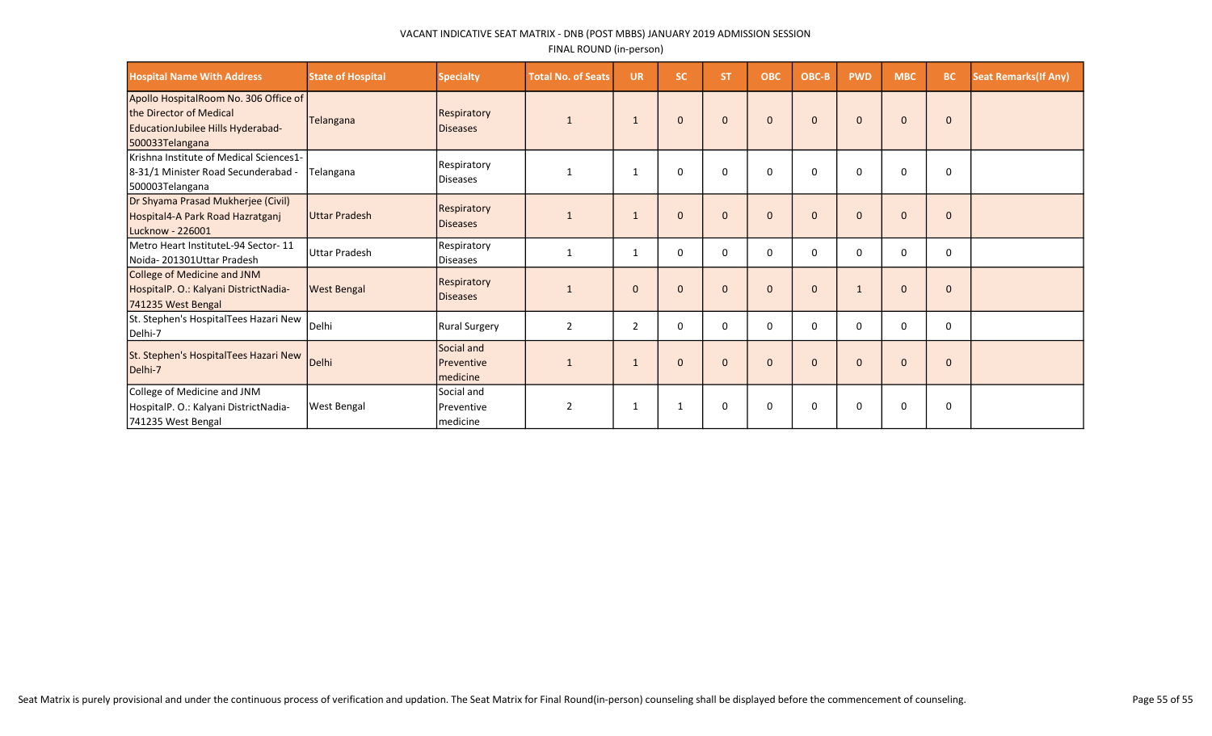VACANT INDICATIVE SEAT MATRIX - DNB (POST MBBS) JANUARY 2019 ADMISSION SESSION

FINAL ROUND (in-person)

| Hospital Name With Address | State of Hospital | Specialty | Total No. of Seats | UR | SC | ST | OBC | OBC-B | PWD | MBC | BC | Seat Remarks(If Any) |
|---|---|---|---|---|---|---|---|---|---|---|---|---|
| Apollo HospitalRoom No. 306 Office of the Director of Medical EducationJubilee Hills Hyderabad-500033Telangana | Telangana | Respiratory Diseases | 1 | 1 | 0 | 0 | 0 | 0 | 0 | 0 | 0 | |
| Krishna Institute of Medical Sciences1-8-31/1 Minister Road Secunderabad - 500003Telangana | Telangana | Respiratory Diseases | 1 | 1 | 0 | 0 | 0 | 0 | 0 | 0 | 0 | |
| Dr Shyama Prasad Mukherjee (Civil) Hospital4-A Park Road Hazratganj Lucknow - 226001 | Uttar Pradesh | Respiratory Diseases | 1 | 1 | 0 | 0 | 0 | 0 | 0 | 0 | 0 | |
| Metro Heart InstituteL-94 Sector- 11 Noida- 201301Uttar Pradesh | Uttar Pradesh | Respiratory Diseases | 1 | 1 | 0 | 0 | 0 | 0 | 0 | 0 | 0 | |
| College of Medicine and JNM HospitalP. O.: Kalyani DistrictNadia-741235 West Bengal | West Bengal | Respiratory Diseases | 1 | 0 | 0 | 0 | 0 | 0 | 1 | 0 | 0 | |
| St. Stephen's HospitalTees Hazari New Delhi-7 | Delhi | Rural Surgery | 2 | 2 | 0 | 0 | 0 | 0 | 0 | 0 | 0 | |
| St. Stephen's HospitalTees Hazari New Delhi-7 | Delhi | Social and Preventive medicine | 1 | 1 | 0 | 0 | 0 | 0 | 0 | 0 | 0 | |
| College of Medicine and JNM HospitalP. O.: Kalyani DistrictNadia-741235 West Bengal | West Bengal | Social and Preventive medicine | 2 | 1 | 1 | 0 | 0 | 0 | 0 | 0 | 0 | |

Seat Matrix is purely provisional and under the continuous process of verification and updation. The Seat Matrix for Final Round(in-person) counseling shall be displayed before the commencement of counseling.